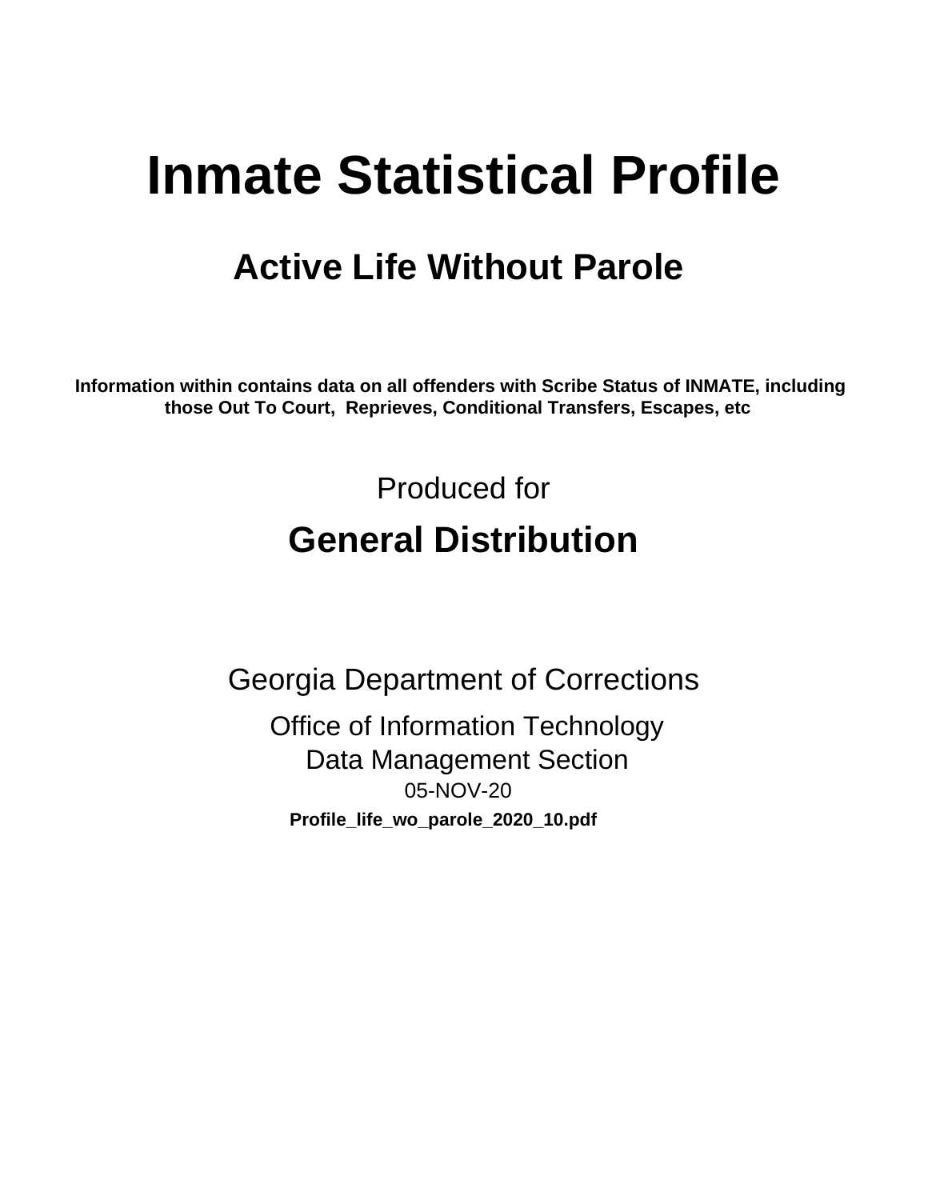# Inmate Statistical Profile

## Active Life Without Parole

**Information within contains data on all offenders with Scribe Status of INMATE, including those Out To Court, Reprieves, Conditional Transfers, Escapes, etc**

Produced for

## General Distribution

Georgia Department of Corrections

Office of Information Technology
Data Management Section
05-NOV-20

**Profile_life_wo_parole_2020_10.pdf**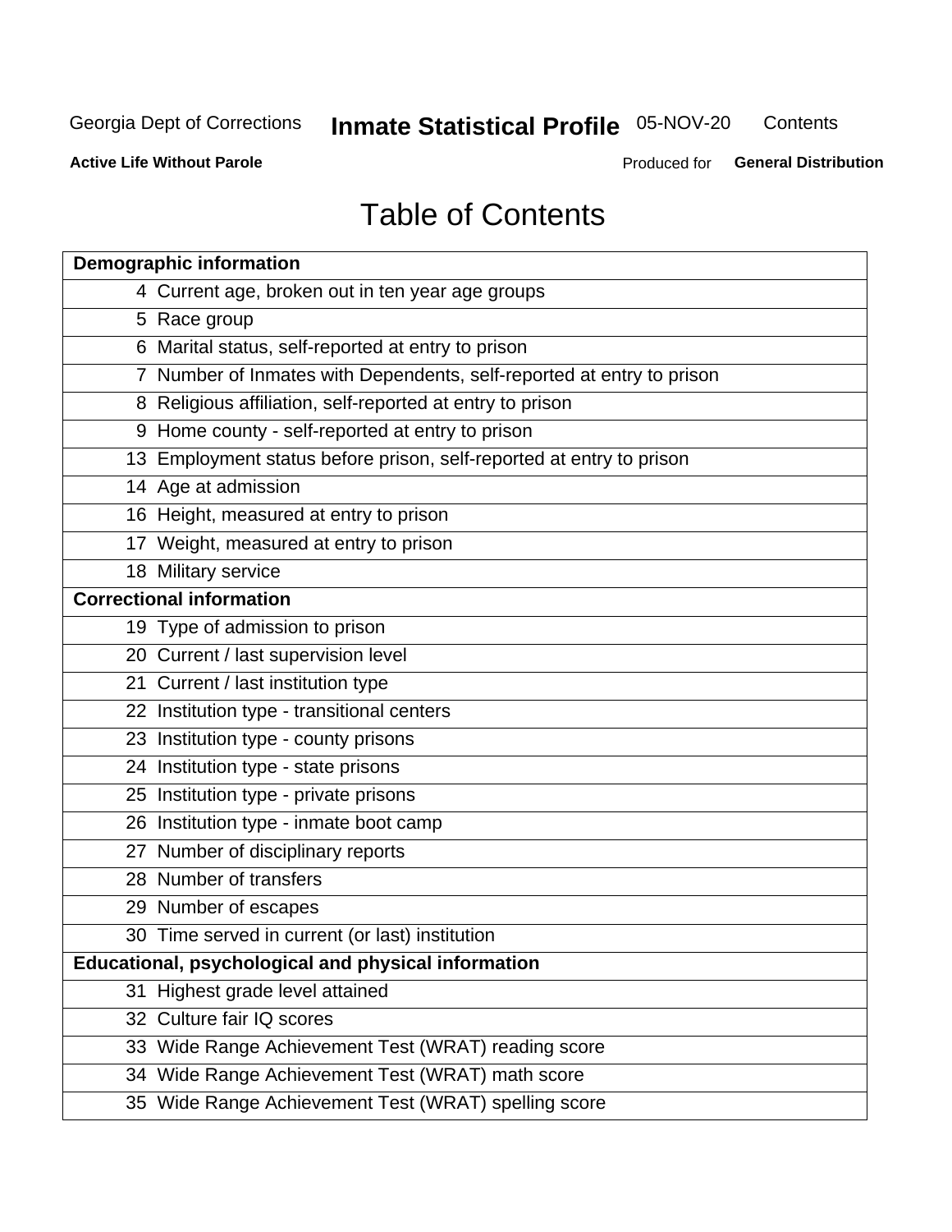# Table of Contents

| Demographic information | |
|---|---|
| 4 | Current age, broken out in ten year age groups |
| 5 | Race group |
| 6 | Marital status, self-reported at entry to prison |
| 7 | Number of Inmates with Dependents, self-reported at entry to prison |
| 8 | Religious affiliation, self-reported at entry to prison |
| 9 | Home county - self-reported at entry to prison |
| 13 | Employment status before prison, self-reported at entry to prison |
| 14 | Age at admission |
| 16 | Height, measured at entry to prison |
| 17 | Weight, measured at entry to prison |
| 18 | Military service |
| **Correctional information** | |
| 19 | Type of admission to prison |
| 20 | Current / last supervision level |
| 21 | Current / last institution type |
| 22 | Institution type - transitional centers |
| 23 | Institution type - county prisons |
| 24 | Institution type - state prisons |
| 25 | Institution type - private prisons |
| 26 | Institution type - inmate boot camp |
| 27 | Number of disciplinary reports |
| 28 | Number of transfers |
| 29 | Number of escapes |
| 30 | Time served in current (or last) institution |
| **Educational, psychological and physical information** | |
| 31 | Highest grade level attained |
| 32 | Culture fair IQ scores |
| 33 | Wide Range Achievement Test (WRAT) reading score |
| 34 | Wide Range Achievement Test (WRAT) math score |
| 35 | Wide Range Achievement Test (WRAT) spelling score |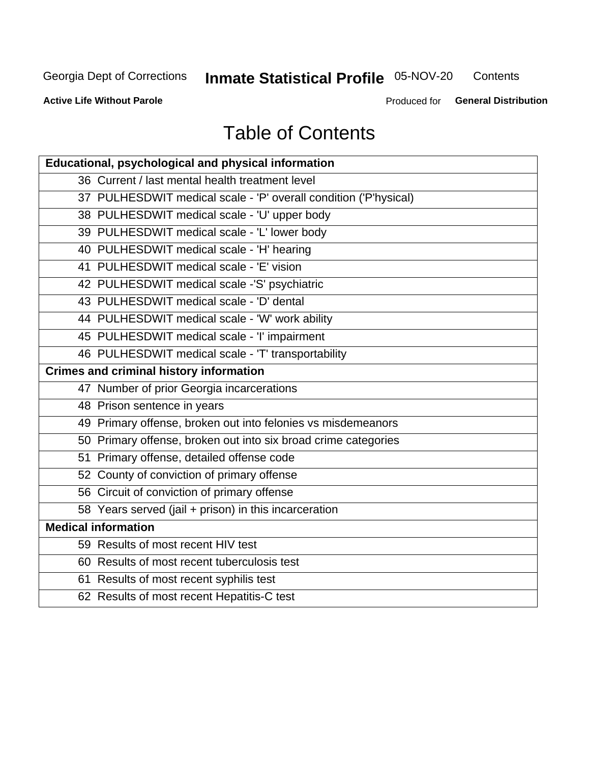# Table of Contents

| Educational, psychological and physical information |
|---|
| 36 Current / last mental health treatment level |
| 37 PULHESDWIT medical scale - 'P' overall condition ('P'hysical) |
| 38 PULHESDWIT medical scale - 'U' upper body |
| 39 PULHESDWIT medical scale - 'L' lower body |
| 40 PULHESDWIT medical scale - 'H' hearing |
| 41 PULHESDWIT medical scale - 'E' vision |
| 42 PULHESDWIT medical scale -'S' psychiatric |
| 43 PULHESDWIT medical scale - 'D' dental |
| 44 PULHESDWIT medical scale - 'W' work ability |
| 45 PULHESDWIT medical scale - 'I' impairment |
| 46 PULHESDWIT medical scale - 'T' transportability |
| **Crimes and criminal history information** |
| 47 Number of prior Georgia incarcerations |
| 48 Prison sentence in years |
| 49 Primary offense, broken out into felonies vs misdemeanors |
| 50 Primary offense, broken out into six broad crime categories |
| 51 Primary offense, detailed offense code |
| 52 County of conviction of primary offense |
| 56 Circuit of conviction of primary offense |
| 58 Years served (jail + prison) in this incarceration |
| **Medical information** |
| 59 Results of most recent HIV test |
| 60 Results of most recent tuberculosis test |
| 61 Results of most recent syphilis test |
| 62 Results of most recent Hepatitis-C test |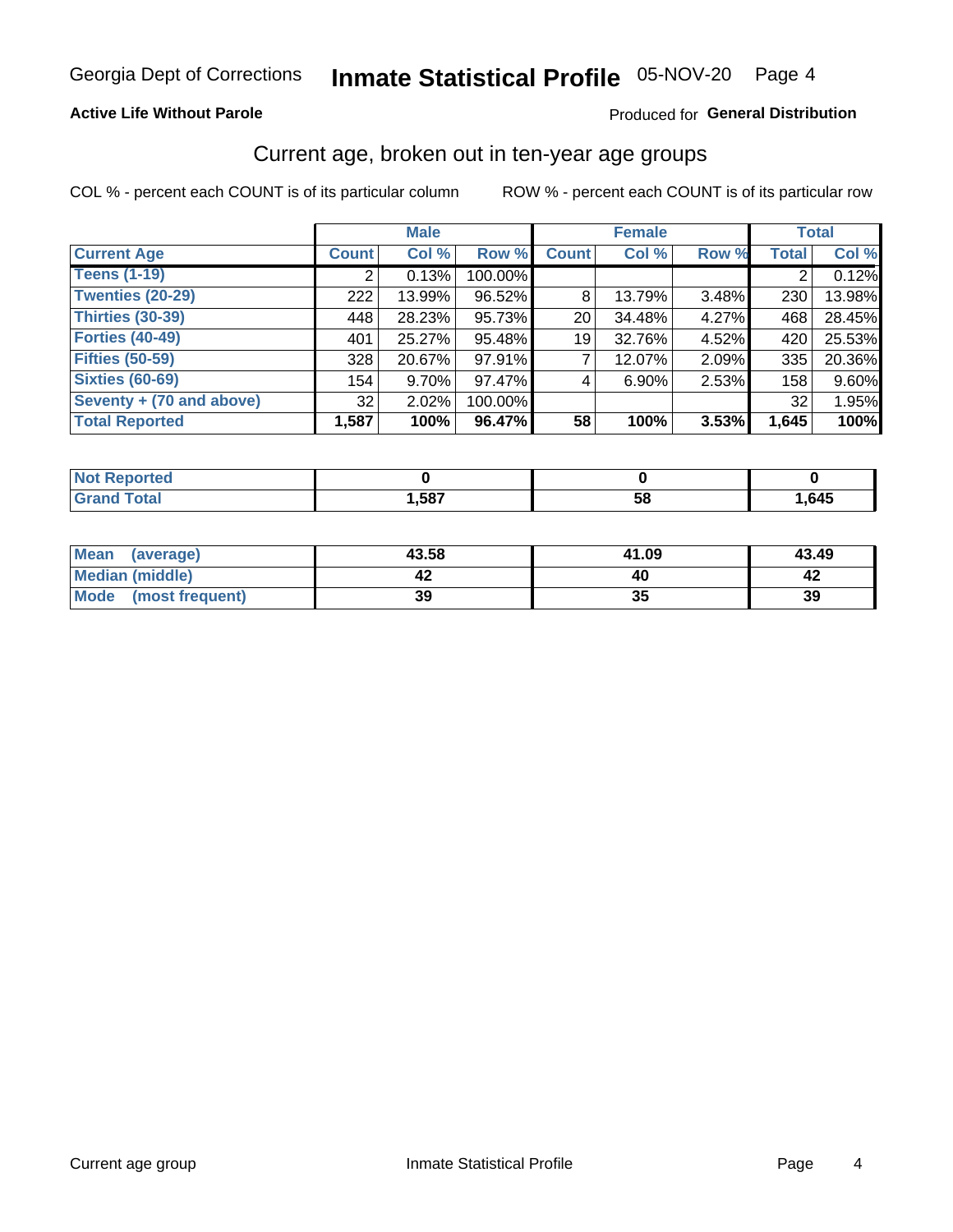Georgia Dept of Corrections **Inmate Statistical Profile** 05-NOV-20 Page 4

**Active Life Without Parole**

Produced for **General Distribution**

## Current age, broken out in ten-year age groups

COL % - percent each COUNT is of its particular column ROW % - percent each COUNT is of its particular row

| | Male | | | Female | | | Total | |
|---|---|---|---|---|---|---|---|---|
| **Current Age** | **Count** | **Col %** | **Row %** | **Count** | **Col %** | **Row %** | **Total** | **Col %** |
| **Teens (1-19)** | 2 | 0.13% | 100.00% | | | | 2 | 0.12% |
| **Twenties (20-29)** | 222 | 13.99% | 96.52% | 8 | 13.79% | 3.48% | 230 | 13.98% |
| **Thirties (30-39)** | 448 | 28.23% | 95.73% | 20 | 34.48% | 4.27% | 468 | 28.45% |
| **Forties (40-49)** | 401 | 25.27% | 95.48% | 19 | 32.76% | 4.52% | 420 | 25.53% |
| **Fifties (50-59)** | 328 | 20.67% | 97.91% | 7 | 12.07% | 2.09% | 335 | 20.36% |
| **Sixties (60-69)** | 154 | 9.70% | 97.47% | 4 | 6.90% | 2.53% | 158 | 9.60% |
| **Seventy + (70 and above)** | 32 | 2.02% | 100.00% | | | | 32 | 1.95% |
| **Total Reported** | **1,587** | **100%** | **96.47%** | **58** | **100%** | **3.53%** | **1,645** | **100%** |

| | Male | Female | Total |
|---|---|---|---|
| **Not Reported** | **0** | **0** | **0** |
| **Grand Total** | **1,587** | **58** | **1,645** |

| | Male | Female | Total |
|---|---|---|---|
| **Mean (average)** | **43.58** | **41.09** | **43.49** |
| **Median (middle)** | **42** | **40** | **42** |
| **Mode (most frequent)** | **39** | **35** | **39** |

Current age group Inmate Statistical Profile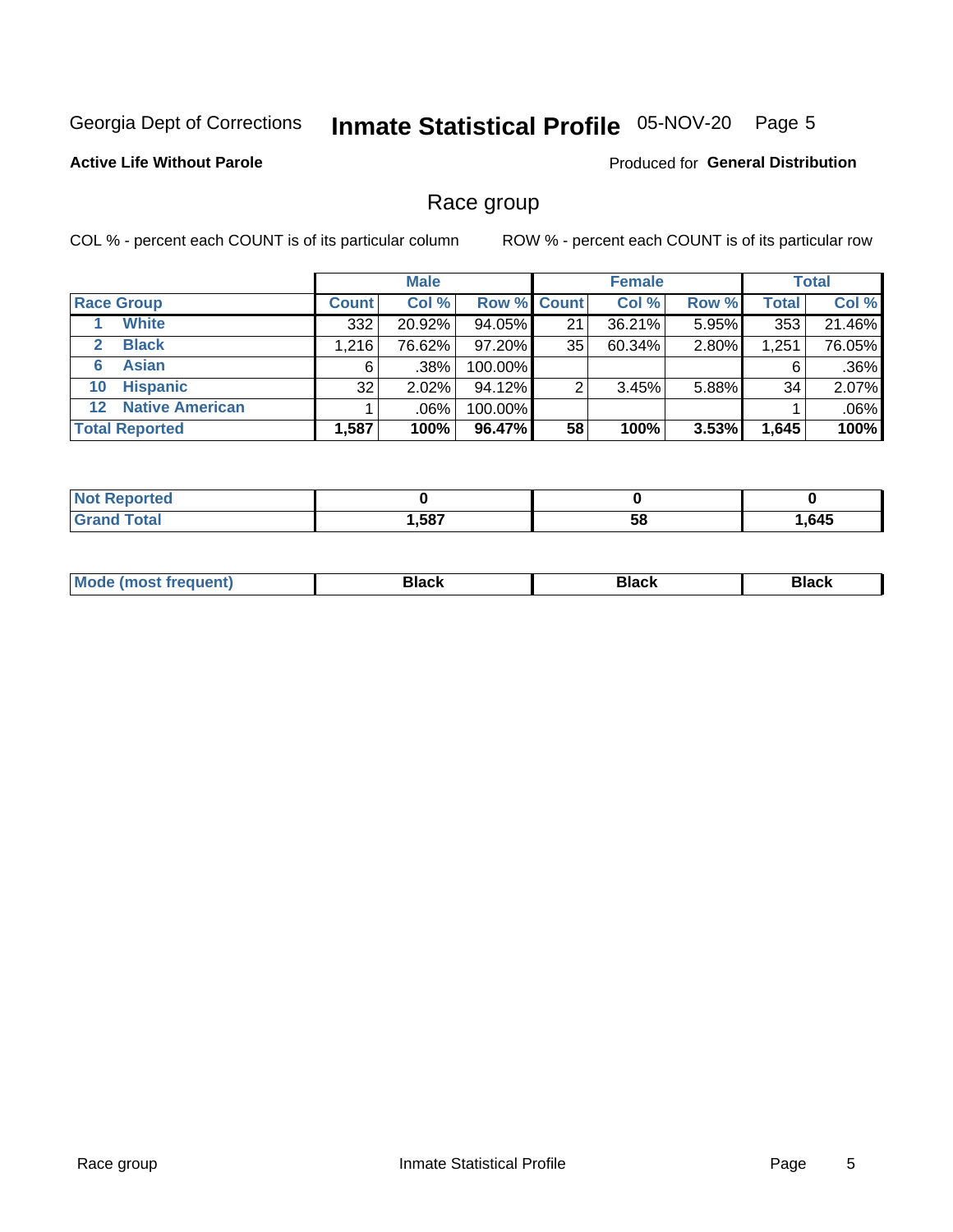Georgia Dept of Corrections **Inmate Statistical Profile** 05-NOV-20

**Active Life Without Parole**

Produced for **General Distribution**

## Race group

COL % - percent each COUNT is of its particular column

ROW % - percent each COUNT is of its particular row

| | | Male | | | Female | | | Total | |
|---|---|---|---|---|---|---|---|---|---|
| **Race Group** | | **Count** | **Col %** | **Row %** | **Count** | **Col %** | **Row %** | **Total** | **Col %** |
| 1 | **White** | 332 | 20.92% | 94.05% | 21 | 36.21% | 5.95% | 353 | 21.46% |
| 2 | **Black** | 1,216 | 76.62% | 97.20% | 35 | 60.34% | 2.80% | 1,251 | 76.05% |
| 6 | **Asian** | 6 | .38% | 100.00% | | | | 6 | .36% |
| 10 | **Hispanic** | 32 | 2.02% | 94.12% | 2 | 3.45% | 5.88% | 34 | 2.07% |
| 12 | **Native American** | 1 | .06% | 100.00% | | | | 1 | .06% |
| **Total Reported** | | **1,587** | **100%** | **96.47%** | **58** | **100%** | **3.53%** | **1,645** | **100%** |

| | Male | Female | Total |
|---|---|---|---|
| **Not Reported** | **0** | **0** | **0** |
| **Grand Total** | **1,587** | **58** | **1,645** |

| | Male | Female | Total |
|---|---|---|---|
| **Mode (most frequent)** | **Black** | **Black** | **Black** |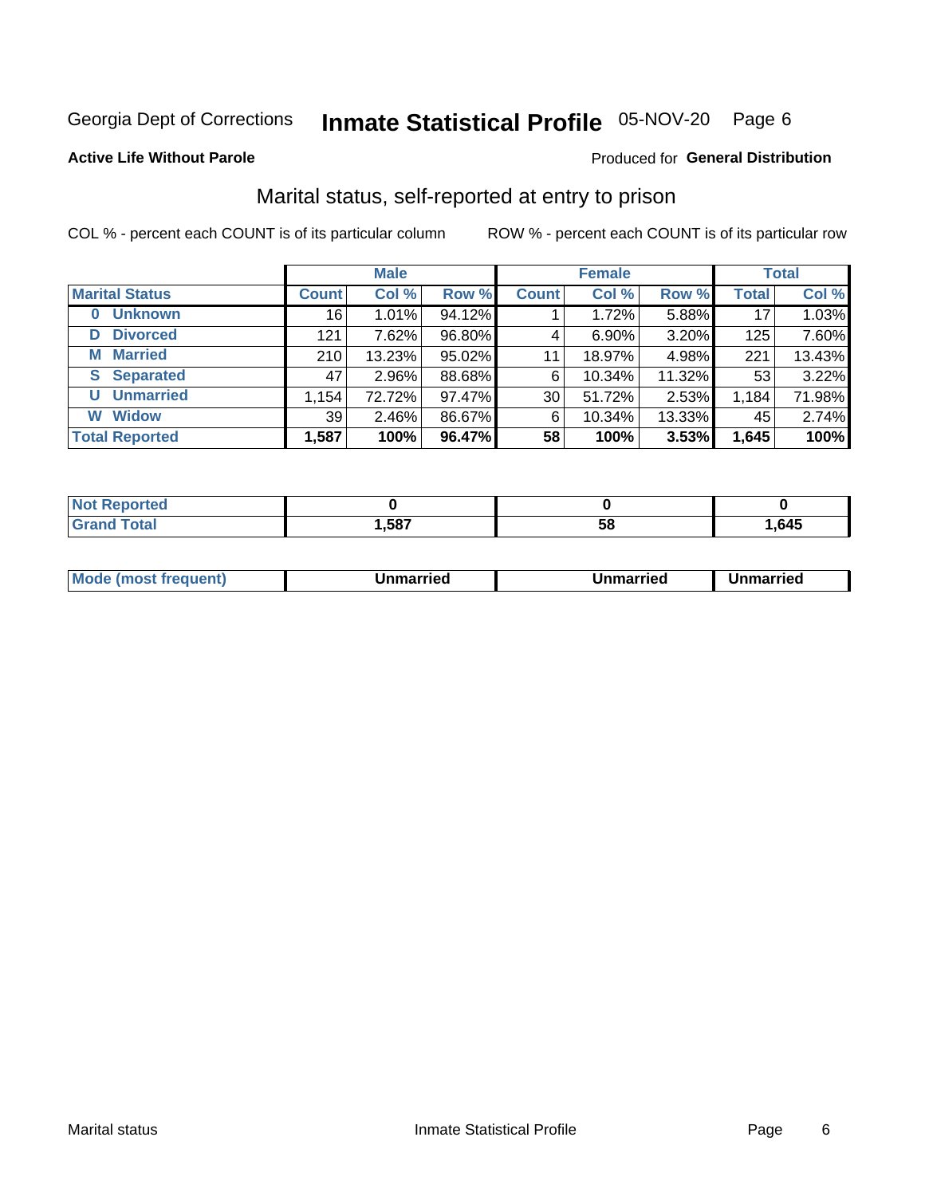Georgia Dept of Corrections **Inmate Statistical Profile** 05-NOV-20 Page 6

**Active Life Without Parole**

Produced for **General Distribution**

## Marital status, self-reported at entry to prison

COL % - percent each COUNT is of its particular column ROW % - percent each COUNT is of its particular row

| | Male | | | Female | | | Total | |
|---|---|---|---|---|---|---|---|---|
| **Marital Status** | **Count** | **Col %** | **Row %** | **Count** | **Col %** | **Row %** | **Total** | **Col %** |
| **0 Unknown** | 16 | 1.01% | 94.12% | 1 | 1.72% | 5.88% | 17 | 1.03% |
| **D Divorced** | 121 | 7.62% | 96.80% | 4 | 6.90% | 3.20% | 125 | 7.60% |
| **M Married** | 210 | 13.23% | 95.02% | 11 | 18.97% | 4.98% | 221 | 13.43% |
| **S Separated** | 47 | 2.96% | 88.68% | 6 | 10.34% | 11.32% | 53 | 3.22% |
| **U Unmarried** | 1,154 | 72.72% | 97.47% | 30 | 51.72% | 2.53% | 1,184 | 71.98% |
| **W Widow** | 39 | 2.46% | 86.67% | 6 | 10.34% | 13.33% | 45 | 2.74% |
| **Total Reported** | **1,587** | **100%** | **96.47%** | **58** | **100%** | **3.53%** | **1,645** | **100%** |

| | Male | Female | Total |
|---|---|---|---|
| **Not Reported** | **0** | **0** | **0** |
| **Grand Total** | **1,587** | **58** | **1,645** |

| | Male | Female | Total |
|---|---|---|---|
| **Mode (most frequent)** | **Unmarried** | **Unmarried** | **Unmarried** |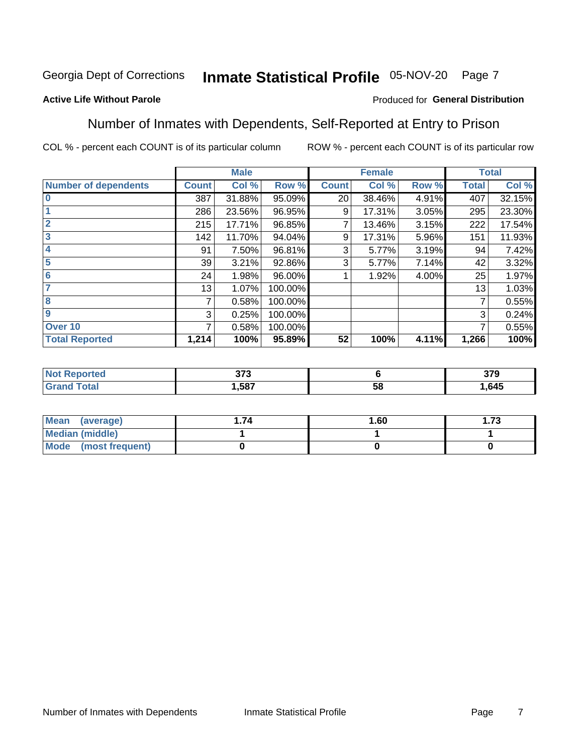Georgia Dept of Corrections **Inmate Statistical Profile** 05-NOV-20

**Active Life Without Parole**

Produced for **General Distribution**

## Number of Inmates with Dependents, Self-Reported at Entry to Prison

COL % - percent each COUNT is of its particular column ROW % - percent each COUNT is of its particular row

| | Male | | | Female | | | Total | |
|---|---|---|---|---|---|---|---|---|
| **Number of dependents** | **Count** | **Col %** | **Row %** | **Count** | **Col %** | **Row %** | **Total** | **Col %** |
| 0 | 387 | 31.88% | 95.09% | 20 | 38.46% | 4.91% | 407 | 32.15% |
| 1 | 286 | 23.56% | 96.95% | 9 | 17.31% | 3.05% | 295 | 23.30% |
| 2 | 215 | 17.71% | 96.85% | 7 | 13.46% | 3.15% | 222 | 17.54% |
| 3 | 142 | 11.70% | 94.04% | 9 | 17.31% | 5.96% | 151 | 11.93% |
| 4 | 91 | 7.50% | 96.81% | 3 | 5.77% | 3.19% | 94 | 7.42% |
| 5 | 39 | 3.21% | 92.86% | 3 | 5.77% | 7.14% | 42 | 3.32% |
| 6 | 24 | 1.98% | 96.00% | 1 | 1.92% | 4.00% | 25 | 1.97% |
| 7 | 13 | 1.07% | 100.00% | | | | 13 | 1.03% |
| 8 | 7 | 0.58% | 100.00% | | | | 7 | 0.55% |
| 9 | 3 | 0.25% | 100.00% | | | | 3 | 0.24% |
| Over 10 | 7 | 0.58% | 100.00% | | | | 7 | 0.55% |
| **Total Reported** | **1,214** | **100%** | **95.89%** | **52** | **100%** | **4.11%** | **1,266** | **100%** |

| | Male | Female | Total |
|---|---|---|---|
| **Not Reported** | **373** | **6** | **379** |
| **Grand Total** | **1,587** | **58** | **1,645** |

| | Male | Female | Total |
|---|---|---|---|
| **Mean (average)** | **1.74** | **1.60** | **1.73** |
| **Median (middle)** | **1** | **1** | **1** |
| **Mode (most frequent)** | **0** | **0** | **0** |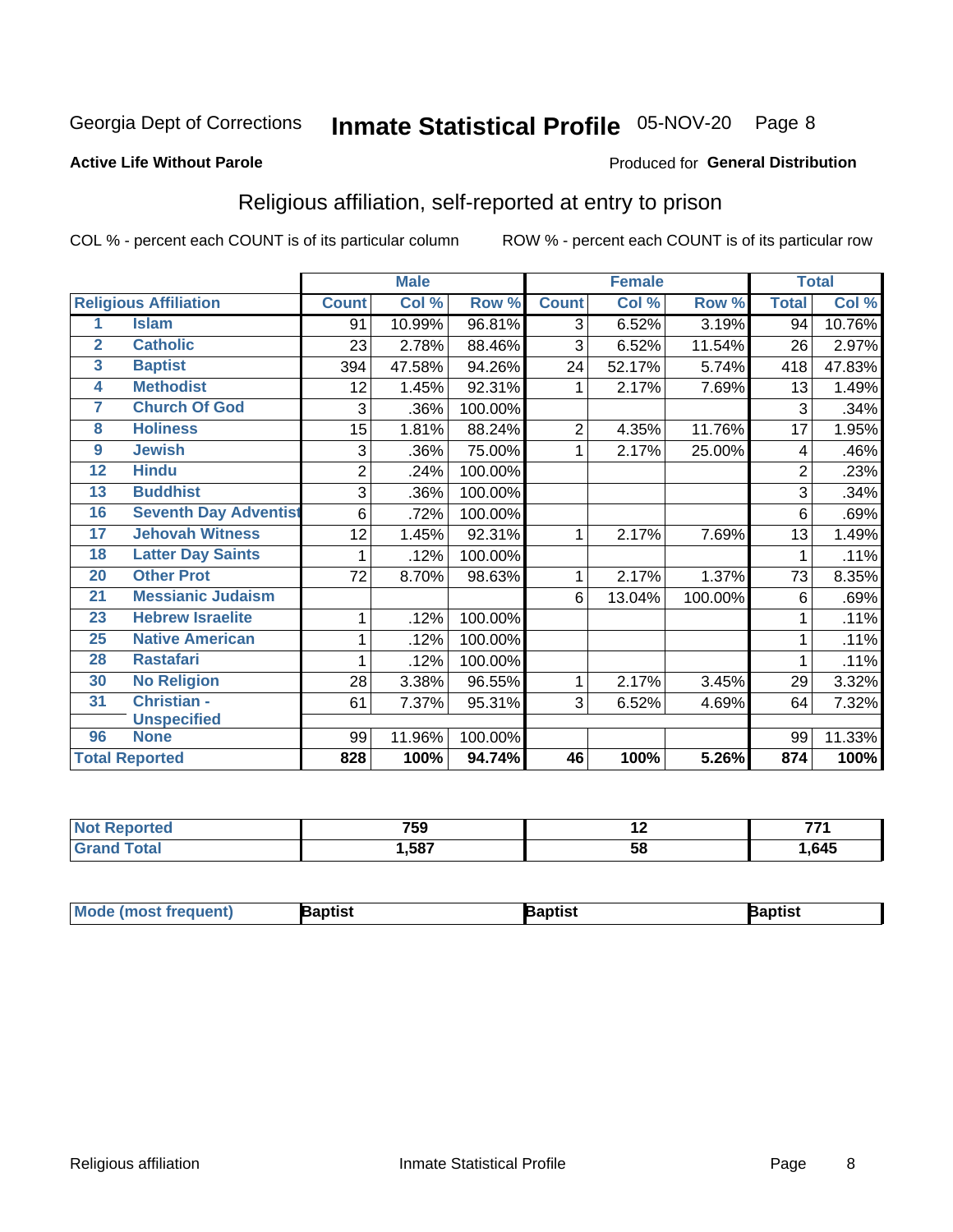Georgia Dept of Corrections **Inmate Statistical Profile** 05-NOV-20 Page 8

**Active Life Without Parole**

Produced for **General Distribution**

## Religious affiliation, self-reported at entry to prison

COL % - percent each COUNT is of its particular column ROW % - percent each COUNT is of its particular row

| Religious Affiliation | | Male | | | Female | | | Total | |
|---|---|---|---|---|---|---|---|---|---|
| | | Count | Col % | Row % | Count | Col % | Row % | Total | Col % |
| 1 | Islam | 91 | 10.99% | 96.81% | 3 | 6.52% | 3.19% | 94 | 10.76% |
| 2 | Catholic | 23 | 2.78% | 88.46% | 3 | 6.52% | 11.54% | 26 | 2.97% |
| 3 | Baptist | 394 | 47.58% | 94.26% | 24 | 52.17% | 5.74% | 418 | 47.83% |
| 4 | Methodist | 12 | 1.45% | 92.31% | 1 | 2.17% | 7.69% | 13 | 1.49% |
| 7 | Church Of God | 3 | .36% | 100.00% | | | | 3 | .34% |
| 8 | Holiness | 15 | 1.81% | 88.24% | 2 | 4.35% | 11.76% | 17 | 1.95% |
| 9 | Jewish | 3 | .36% | 75.00% | 1 | 2.17% | 25.00% | 4 | .46% |
| 12 | Hindu | 2 | .24% | 100.00% | | | | 2 | .23% |
| 13 | Buddhist | 3 | .36% | 100.00% | | | | 3 | .34% |
| 16 | Seventh Day Adventist | 6 | .72% | 100.00% | | | | 6 | .69% |
| 17 | Jehovah Witness | 12 | 1.45% | 92.31% | 1 | 2.17% | 7.69% | 13 | 1.49% |
| 18 | Latter Day Saints | 1 | .12% | 100.00% | | | | 1 | .11% |
| 20 | Other Prot | 72 | 8.70% | 98.63% | 1 | 2.17% | 1.37% | 73 | 8.35% |
| 21 | Messianic Judaism | | | | 6 | 13.04% | 100.00% | 6 | .69% |
| 23 | Hebrew Israelite | 1 | .12% | 100.00% | | | | 1 | .11% |
| 25 | Native American | 1 | .12% | 100.00% | | | | 1 | .11% |
| 28 | Rastafari | 1 | .12% | 100.00% | | | | 1 | .11% |
| 30 | No Religion | 28 | 3.38% | 96.55% | 1 | 2.17% | 3.45% | 29 | 3.32% |
| 31 | Christian - Unspecified | 61 | 7.37% | 95.31% | 3 | 6.52% | 4.69% | 64 | 7.32% |
| 96 | None | 99 | 11.96% | 100.00% | | | | 99 | 11.33% |
| **Total Reported** | | **828** | **100%** | **94.74%** | **46** | **100%** | **5.26%** | **874** | **100%** |

| | Male | Female | Total |
|---|---|---|---|
| Not Reported | 759 | 12 | 771 |
| Grand Total | 1,587 | 58 | 1,645 |

| | Male | Female | Total |
|---|---|---|---|
| Mode (most frequent) | Baptist | Baptist | Baptist |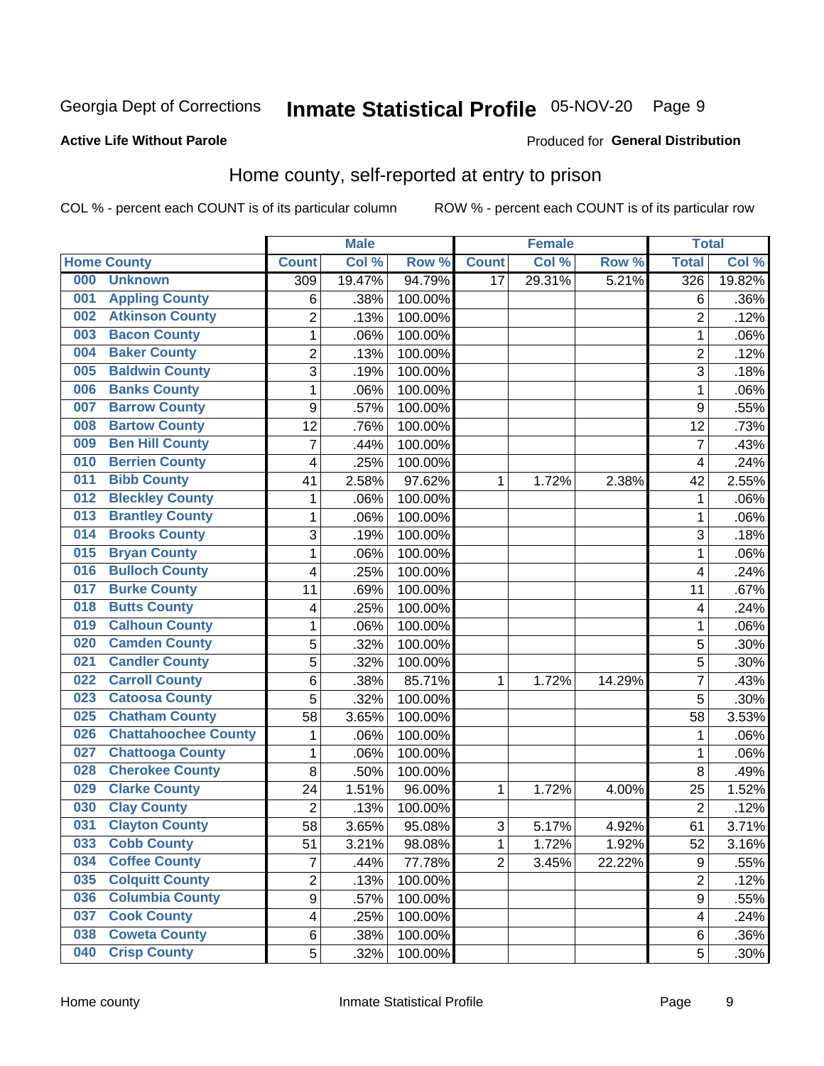Georgia Dept of Corrections **Inmate Statistical Profile** 05-NOV-20

**Active Life Without Parole**

Produced for **General Distribution**

## Home county, self-reported at entry to prison

COL % - percent each COUNT is of its particular column ROW % - percent each COUNT is of its particular row

| | | Male | | | Female | | | Total | |
|---|---|---|---|---|---|---|---|---|---|
| **Home County** | | **Count** | **Col %** | **Row %** | **Count** | **Col %** | **Row %** | **Total** | **Col %** |
| 000 | Unknown | 309 | 19.47% | 94.79% | 17 | 29.31% | 5.21% | 326 | 19.82% |
| 001 | Appling County | 6 | .38% | 100.00% | | | | 6 | .36% |
| 002 | Atkinson County | 2 | .13% | 100.00% | | | | 2 | .12% |
| 003 | Bacon County | 1 | .06% | 100.00% | | | | 1 | .06% |
| 004 | Baker County | 2 | .13% | 100.00% | | | | 2 | .12% |
| 005 | Baldwin County | 3 | .19% | 100.00% | | | | 3 | .18% |
| 006 | Banks County | 1 | .06% | 100.00% | | | | 1 | .06% |
| 007 | Barrow County | 9 | .57% | 100.00% | | | | 9 | .55% |
| 008 | Bartow County | 12 | .76% | 100.00% | | | | 12 | .73% |
| 009 | Ben Hill County | 7 | .44% | 100.00% | | | | 7 | .43% |
| 010 | Berrien County | 4 | .25% | 100.00% | | | | 4 | .24% |
| 011 | Bibb County | 41 | 2.58% | 97.62% | 1 | 1.72% | 2.38% | 42 | 2.55% |
| 012 | Bleckley County | 1 | .06% | 100.00% | | | | 1 | .06% |
| 013 | Brantley County | 1 | .06% | 100.00% | | | | 1 | .06% |
| 014 | Brooks County | 3 | .19% | 100.00% | | | | 3 | .18% |
| 015 | Bryan County | 1 | .06% | 100.00% | | | | 1 | .06% |
| 016 | Bulloch County | 4 | .25% | 100.00% | | | | 4 | .24% |
| 017 | Burke County | 11 | .69% | 100.00% | | | | 11 | .67% |
| 018 | Butts County | 4 | .25% | 100.00% | | | | 4 | .24% |
| 019 | Calhoun County | 1 | .06% | 100.00% | | | | 1 | .06% |
| 020 | Camden County | 5 | .32% | 100.00% | | | | 5 | .30% |
| 021 | Candler County | 5 | .32% | 100.00% | | | | 5 | .30% |
| 022 | Carroll County | 6 | .38% | 85.71% | 1 | 1.72% | 14.29% | 7 | .43% |
| 023 | Catoosa County | 5 | .32% | 100.00% | | | | 5 | .30% |
| 025 | Chatham County | 58 | 3.65% | 100.00% | | | | 58 | 3.53% |
| 026 | Chattahoochee County | 1 | .06% | 100.00% | | | | 1 | .06% |
| 027 | Chattooga County | 1 | .06% | 100.00% | | | | 1 | .06% |
| 028 | Cherokee County | 8 | .50% | 100.00% | | | | 8 | .49% |
| 029 | Clarke County | 24 | 1.51% | 96.00% | 1 | 1.72% | 4.00% | 25 | 1.52% |
| 030 | Clay County | 2 | .13% | 100.00% | | | | 2 | .12% |
| 031 | Clayton County | 58 | 3.65% | 95.08% | 3 | 5.17% | 4.92% | 61 | 3.71% |
| 033 | Cobb County | 51 | 3.21% | 98.08% | 1 | 1.72% | 1.92% | 52 | 3.16% |
| 034 | Coffee County | 7 | .44% | 77.78% | 2 | 3.45% | 22.22% | 9 | .55% |
| 035 | Colquitt County | 2 | .13% | 100.00% | | | | 2 | .12% |
| 036 | Columbia County | 9 | .57% | 100.00% | | | | 9 | .55% |
| 037 | Cook County | 4 | .25% | 100.00% | | | | 4 | .24% |
| 038 | Coweta County | 6 | .38% | 100.00% | | | | 6 | .36% |
| 040 | Crisp County | 5 | .32% | 100.00% | | | | 5 | .30% |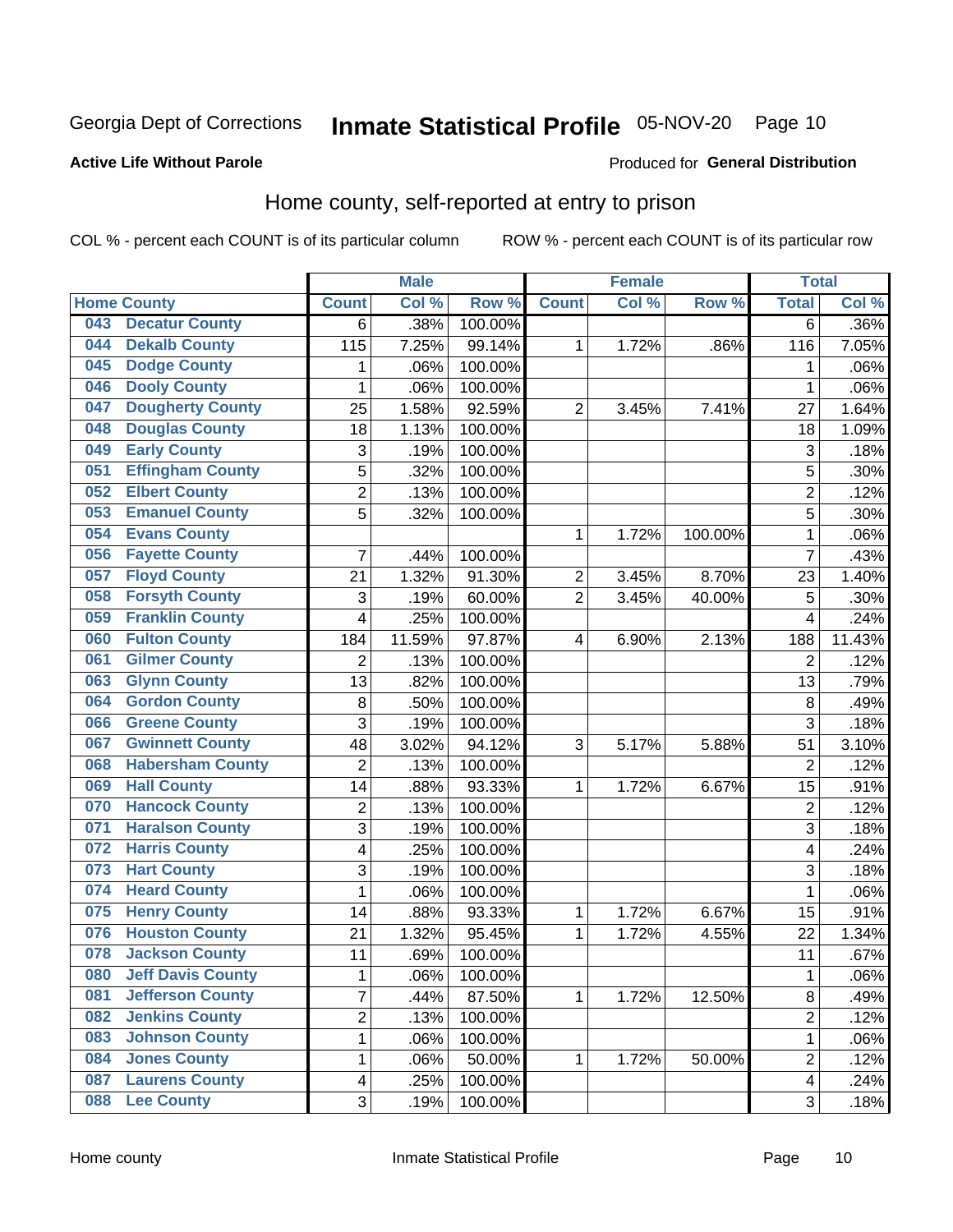Georgia Dept of Corrections **Inmate Statistical Profile** 05-NOV-20

**Active Life Without Parole**

Produced for **General Distribution**

## Home county, self-reported at entry to prison

COL % - percent each COUNT is of its particular column    ROW % - percent each COUNT is of its particular row

| Home County | | Male | | | Female | | | Total | |
|---|---|---|---|---|---|---|---|---|---|
| | | Count | Col % | Row % | Count | Col % | Row % | Total | Col % |
| 043 | Decatur County | 6 | .38% | 100.00% | | | | 6 | .36% |
| 044 | Dekalb County | 115 | 7.25% | 99.14% | 1 | 1.72% | .86% | 116 | 7.05% |
| 045 | Dodge County | 1 | .06% | 100.00% | | | | 1 | .06% |
| 046 | Dooly County | 1 | .06% | 100.00% | | | | 1 | .06% |
| 047 | Dougherty County | 25 | 1.58% | 92.59% | 2 | 3.45% | 7.41% | 27 | 1.64% |
| 048 | Douglas County | 18 | 1.13% | 100.00% | | | | 18 | 1.09% |
| 049 | Early County | 3 | .19% | 100.00% | | | | 3 | .18% |
| 051 | Effingham County | 5 | .32% | 100.00% | | | | 5 | .30% |
| 052 | Elbert County | 2 | .13% | 100.00% | | | | 2 | .12% |
| 053 | Emanuel County | 5 | .32% | 100.00% | | | | 5 | .30% |
| 054 | Evans County | | | | 1 | 1.72% | 100.00% | 1 | .06% |
| 056 | Fayette County | 7 | .44% | 100.00% | | | | 7 | .43% |
| 057 | Floyd County | 21 | 1.32% | 91.30% | 2 | 3.45% | 8.70% | 23 | 1.40% |
| 058 | Forsyth County | 3 | .19% | 60.00% | 2 | 3.45% | 40.00% | 5 | .30% |
| 059 | Franklin County | 4 | .25% | 100.00% | | | | 4 | .24% |
| 060 | Fulton County | 184 | 11.59% | 97.87% | 4 | 6.90% | 2.13% | 188 | 11.43% |
| 061 | Gilmer County | 2 | .13% | 100.00% | | | | 2 | .12% |
| 063 | Glynn County | 13 | .82% | 100.00% | | | | 13 | .79% |
| 064 | Gordon County | 8 | .50% | 100.00% | | | | 8 | .49% |
| 066 | Greene County | 3 | .19% | 100.00% | | | | 3 | .18% |
| 067 | Gwinnett County | 48 | 3.02% | 94.12% | 3 | 5.17% | 5.88% | 51 | 3.10% |
| 068 | Habersham County | 2 | .13% | 100.00% | | | | 2 | .12% |
| 069 | Hall County | 14 | .88% | 93.33% | 1 | 1.72% | 6.67% | 15 | .91% |
| 070 | Hancock County | 2 | .13% | 100.00% | | | | 2 | .12% |
| 071 | Haralson County | 3 | .19% | 100.00% | | | | 3 | .18% |
| 072 | Harris County | 4 | .25% | 100.00% | | | | 4 | .24% |
| 073 | Hart County | 3 | .19% | 100.00% | | | | 3 | .18% |
| 074 | Heard County | 1 | .06% | 100.00% | | | | 1 | .06% |
| 075 | Henry County | 14 | .88% | 93.33% | 1 | 1.72% | 6.67% | 15 | .91% |
| 076 | Houston County | 21 | 1.32% | 95.45% | 1 | 1.72% | 4.55% | 22 | 1.34% |
| 078 | Jackson County | 11 | .69% | 100.00% | | | | 11 | .67% |
| 080 | Jeff Davis County | 1 | .06% | 100.00% | | | | 1 | .06% |
| 081 | Jefferson County | 7 | .44% | 87.50% | 1 | 1.72% | 12.50% | 8 | .49% |
| 082 | Jenkins County | 2 | .13% | 100.00% | | | | 2 | .12% |
| 083 | Johnson County | 1 | .06% | 100.00% | | | | 1 | .06% |
| 084 | Jones County | 1 | .06% | 50.00% | 1 | 1.72% | 50.00% | 2 | .12% |
| 087 | Laurens County | 4 | .25% | 100.00% | | | | 4 | .24% |
| 088 | Lee County | 3 | .19% | 100.00% | | | | 3 | .18% |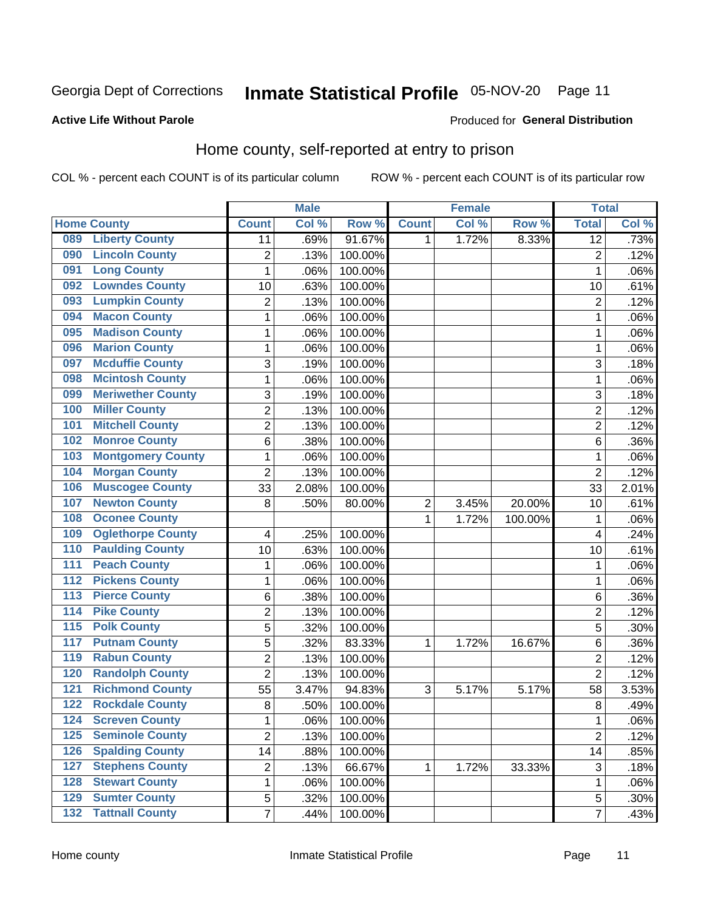Georgia Dept of Corrections **Inmate Statistical Profile** 05-NOV-20

**Active Life Without Parole**

Produced for **General Distribution**

## Home county, self-reported at entry to prison

COL % - percent each COUNT is of its particular column ROW % - percent each COUNT is of its particular row

| | | Male | | | Female | | | Total | |
|---|---|---|---|---|---|---|---|---|---|
| **Home County** | | **Count** | **Col %** | **Row %** | **Count** | **Col %** | **Row %** | **Total** | **Col %** |
| 089 | Liberty County | 11 | .69% | 91.67% | 1 | 1.72% | 8.33% | 12 | .73% |
| 090 | Lincoln County | 2 | .13% | 100.00% | | | | 2 | .12% |
| 091 | Long County | 1 | .06% | 100.00% | | | | 1 | .06% |
| 092 | Lowndes County | 10 | .63% | 100.00% | | | | 10 | .61% |
| 093 | Lumpkin County | 2 | .13% | 100.00% | | | | 2 | .12% |
| 094 | Macon County | 1 | .06% | 100.00% | | | | 1 | .06% |
| 095 | Madison County | 1 | .06% | 100.00% | | | | 1 | .06% |
| 096 | Marion County | 1 | .06% | 100.00% | | | | 1 | .06% |
| 097 | Mcduffie County | 3 | .19% | 100.00% | | | | 3 | .18% |
| 098 | Mcintosh County | 1 | .06% | 100.00% | | | | 1 | .06% |
| 099 | Meriwether County | 3 | .19% | 100.00% | | | | 3 | .18% |
| 100 | Miller County | 2 | .13% | 100.00% | | | | 2 | .12% |
| 101 | Mitchell County | 2 | .13% | 100.00% | | | | 2 | .12% |
| 102 | Monroe County | 6 | .38% | 100.00% | | | | 6 | .36% |
| 103 | Montgomery County | 1 | .06% | 100.00% | | | | 1 | .06% |
| 104 | Morgan County | 2 | .13% | 100.00% | | | | 2 | .12% |
| 106 | Muscogee County | 33 | 2.08% | 100.00% | | | | 33 | 2.01% |
| 107 | Newton County | 8 | .50% | 80.00% | 2 | 3.45% | 20.00% | 10 | .61% |
| 108 | Oconee County | | | | 1 | 1.72% | 100.00% | 1 | .06% |
| 109 | Oglethorpe County | 4 | .25% | 100.00% | | | | 4 | .24% |
| 110 | Paulding County | 10 | .63% | 100.00% | | | | 10 | .61% |
| 111 | Peach County | 1 | .06% | 100.00% | | | | 1 | .06% |
| 112 | Pickens County | 1 | .06% | 100.00% | | | | 1 | .06% |
| 113 | Pierce County | 6 | .38% | 100.00% | | | | 6 | .36% |
| 114 | Pike County | 2 | .13% | 100.00% | | | | 2 | .12% |
| 115 | Polk County | 5 | .32% | 100.00% | | | | 5 | .30% |
| 117 | Putnam County | 5 | .32% | 83.33% | 1 | 1.72% | 16.67% | 6 | .36% |
| 119 | Rabun County | 2 | .13% | 100.00% | | | | 2 | .12% |
| 120 | Randolph County | 2 | .13% | 100.00% | | | | 2 | .12% |
| 121 | Richmond County | 55 | 3.47% | 94.83% | 3 | 5.17% | 5.17% | 58 | 3.53% |
| 122 | Rockdale County | 8 | .50% | 100.00% | | | | 8 | .49% |
| 124 | Screven County | 1 | .06% | 100.00% | | | | 1 | .06% |
| 125 | Seminole County | 2 | .13% | 100.00% | | | | 2 | .12% |
| 126 | Spalding County | 14 | .88% | 100.00% | | | | 14 | .85% |
| 127 | Stephens County | 2 | .13% | 66.67% | 1 | 1.72% | 33.33% | 3 | .18% |
| 128 | Stewart County | 1 | .06% | 100.00% | | | | 1 | .06% |
| 129 | Sumter County | 5 | .32% | 100.00% | | | | 5 | .30% |
| 132 | Tattnall County | 7 | .44% | 100.00% | | | | 7 | .43% |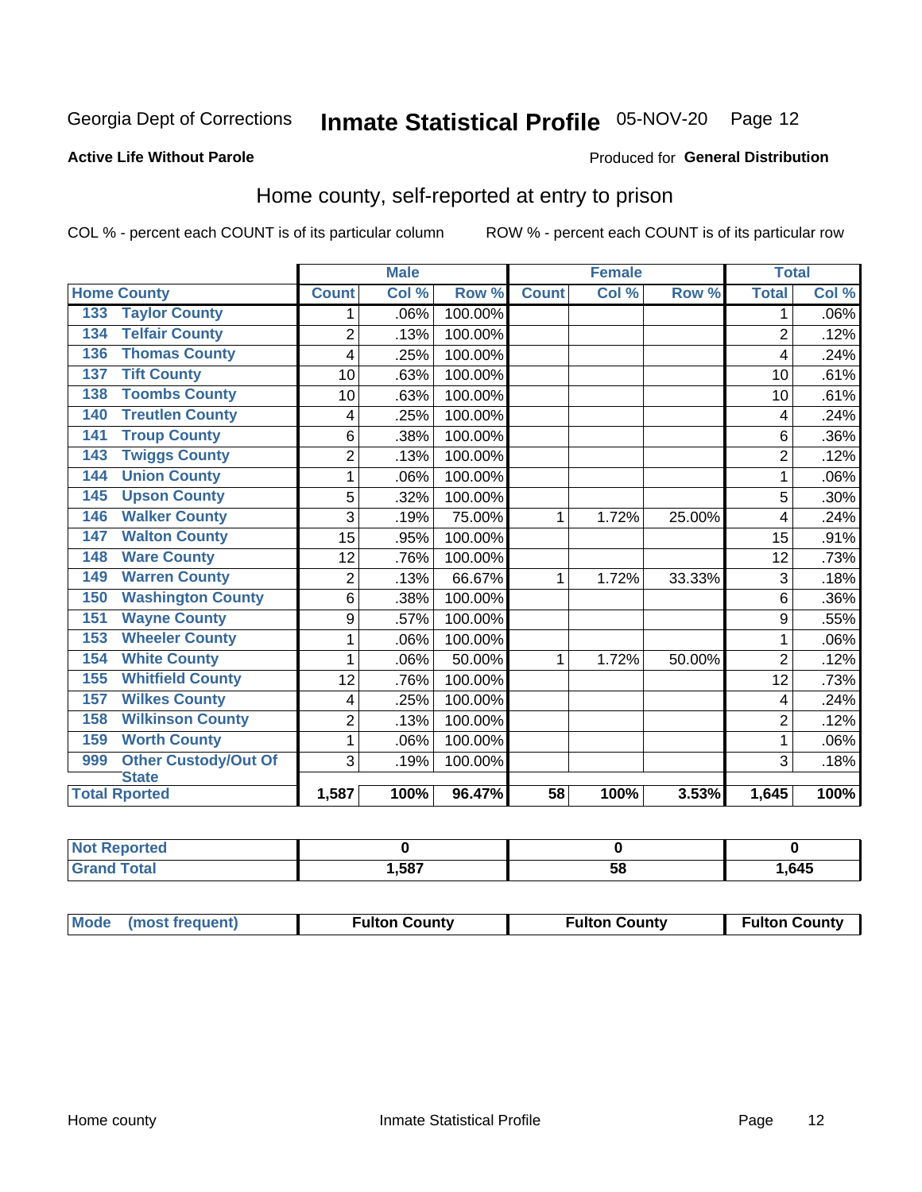Georgia Dept of Corrections **Inmate Statistical Profile** 05-NOV-20

**Active Life Without Parole**

Produced for **General Distribution**

## Home county, self-reported at entry to prison

COL % - percent each COUNT is of its particular column ROW % - percent each COUNT is of its particular row

| Home County | | Male | | | Female | | | Total | |
|---|---|---|---|---|---|---|---|---|---|
| | | Count | Col % | Row % | Count | Col % | Row % | Total | Col % |
| 133 | Taylor County | 1 | .06% | 100.00% | | | | 1 | .06% |
| 134 | Telfair County | 2 | .13% | 100.00% | | | | 2 | .12% |
| 136 | Thomas County | 4 | .25% | 100.00% | | | | 4 | .24% |
| 137 | Tift County | 10 | .63% | 100.00% | | | | 10 | .61% |
| 138 | Toombs County | 10 | .63% | 100.00% | | | | 10 | .61% |
| 140 | Treutlen County | 4 | .25% | 100.00% | | | | 4 | .24% |
| 141 | Troup County | 6 | .38% | 100.00% | | | | 6 | .36% |
| 143 | Twiggs County | 2 | .13% | 100.00% | | | | 2 | .12% |
| 144 | Union County | 1 | .06% | 100.00% | | | | 1 | .06% |
| 145 | Upson County | 5 | .32% | 100.00% | | | | 5 | .30% |
| 146 | Walker County | 3 | .19% | 75.00% | 1 | 1.72% | 25.00% | 4 | .24% |
| 147 | Walton County | 15 | .95% | 100.00% | | | | 15 | .91% |
| 148 | Ware County | 12 | .76% | 100.00% | | | | 12 | .73% |
| 149 | Warren County | 2 | .13% | 66.67% | 1 | 1.72% | 33.33% | 3 | .18% |
| 150 | Washington County | 6 | .38% | 100.00% | | | | 6 | .36% |
| 151 | Wayne County | 9 | .57% | 100.00% | | | | 9 | .55% |
| 153 | Wheeler County | 1 | .06% | 100.00% | | | | 1 | .06% |
| 154 | White County | 1 | .06% | 50.00% | 1 | 1.72% | 50.00% | 2 | .12% |
| 155 | Whitfield County | 12 | .76% | 100.00% | | | | 12 | .73% |
| 157 | Wilkes County | 4 | .25% | 100.00% | | | | 4 | .24% |
| 158 | Wilkinson County | 2 | .13% | 100.00% | | | | 2 | .12% |
| 159 | Worth County | 1 | .06% | 100.00% | | | | 1 | .06% |
| 999 | Other Custody/Out Of State | 3 | .19% | 100.00% | | | | 3 | .18% |
| Total Rported | | 1,587 | 100% | 96.47% | 58 | 100% | 3.53% | 1,645 | 100% |

| | Male | Female | Total |
|---|---|---|---|
| Not Reported | 0 | 0 | 0 |
| Grand Total | 1,587 | 58 | 1,645 |

| | Male | Female | Total |
|---|---|---|---|
| Mode (most frequent) | Fulton County | Fulton County | Fulton County |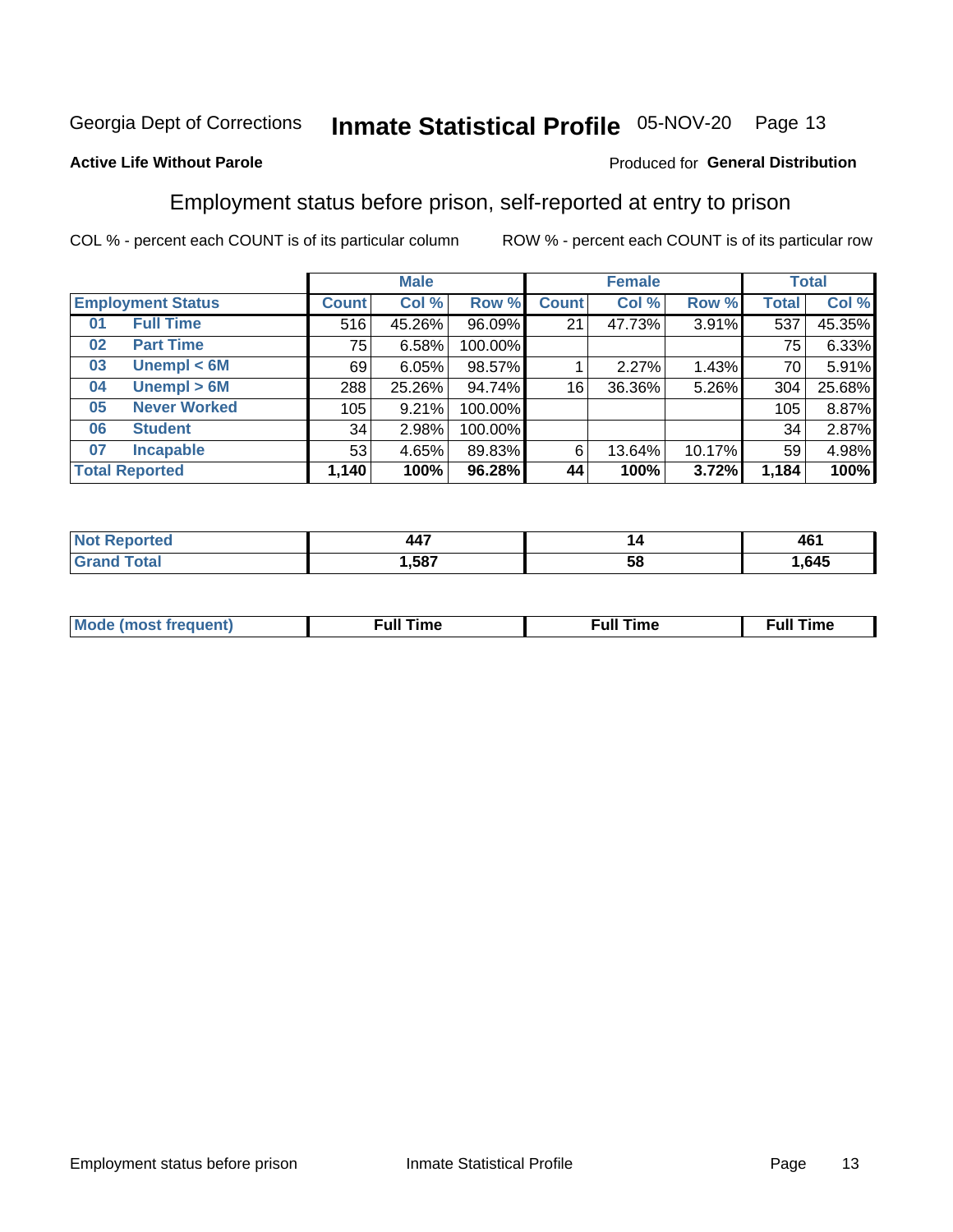Georgia Dept of Corrections **Inmate Statistical Profile** 05-NOV-20 Page 13

**Active Life Without Parole**

Produced for **General Distribution**

## Employment status before prison, self-reported at entry to prison

COL % - percent each COUNT is of its particular column ROW % - percent each COUNT is of its particular row

| Employment Status | | Male | | | Female | | | Total | |
|---|---|---|---|---|---|---|---|---|---|
| | | Count | Col % | Row % | Count | Col % | Row % | Total | Col % |
| 01 | Full Time | 516 | 45.26% | 96.09% | 21 | 47.73% | 3.91% | 537 | 45.35% |
| 02 | Part Time | 75 | 6.58% | 100.00% | | | | 75 | 6.33% |
| 03 | Unempl < 6M | 69 | 6.05% | 98.57% | 1 | 2.27% | 1.43% | 70 | 5.91% |
| 04 | Unempl > 6M | 288 | 25.26% | 94.74% | 16 | 36.36% | 5.26% | 304 | 25.68% |
| 05 | Never Worked | 105 | 9.21% | 100.00% | | | | 105 | 8.87% |
| 06 | Student | 34 | 2.98% | 100.00% | | | | 34 | 2.87% |
| 07 | Incapable | 53 | 4.65% | 89.83% | 6 | 13.64% | 10.17% | 59 | 4.98% |
| **Total Reported** | | **1,140** | **100%** | **96.28%** | **44** | **100%** | **3.72%** | **1,184** | **100%** |

| | Male | Female | Total |
|---|---|---|---|
| Not Reported | 447 | 14 | 461 |
| Grand Total | 1,587 | 58 | 1,645 |

| | Male | Female | Total |
|---|---|---|---|
| Mode (most frequent) | Full Time | Full Time | Full Time |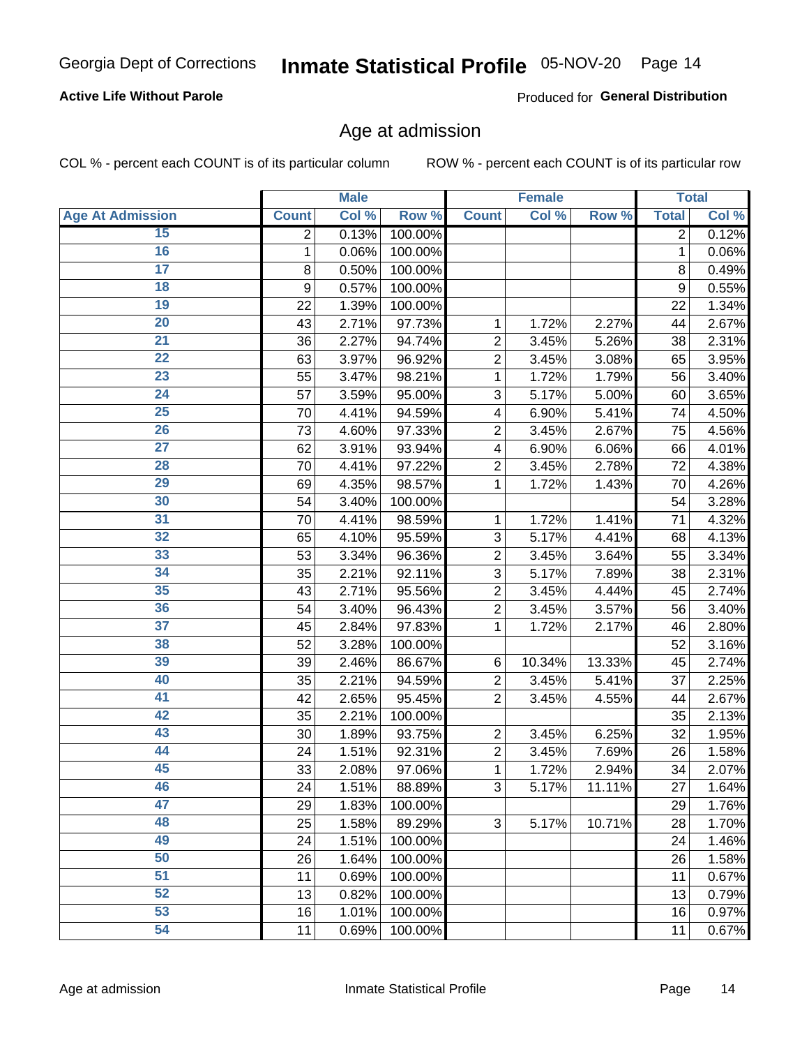**Active Life Without Parole**

Produced for **General Distribution**

## Age at admission

COL % - percent each COUNT is of its particular column

ROW % - percent each COUNT is of its particular row

| | Male | | | Female | | | Total | |
|---|---|---|---|---|---|---|---|---|
| **Age At Admission** | **Count** | **Col %** | **Row %** | **Count** | **Col %** | **Row %** | **Total** | **Col %** |
| 15 | 2 | 0.13% | 100.00% | | | | 2 | 0.12% |
| 16 | 1 | 0.06% | 100.00% | | | | 1 | 0.06% |
| 17 | 8 | 0.50% | 100.00% | | | | 8 | 0.49% |
| 18 | 9 | 0.57% | 100.00% | | | | 9 | 0.55% |
| 19 | 22 | 1.39% | 100.00% | | | | 22 | 1.34% |
| 20 | 43 | 2.71% | 97.73% | 1 | 1.72% | 2.27% | 44 | 2.67% |
| 21 | 36 | 2.27% | 94.74% | 2 | 3.45% | 5.26% | 38 | 2.31% |
| 22 | 63 | 3.97% | 96.92% | 2 | 3.45% | 3.08% | 65 | 3.95% |
| 23 | 55 | 3.47% | 98.21% | 1 | 1.72% | 1.79% | 56 | 3.40% |
| 24 | 57 | 3.59% | 95.00% | 3 | 5.17% | 5.00% | 60 | 3.65% |
| 25 | 70 | 4.41% | 94.59% | 4 | 6.90% | 5.41% | 74 | 4.50% |
| 26 | 73 | 4.60% | 97.33% | 2 | 3.45% | 2.67% | 75 | 4.56% |
| 27 | 62 | 3.91% | 93.94% | 4 | 6.90% | 6.06% | 66 | 4.01% |
| 28 | 70 | 4.41% | 97.22% | 2 | 3.45% | 2.78% | 72 | 4.38% |
| 29 | 69 | 4.35% | 98.57% | 1 | 1.72% | 1.43% | 70 | 4.26% |
| 30 | 54 | 3.40% | 100.00% | | | | 54 | 3.28% |
| 31 | 70 | 4.41% | 98.59% | 1 | 1.72% | 1.41% | 71 | 4.32% |
| 32 | 65 | 4.10% | 95.59% | 3 | 5.17% | 4.41% | 68 | 4.13% |
| 33 | 53 | 3.34% | 96.36% | 2 | 3.45% | 3.64% | 55 | 3.34% |
| 34 | 35 | 2.21% | 92.11% | 3 | 5.17% | 7.89% | 38 | 2.31% |
| 35 | 43 | 2.71% | 95.56% | 2 | 3.45% | 4.44% | 45 | 2.74% |
| 36 | 54 | 3.40% | 96.43% | 2 | 3.45% | 3.57% | 56 | 3.40% |
| 37 | 45 | 2.84% | 97.83% | 1 | 1.72% | 2.17% | 46 | 2.80% |
| 38 | 52 | 3.28% | 100.00% | | | | 52 | 3.16% |
| 39 | 39 | 2.46% | 86.67% | 6 | 10.34% | 13.33% | 45 | 2.74% |
| 40 | 35 | 2.21% | 94.59% | 2 | 3.45% | 5.41% | 37 | 2.25% |
| 41 | 42 | 2.65% | 95.45% | 2 | 3.45% | 4.55% | 44 | 2.67% |
| 42 | 35 | 2.21% | 100.00% | | | | 35 | 2.13% |
| 43 | 30 | 1.89% | 93.75% | 2 | 3.45% | 6.25% | 32 | 1.95% |
| 44 | 24 | 1.51% | 92.31% | 2 | 3.45% | 7.69% | 26 | 1.58% |
| 45 | 33 | 2.08% | 97.06% | 1 | 1.72% | 2.94% | 34 | 2.07% |
| 46 | 24 | 1.51% | 88.89% | 3 | 5.17% | 11.11% | 27 | 1.64% |
| 47 | 29 | 1.83% | 100.00% | | | | 29 | 1.76% |
| 48 | 25 | 1.58% | 89.29% | 3 | 5.17% | 10.71% | 28 | 1.70% |
| 49 | 24 | 1.51% | 100.00% | | | | 24 | 1.46% |
| 50 | 26 | 1.64% | 100.00% | | | | 26 | 1.58% |
| 51 | 11 | 0.69% | 100.00% | | | | 11 | 0.67% |
| 52 | 13 | 0.82% | 100.00% | | | | 13 | 0.79% |
| 53 | 16 | 1.01% | 100.00% | | | | 16 | 0.97% |
| 54 | 11 | 0.69% | 100.00% | | | | 11 | 0.67% |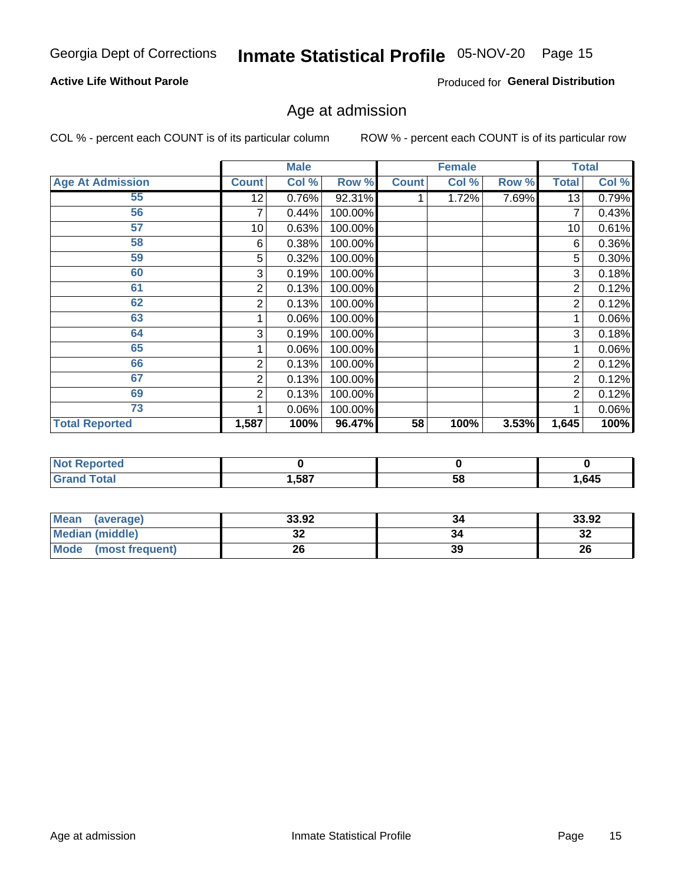Georgia Dept of Corrections **Inmate Statistical Profile** 05-NOV-20

**Active Life Without Parole**

Produced for **General Distribution**

## Age at admission

COL % - percent each COUNT is of its particular column

ROW % - percent each COUNT is of its particular row

| | Male | | | Female | | | Total | |
|---|---|---|---|---|---|---|---|---|
| **Age At Admission** | **Count** | **Col %** | **Row %** | **Count** | **Col %** | **Row %** | **Total** | **Col %** |
| **55** | 12 | 0.76% | 92.31% | 1 | 1.72% | 7.69% | 13 | 0.79% |
| **56** | 7 | 0.44% | 100.00% | | | | 7 | 0.43% |
| **57** | 10 | 0.63% | 100.00% | | | | 10 | 0.61% |
| **58** | 6 | 0.38% | 100.00% | | | | 6 | 0.36% |
| **59** | 5 | 0.32% | 100.00% | | | | 5 | 0.30% |
| **60** | 3 | 0.19% | 100.00% | | | | 3 | 0.18% |
| **61** | 2 | 0.13% | 100.00% | | | | 2 | 0.12% |
| **62** | 2 | 0.13% | 100.00% | | | | 2 | 0.12% |
| **63** | 1 | 0.06% | 100.00% | | | | 1 | 0.06% |
| **64** | 3 | 0.19% | 100.00% | | | | 3 | 0.18% |
| **65** | 1 | 0.06% | 100.00% | | | | 1 | 0.06% |
| **66** | 2 | 0.13% | 100.00% | | | | 2 | 0.12% |
| **67** | 2 | 0.13% | 100.00% | | | | 2 | 0.12% |
| **69** | 2 | 0.13% | 100.00% | | | | 2 | 0.12% |
| **73** | 1 | 0.06% | 100.00% | | | | 1 | 0.06% |
| **Total Reported** | **1,587** | **100%** | **96.47%** | **58** | **100%** | **3.53%** | **1,645** | **100%** |

| | Male | Female | Total |
|---|---|---|---|
| **Not Reported** | **0** | **0** | **0** |
| **Grand Total** | **1,587** | **58** | **1,645** |

| | Male | Female | Total |
|---|---|---|---|
| **Mean (average)** | **33.92** | **34** | **33.92** |
| **Median (middle)** | **32** | **34** | **32** |
| **Mode (most frequent)** | **26** | **39** | **26** |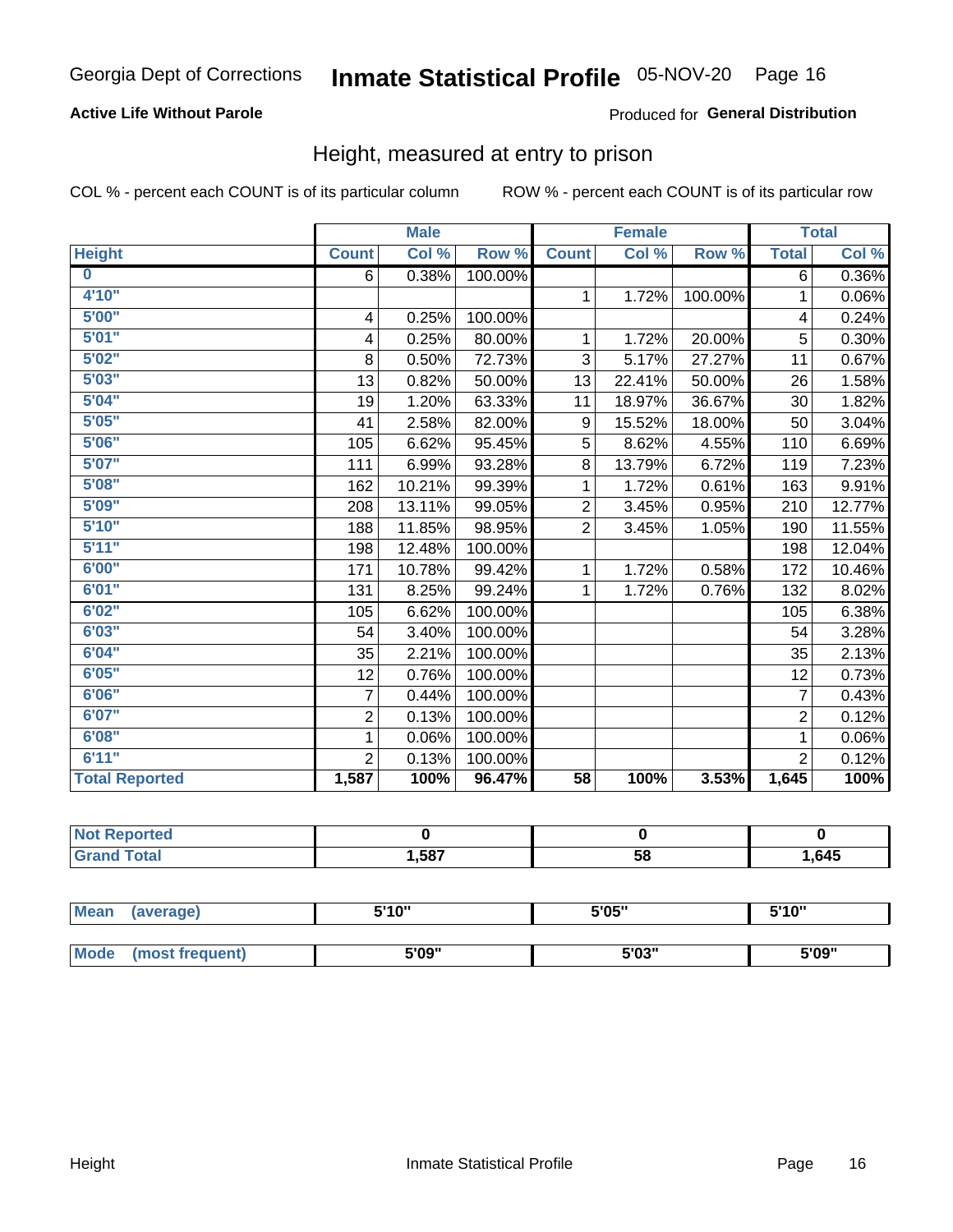Georgia Dept of Corrections **Inmate Statistical Profile** 05-NOV-20

**Active Life Without Parole**

Produced for **General Distribution**

## Height, measured at entry to prison

COL % - percent each COUNT is of its particular column

ROW % - percent each COUNT is of its particular row

| | Male | | | Female | | | Total | |
|---|---|---|---|---|---|---|---|---|
| **Height** | **Count** | **Col %** | **Row %** | **Count** | **Col %** | **Row %** | **Total** | **Col %** |
| **0** | 6 | 0.38% | 100.00% | | | | 6 | 0.36% |
| **4'10"** | | | | 1 | 1.72% | 100.00% | 1 | 0.06% |
| **5'00"** | 4 | 0.25% | 100.00% | | | | 4 | 0.24% |
| **5'01"** | 4 | 0.25% | 80.00% | 1 | 1.72% | 20.00% | 5 | 0.30% |
| **5'02"** | 8 | 0.50% | 72.73% | 3 | 5.17% | 27.27% | 11 | 0.67% |
| **5'03"** | 13 | 0.82% | 50.00% | 13 | 22.41% | 50.00% | 26 | 1.58% |
| **5'04"** | 19 | 1.20% | 63.33% | 11 | 18.97% | 36.67% | 30 | 1.82% |
| **5'05"** | 41 | 2.58% | 82.00% | 9 | 15.52% | 18.00% | 50 | 3.04% |
| **5'06"** | 105 | 6.62% | 95.45% | 5 | 8.62% | 4.55% | 110 | 6.69% |
| **5'07"** | 111 | 6.99% | 93.28% | 8 | 13.79% | 6.72% | 119 | 7.23% |
| **5'08"** | 162 | 10.21% | 99.39% | 1 | 1.72% | 0.61% | 163 | 9.91% |
| **5'09"** | 208 | 13.11% | 99.05% | 2 | 3.45% | 0.95% | 210 | 12.77% |
| **5'10"** | 188 | 11.85% | 98.95% | 2 | 3.45% | 1.05% | 190 | 11.55% |
| **5'11"** | 198 | 12.48% | 100.00% | | | | 198 | 12.04% |
| **6'00"** | 171 | 10.78% | 99.42% | 1 | 1.72% | 0.58% | 172 | 10.46% |
| **6'01"** | 131 | 8.25% | 99.24% | 1 | 1.72% | 0.76% | 132 | 8.02% |
| **6'02"** | 105 | 6.62% | 100.00% | | | | 105 | 6.38% |
| **6'03"** | 54 | 3.40% | 100.00% | | | | 54 | 3.28% |
| **6'04"** | 35 | 2.21% | 100.00% | | | | 35 | 2.13% |
| **6'05"** | 12 | 0.76% | 100.00% | | | | 12 | 0.73% |
| **6'06"** | 7 | 0.44% | 100.00% | | | | 7 | 0.43% |
| **6'07"** | 2 | 0.13% | 100.00% | | | | 2 | 0.12% |
| **6'08"** | 1 | 0.06% | 100.00% | | | | 1 | 0.06% |
| **6'11"** | 2 | 0.13% | 100.00% | | | | 2 | 0.12% |
| **Total Reported** | **1,587** | **100%** | **96.47%** | **58** | **100%** | **3.53%** | **1,645** | **100%** |

| | Male | Female | Total |
|---|---|---|---|
| **Not Reported** | **0** | **0** | **0** |
| **Grand Total** | **1,587** | **58** | **1,645** |

| | Male | Female | Total |
|---|---|---|---|
| **Mean (average)** | **5'10"** | **5'05"** | **5'10"** |
| **Mode (most frequent)** | **5'09"** | **5'03"** | **5'09"** |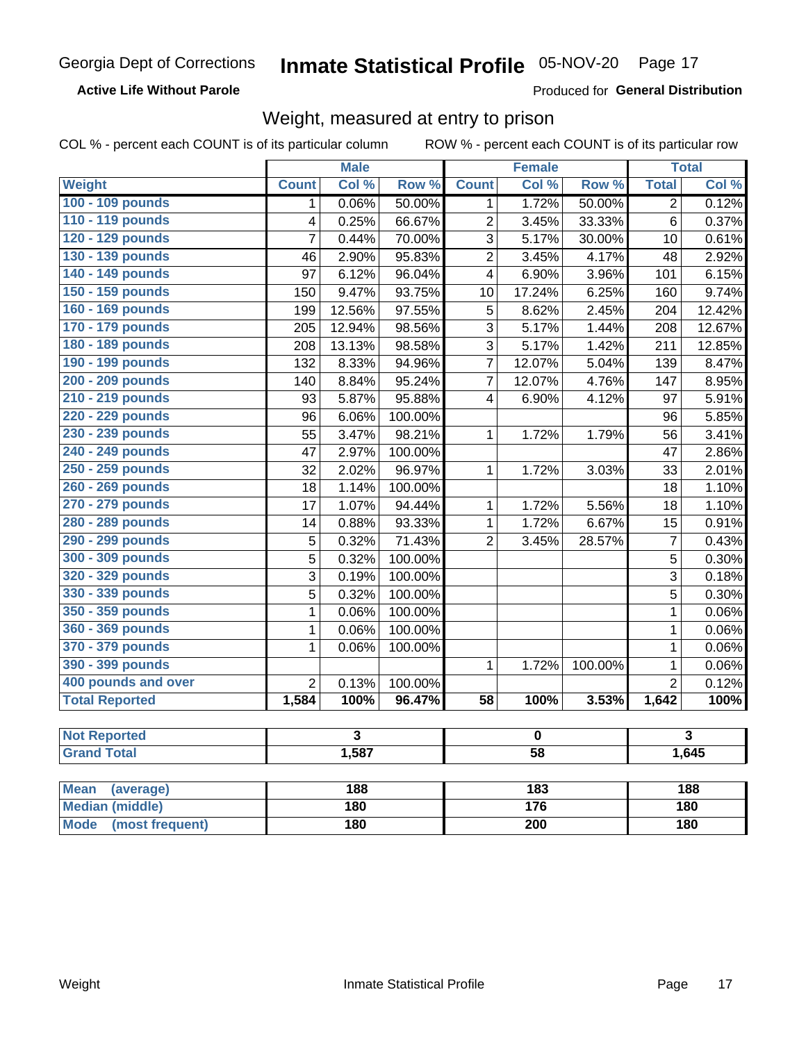Georgia Dept of Corrections **Inmate Statistical Profile** 05-NOV-20

**Active Life Without Parole**

Produced for **General Distribution**

## Weight, measured at entry to prison

COL % - percent each COUNT is of its particular column ROW % - percent each COUNT is of its particular row

| | Male | | | Female | | | Total | |
|---|---|---|---|---|---|---|---|---|
| **Weight** | **Count** | **Col %** | **Row %** | **Count** | **Col %** | **Row %** | **Total** | **Col %** |
| 100 - 109 pounds | 1 | 0.06% | 50.00% | 1 | 1.72% | 50.00% | 2 | 0.12% |
| 110 - 119 pounds | 4 | 0.25% | 66.67% | 2 | 3.45% | 33.33% | 6 | 0.37% |
| 120 - 129 pounds | 7 | 0.44% | 70.00% | 3 | 5.17% | 30.00% | 10 | 0.61% |
| 130 - 139 pounds | 46 | 2.90% | 95.83% | 2 | 3.45% | 4.17% | 48 | 2.92% |
| 140 - 149 pounds | 97 | 6.12% | 96.04% | 4 | 6.90% | 3.96% | 101 | 6.15% |
| 150 - 159 pounds | 150 | 9.47% | 93.75% | 10 | 17.24% | 6.25% | 160 | 9.74% |
| 160 - 169 pounds | 199 | 12.56% | 97.55% | 5 | 8.62% | 2.45% | 204 | 12.42% |
| 170 - 179 pounds | 205 | 12.94% | 98.56% | 3 | 5.17% | 1.44% | 208 | 12.67% |
| 180 - 189 pounds | 208 | 13.13% | 98.58% | 3 | 5.17% | 1.42% | 211 | 12.85% |
| 190 - 199 pounds | 132 | 8.33% | 94.96% | 7 | 12.07% | 5.04% | 139 | 8.47% |
| 200 - 209 pounds | 140 | 8.84% | 95.24% | 7 | 12.07% | 4.76% | 147 | 8.95% |
| 210 - 219 pounds | 93 | 5.87% | 95.88% | 4 | 6.90% | 4.12% | 97 | 5.91% |
| 220 - 229 pounds | 96 | 6.06% | 100.00% | | | | 96 | 5.85% |
| 230 - 239 pounds | 55 | 3.47% | 98.21% | 1 | 1.72% | 1.79% | 56 | 3.41% |
| 240 - 249 pounds | 47 | 2.97% | 100.00% | | | | 47 | 2.86% |
| 250 - 259 pounds | 32 | 2.02% | 96.97% | 1 | 1.72% | 3.03% | 33 | 2.01% |
| 260 - 269 pounds | 18 | 1.14% | 100.00% | | | | 18 | 1.10% |
| 270 - 279 pounds | 17 | 1.07% | 94.44% | 1 | 1.72% | 5.56% | 18 | 1.10% |
| 280 - 289 pounds | 14 | 0.88% | 93.33% | 1 | 1.72% | 6.67% | 15 | 0.91% |
| 290 - 299 pounds | 5 | 0.32% | 71.43% | 2 | 3.45% | 28.57% | 7 | 0.43% |
| 300 - 309 pounds | 5 | 0.32% | 100.00% | | | | 5 | 0.30% |
| 320 - 329 pounds | 3 | 0.19% | 100.00% | | | | 3 | 0.18% |
| 330 - 339 pounds | 5 | 0.32% | 100.00% | | | | 5 | 0.30% |
| 350 - 359 pounds | 1 | 0.06% | 100.00% | | | | 1 | 0.06% |
| 360 - 369 pounds | 1 | 0.06% | 100.00% | | | | 1 | 0.06% |
| 370 - 379 pounds | 1 | 0.06% | 100.00% | | | | 1 | 0.06% |
| 390 - 399 pounds | | | | 1 | 1.72% | 100.00% | 1 | 0.06% |
| 400 pounds and over | 2 | 0.13% | 100.00% | | | | 2 | 0.12% |
| **Total Reported** | **1,584** | **100%** | **96.47%** | **58** | **100%** | **3.53%** | **1,642** | **100%** |

| | Male | Female | Total |
|---|---|---|---|
| Not Reported | 3 | 0 | 3 |
| Grand Total | 1,587 | 58 | 1,645 |

| | Male | Female | Total |
|---|---|---|---|
| Mean (average) | 188 | 183 | 188 |
| Median (middle) | 180 | 176 | 180 |
| Mode (most frequent) | 180 | 200 | 180 |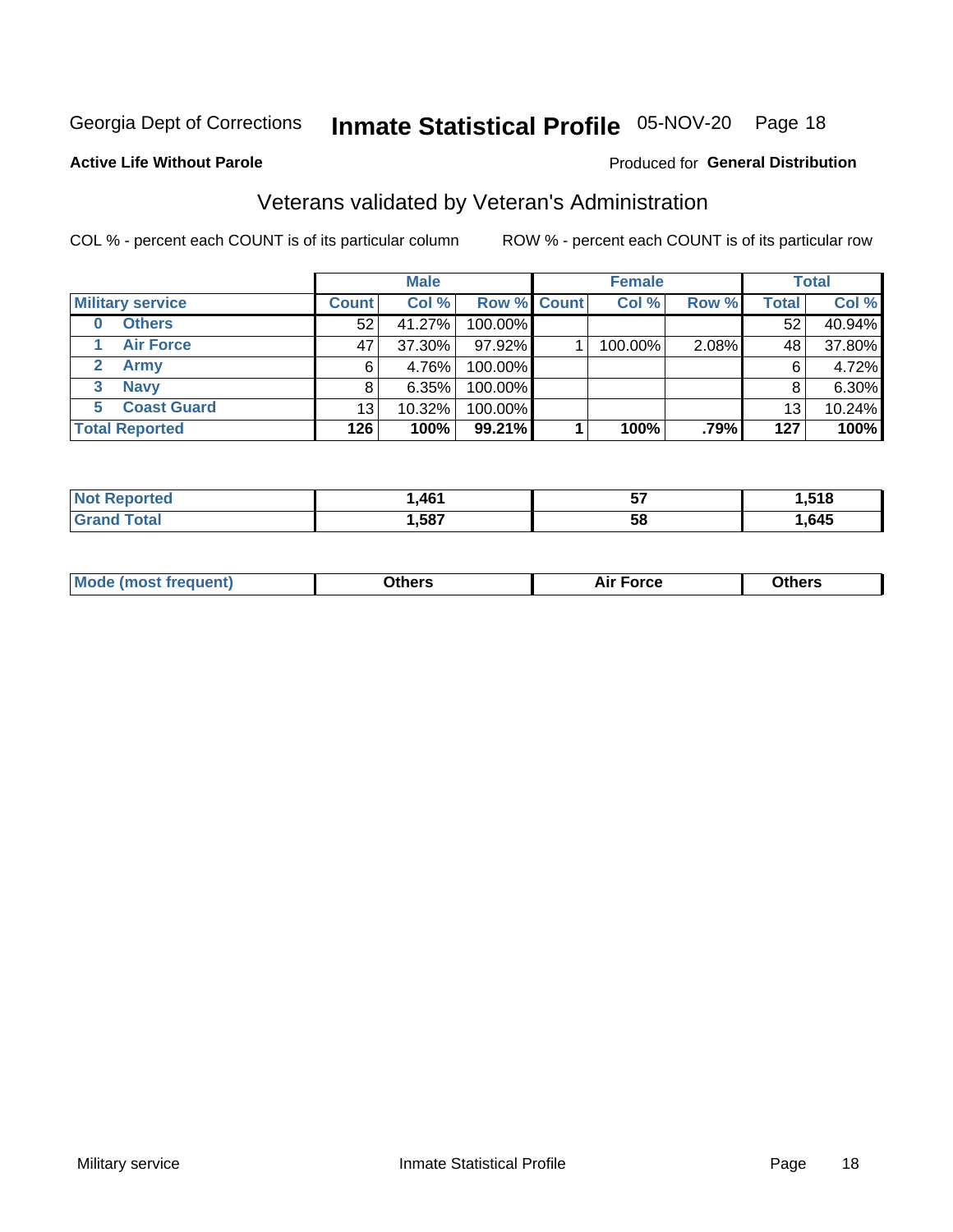Georgia Dept of Corrections **Inmate Statistical Profile** 05-NOV-20 Page 18

**Active Life Without Parole**

Produced for **General Distribution**

## Veterans validated by Veteran's Administration

COL % - percent each COUNT is of its particular column

ROW % - percent each COUNT is of its particular row

| | Male | | | Female | | | Total | |
|---|---|---|---|---|---|---|---|---|
| **Military service** | **Count** | **Col %** | **Row %** | **Count** | **Col %** | **Row %** | **Total** | **Col %** |
| **0 Others** | 52 | 41.27% | 100.00% | | | | 52 | 40.94% |
| **1 Air Force** | 47 | 37.30% | 97.92% | 1 | 100.00% | 2.08% | 48 | 37.80% |
| **2 Army** | 6 | 4.76% | 100.00% | | | | 6 | 4.72% |
| **3 Navy** | 8 | 6.35% | 100.00% | | | | 8 | 6.30% |
| **5 Coast Guard** | 13 | 10.32% | 100.00% | | | | 13 | 10.24% |
| **Total Reported** | **126** | **100%** | **99.21%** | **1** | **100%** | **.79%** | **127** | **100%** |

| | Male | Female | Total |
|---|---|---|---|
| **Not Reported** | **1,461** | **57** | **1,518** |
| **Grand Total** | **1,587** | **58** | **1,645** |

| | Male | Female | Total |
|---|---|---|---|
| **Mode (most frequent)** | **Others** | **Air Force** | **Others** |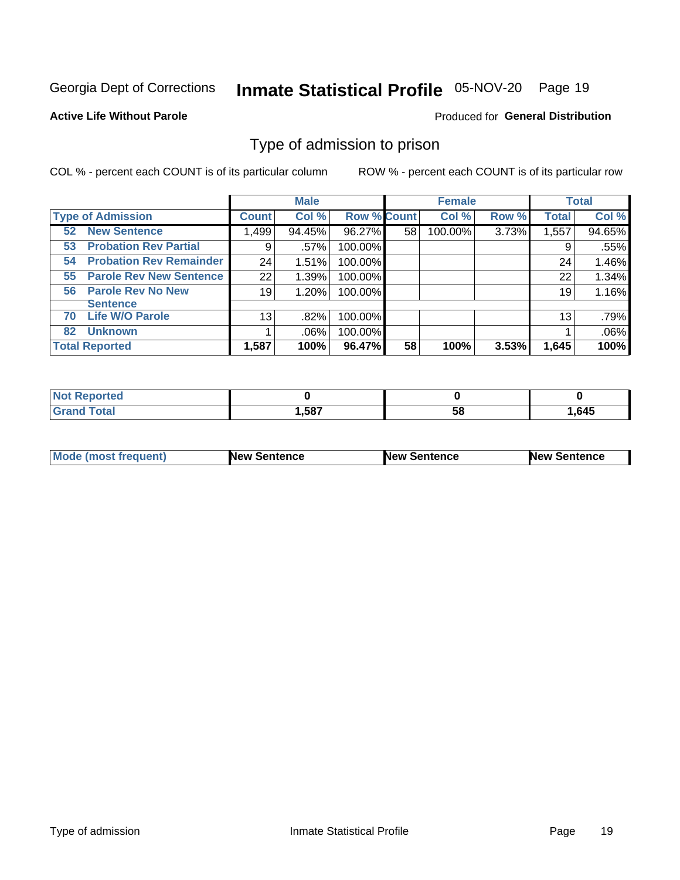Georgia Dept of Corrections **Inmate Statistical Profile** 05-NOV-20

**Active Life Without Parole**

Produced for **General Distribution**

## Type of admission to prison

COL % - percent each COUNT is of its particular column    ROW % - percent each COUNT is of its particular row

| | Male | | | Female | | | Total | |
|---|---|---|---|---|---|---|---|---|
| **Type of Admission** | **Count** | **Col %** | **Row %** | **Count** | **Col %** | **Row %** | **Total** | **Col %** |
| 52 New Sentence | 1,499 | 94.45% | 96.27% | 58 | 100.00% | 3.73% | 1,557 | 94.65% |
| 53 Probation Rev Partial | 9 | .57% | 100.00% | | | | 9 | .55% |
| 54 Probation Rev Remainder | 24 | 1.51% | 100.00% | | | | 24 | 1.46% |
| 55 Parole Rev New Sentence | 22 | 1.39% | 100.00% | | | | 22 | 1.34% |
| 56 Parole Rev No New Sentence | 19 | 1.20% | 100.00% | | | | 19 | 1.16% |
| 70 Life W/O Parole | 13 | .82% | 100.00% | | | | 13 | .79% |
| 82 Unknown | 1 | .06% | 100.00% | | | | 1 | .06% |
| **Total Reported** | **1,587** | **100%** | **96.47%** | **58** | **100%** | **3.53%** | **1,645** | **100%** |

| | Male | Female | Total |
|---|---|---|---|
| **Not Reported** | **0** | **0** | **0** |
| **Grand Total** | **1,587** | **58** | **1,645** |

| | Male | Female | Total |
|---|---|---|---|
| **Mode (most frequent)** | **New Sentence** | **New Sentence** | **New Sentence** |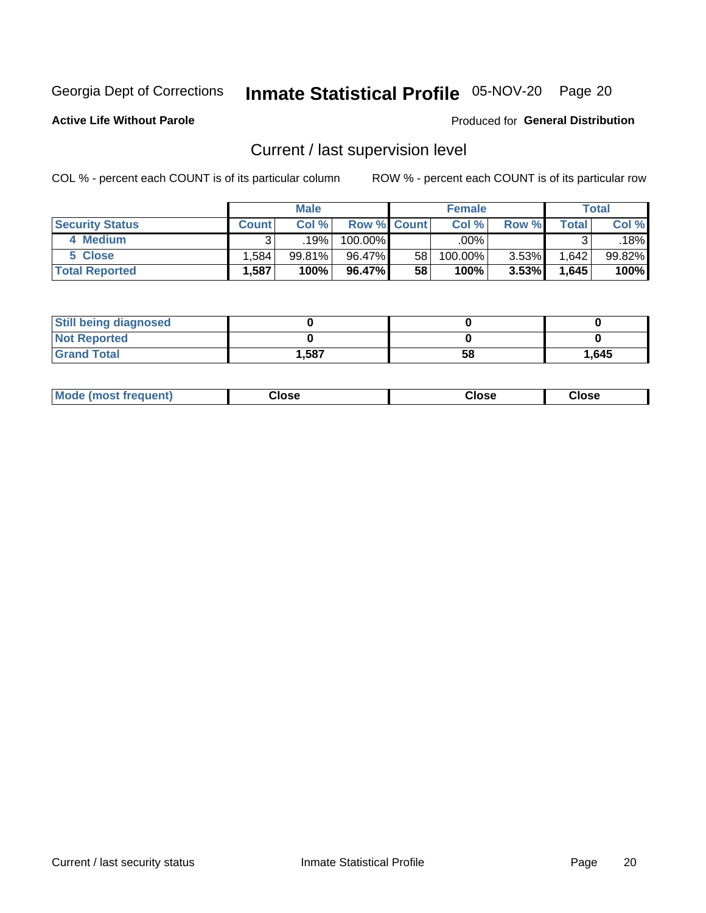Georgia Dept of Corrections **Inmate Statistical Profile** 05-NOV-20 Page 20

**Active Life Without Parole**

Produced for **General Distribution**

## Current / last supervision level

COL % - percent each COUNT is of its particular column ROW % - percent each COUNT is of its particular row

| | Male | | | Female | | | Total | |
|---|---|---|---|---|---|---|---|---|
| **Security Status** | **Count** | **Col %** | **Row %** | **Count** | **Col %** | **Row %** | **Total** | **Col %** |
| 4 Medium | 3 | .19% | 100.00% | | .00% | | 3 | .18% |
| 5 Close | 1,584 | 99.81% | 96.47% | 58 | 100.00% | 3.53% | 1,642 | 99.82% |
| **Total Reported** | **1,587** | **100%** | **96.47%** | **58** | **100%** | **3.53%** | **1,645** | **100%** |

| | Male | Female | Total |
|---|---|---|---|
| Still being diagnosed | 0 | 0 | 0 |
| Not Reported | 0 | 0 | 0 |
| Grand Total | 1,587 | 58 | 1,645 |

| | Male | Female | Total |
|---|---|---|---|
| Mode (most frequent) | Close | Close | Close |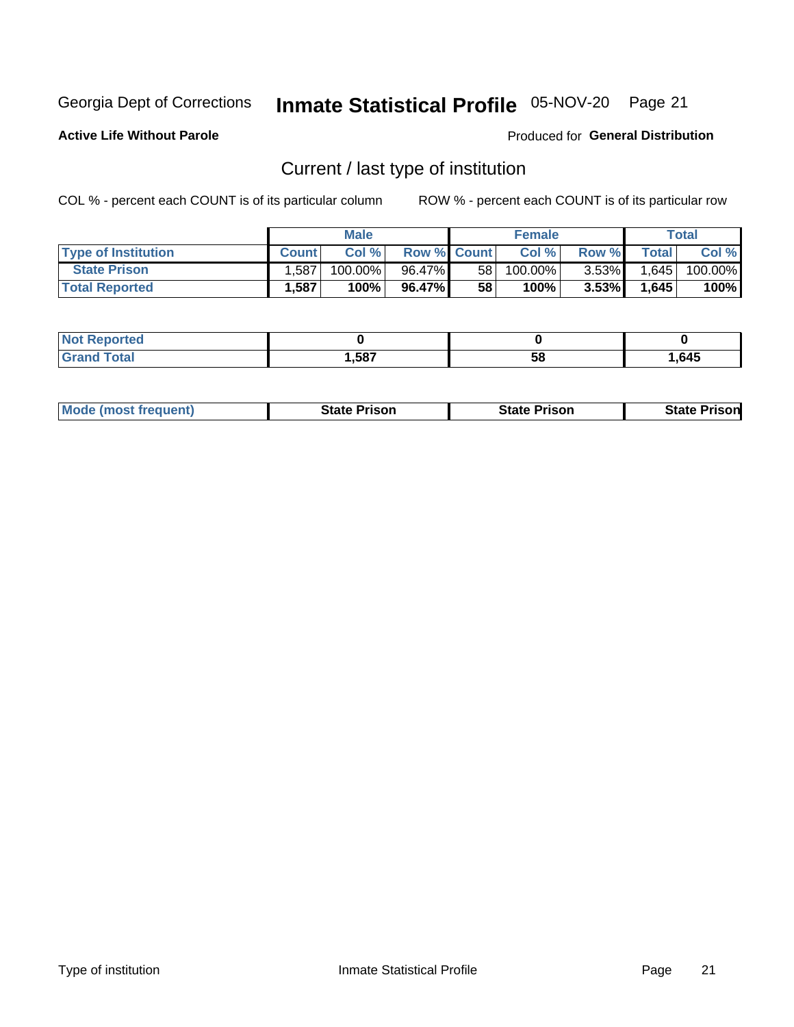Georgia Dept of Corrections **Inmate Statistical Profile** 05-NOV-20

**Active Life Without Parole**

Produced for **General Distribution**

## Current / last type of institution

COL % - percent each COUNT is of its particular column    ROW % - percent each COUNT is of its particular row

| | Male | | | Female | | | Total | |
|---|---|---|---|---|---|---|---|---|
| **Type of Institution** | **Count** | **Col %** | **Row %** | **Count** | **Col %** | **Row %** | **Total** | **Col %** |
| **State Prison** | 1,587 | 100.00% | 96.47% | 58 | 100.00% | 3.53% | 1,645 | 100.00% |
| **Total Reported** | **1,587** | **100%** | **96.47%** | **58** | **100%** | **3.53%** | **1,645** | **100%** |

| | Male | Female | Total |
|---|---|---|---|
| **Not Reported** | **0** | **0** | **0** |
| **Grand Total** | **1,587** | **58** | **1,645** |

| | Male | Female | Total |
|---|---|---|---|
| **Mode (most frequent)** | **State Prison** | **State Prison** | **State Prison** |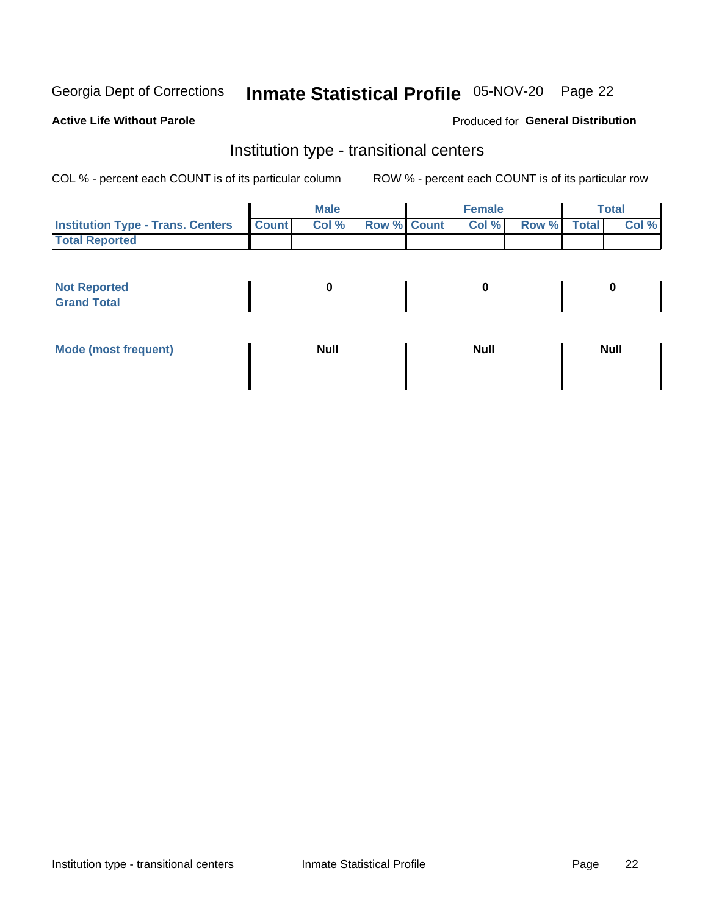Georgia Dept of Corrections **Inmate Statistical Profile** 05-NOV-20

**Active Life Without Parole**

Produced for **General Distribution**

## Institution type - transitional centers

COL % - percent each COUNT is of its particular column    ROW % - percent each COUNT is of its particular row

| | Male | | | Female | | | Total | |
|---|---|---|---|---|---|---|---|---|
| **Institution Type - Trans. Centers** | **Count** | **Col %** | **Row %** | **Count** | **Col %** | **Row %** | **Total** | **Col %** |
| **Total Reported** | | | | | | | | |

| | Male | Female | Total |
|---|---|---|---|
| **Not Reported** | 0 | 0 | 0 |
| **Grand Total** | | | |

| | Male | Female | Total |
|---|---|---|---|
| **Mode (most frequent)** | Null | Null | Null |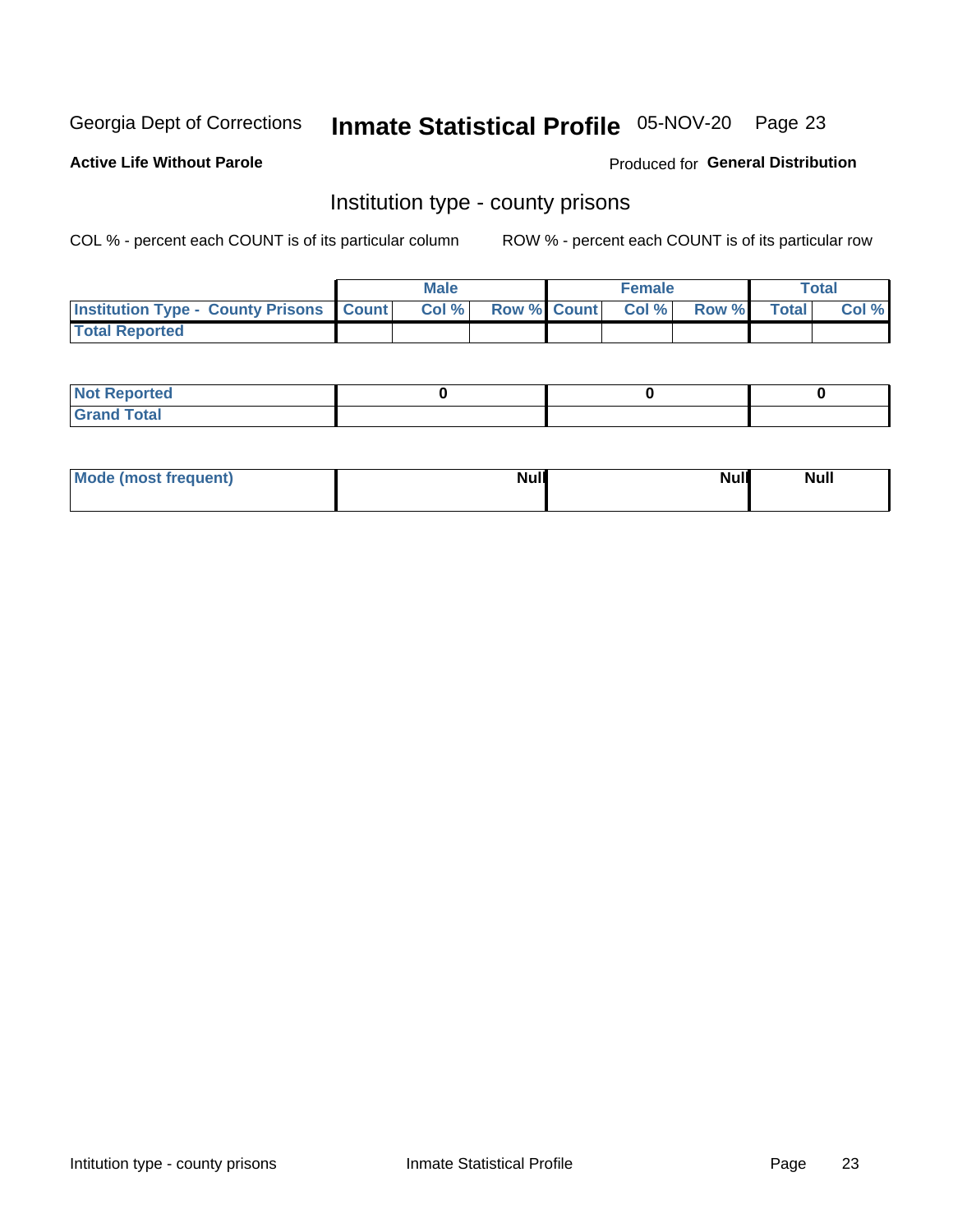Georgia Dept of Corrections **Inmate Statistical Profile** 05-NOV-20

**Active Life Without Parole**

Produced for **General Distribution**

## Institution type - county prisons

COL % - percent each COUNT is of its particular column

ROW % - percent each COUNT is of its particular row

| | Male | | | Female | | | Total | |
|---|---|---|---|---|---|---|---|---|
| **Institution Type - County Prisons** | **Count** | **Col %** | **Row %** | **Count** | **Col %** | **Row %** | **Total** | **Col %** |
| **Total Reported** | | | | | | | | |

| | Male | Female | Total |
|---|---|---|---|
| **Not Reported** | **0** | **0** | **0** |
| **Grand Total** | | | |

| | Male | Female | Total |
|---|---|---|---|
| **Mode (most frequent)** | **Null** | **Null** | **Null** |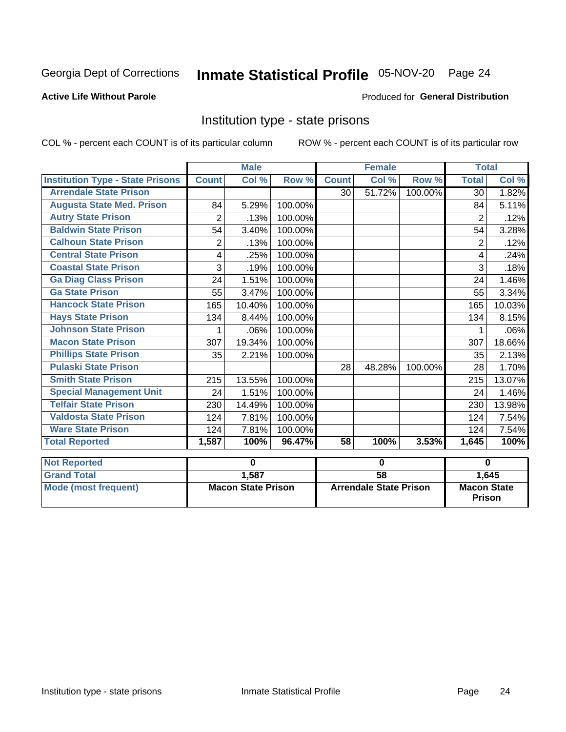Georgia Dept of Corrections **Inmate Statistical Profile** 05-NOV-20 Page 24

**Active Life Without Parole**

Produced for **General Distribution**

## Institution type - state prisons

COL % - percent each COUNT is of its particular column

ROW % - percent each COUNT is of its particular row

| | Male | | | Female | | | Total | |
|---|---|---|---|---|---|---|---|---|
| **Institution Type - State Prisons** | **Count** | **Col %** | **Row %** | **Count** | **Col %** | **Row %** | **Total** | **Col %** |
| Arrendale State Prison | | | | 30 | 51.72% | 100.00% | 30 | 1.82% |
| Augusta State Med. Prison | 84 | 5.29% | 100.00% | | | | 84 | 5.11% |
| Autry State Prison | 2 | .13% | 100.00% | | | | 2 | .12% |
| Baldwin State Prison | 54 | 3.40% | 100.00% | | | | 54 | 3.28% |
| Calhoun State Prison | 2 | .13% | 100.00% | | | | 2 | .12% |
| Central State Prison | 4 | .25% | 100.00% | | | | 4 | .24% |
| Coastal State Prison | 3 | .19% | 100.00% | | | | 3 | .18% |
| Ga Diag Class Prison | 24 | 1.51% | 100.00% | | | | 24 | 1.46% |
| Ga State Prison | 55 | 3.47% | 100.00% | | | | 55 | 3.34% |
| Hancock State Prison | 165 | 10.40% | 100.00% | | | | 165 | 10.03% |
| Hays State Prison | 134 | 8.44% | 100.00% | | | | 134 | 8.15% |
| Johnson State Prison | 1 | .06% | 100.00% | | | | 1 | .06% |
| Macon State Prison | 307 | 19.34% | 100.00% | | | | 307 | 18.66% |
| Phillips State Prison | 35 | 2.21% | 100.00% | | | | 35 | 2.13% |
| Pulaski State Prison | | | | 28 | 48.28% | 100.00% | 28 | 1.70% |
| Smith State Prison | 215 | 13.55% | 100.00% | | | | 215 | 13.07% |
| Special Management Unit | 24 | 1.51% | 100.00% | | | | 24 | 1.46% |
| Telfair State Prison | 230 | 14.49% | 100.00% | | | | 230 | 13.98% |
| Valdosta State Prison | 124 | 7.81% | 100.00% | | | | 124 | 7.54% |
| Ware State Prison | 124 | 7.81% | 100.00% | | | | 124 | 7.54% |
| **Total Reported** | **1,587** | **100%** | **96.47%** | **58** | **100%** | **3.53%** | **1,645** | **100%** |

| | Male | Female | Total |
|---|---|---|---|
| Not Reported | 0 | 0 | 0 |
| Grand Total | 1,587 | 58 | 1,645 |
| Mode (most frequent) | Macon State Prison | Arrendale State Prison | Macon State Prison |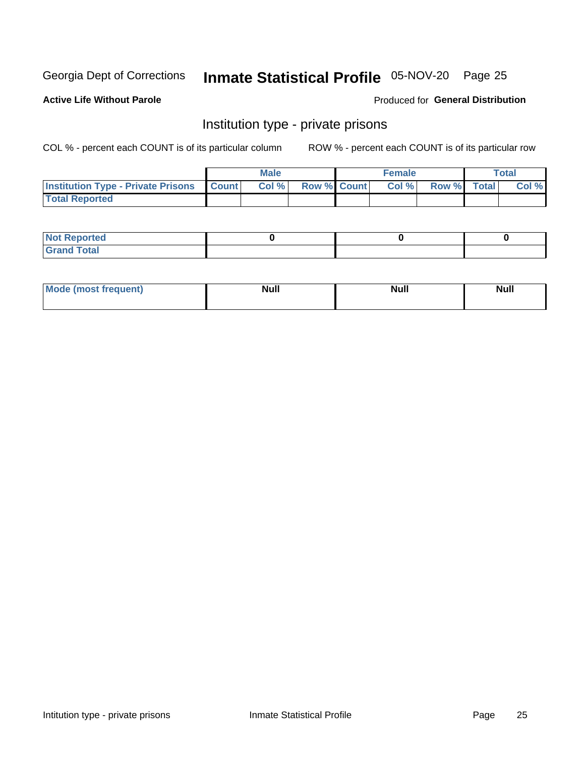Georgia Dept of Corrections **Inmate Statistical Profile** 05-NOV-20

**Active Life Without Parole**

Produced for **General Distribution**

## Institution type - private prisons

COL % - percent each COUNT is of its particular column

ROW % - percent each COUNT is of its particular row

| | Male | | | Female | | | Total | |
|---|---|---|---|---|---|---|---|---|
| **Institution Type - Private Prisons** | **Count** | **Col %** | **Row %** | **Count** | **Col %** | **Row %** | **Total** | **Col %** |
| **Total Reported** | | | | | | | | |

| | Male | Female | Total |
|---|---|---|---|
| **Not Reported** | **0** | **0** | **0** |
| **Grand Total** | | | |

| | Male | Female | Total |
|---|---|---|---|
| **Mode (most frequent)** | **Null** | **Null** | **Null** |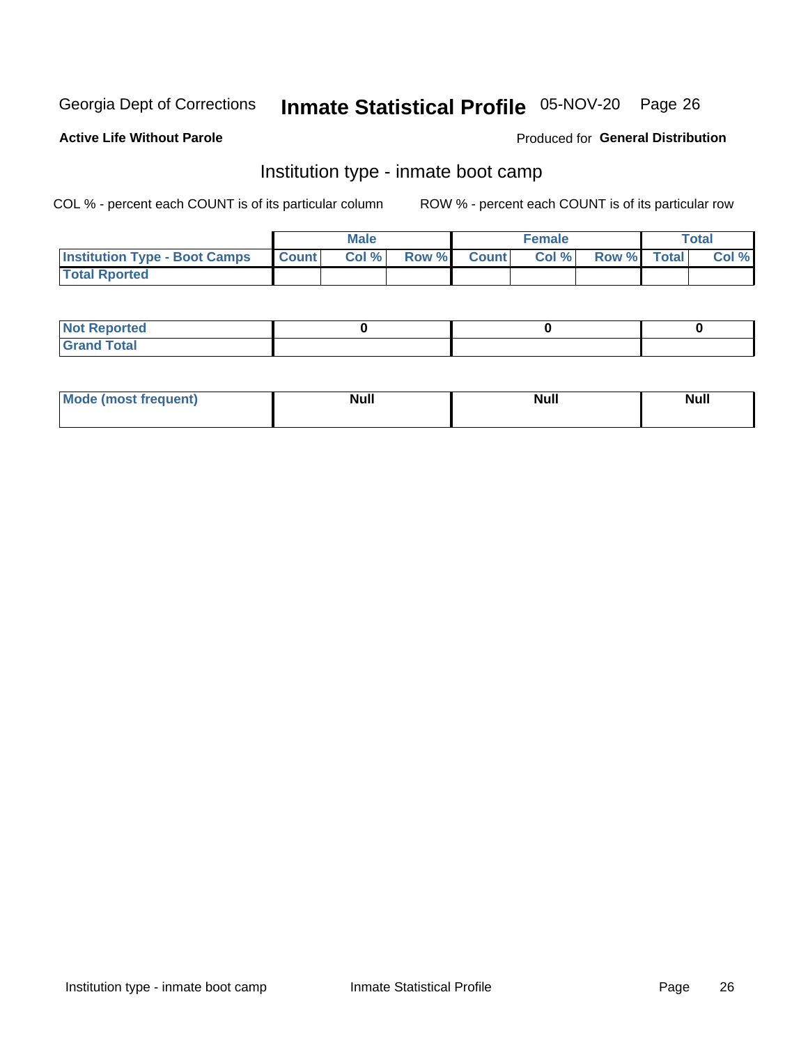Georgia Dept of Corrections **Inmate Statistical Profile** 05-NOV-20

**Active Life Without Parole**

Produced for **General Distribution**

## Institution type - inmate boot camp

COL % - percent each COUNT is of its particular column

ROW % - percent each COUNT is of its particular row

| | Male | | | Female | | | Total | |
|---|---|---|---|---|---|---|---|---|
| **Institution Type - Boot Camps** | **Count** | **Col %** | **Row %** | **Count** | **Col %** | **Row %** | **Total** | **Col %** |
| **Total Rported** | | | | | | | | |

| | Male | Female | Total |
|---|---|---|---|
| **Not Reported** | **0** | **0** | **0** |
| **Grand Total** | | | |

| | Male | Female | Total |
|---|---|---|---|
| **Mode (most frequent)** | **Null** | **Null** | **Null** |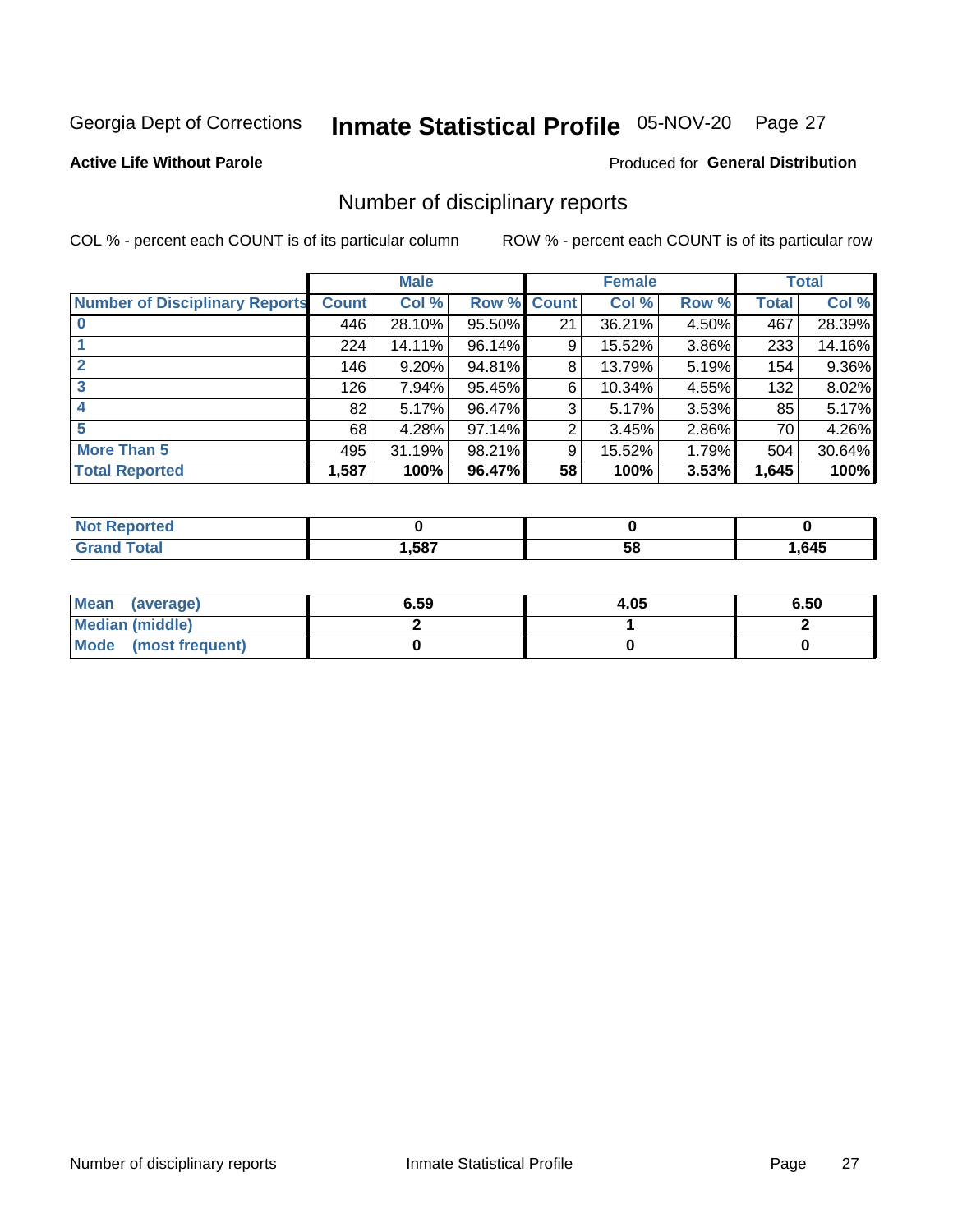Georgia Dept of Corrections **Inmate Statistical Profile** 05-NOV-20

**Active Life Without Parole**

Produced for **General Distribution**

## Number of disciplinary reports

COL % - percent each COUNT is of its particular column

ROW % - percent each COUNT is of its particular row

| | Male | | | Female | | | Total | |
|---|---|---|---|---|---|---|---|---|
| **Number of Disciplinary Reports** | **Count** | **Col %** | **Row %** | **Count** | **Col %** | **Row %** | **Total** | **Col %** |
| **0** | 446 | 28.10% | 95.50% | 21 | 36.21% | 4.50% | 467 | 28.39% |
| **1** | 224 | 14.11% | 96.14% | 9 | 15.52% | 3.86% | 233 | 14.16% |
| **2** | 146 | 9.20% | 94.81% | 8 | 13.79% | 5.19% | 154 | 9.36% |
| **3** | 126 | 7.94% | 95.45% | 6 | 10.34% | 4.55% | 132 | 8.02% |
| **4** | 82 | 5.17% | 96.47% | 3 | 5.17% | 3.53% | 85 | 5.17% |
| **5** | 68 | 4.28% | 97.14% | 2 | 3.45% | 2.86% | 70 | 4.26% |
| **More Than 5** | 495 | 31.19% | 98.21% | 9 | 15.52% | 1.79% | 504 | 30.64% |
| **Total Reported** | **1,587** | **100%** | **96.47%** | **58** | **100%** | **3.53%** | **1,645** | **100%** |

| | Male | Female | Total |
|---|---|---|---|
| **Not Reported** | **0** | **0** | **0** |
| **Grand Total** | **1,587** | **58** | **1,645** |

| | Male | Female | Total |
|---|---|---|---|
| **Mean (average)** | **6.59** | **4.05** | **6.50** |
| **Median (middle)** | **2** | **1** | **2** |
| **Mode (most frequent)** | **0** | **0** | **0** |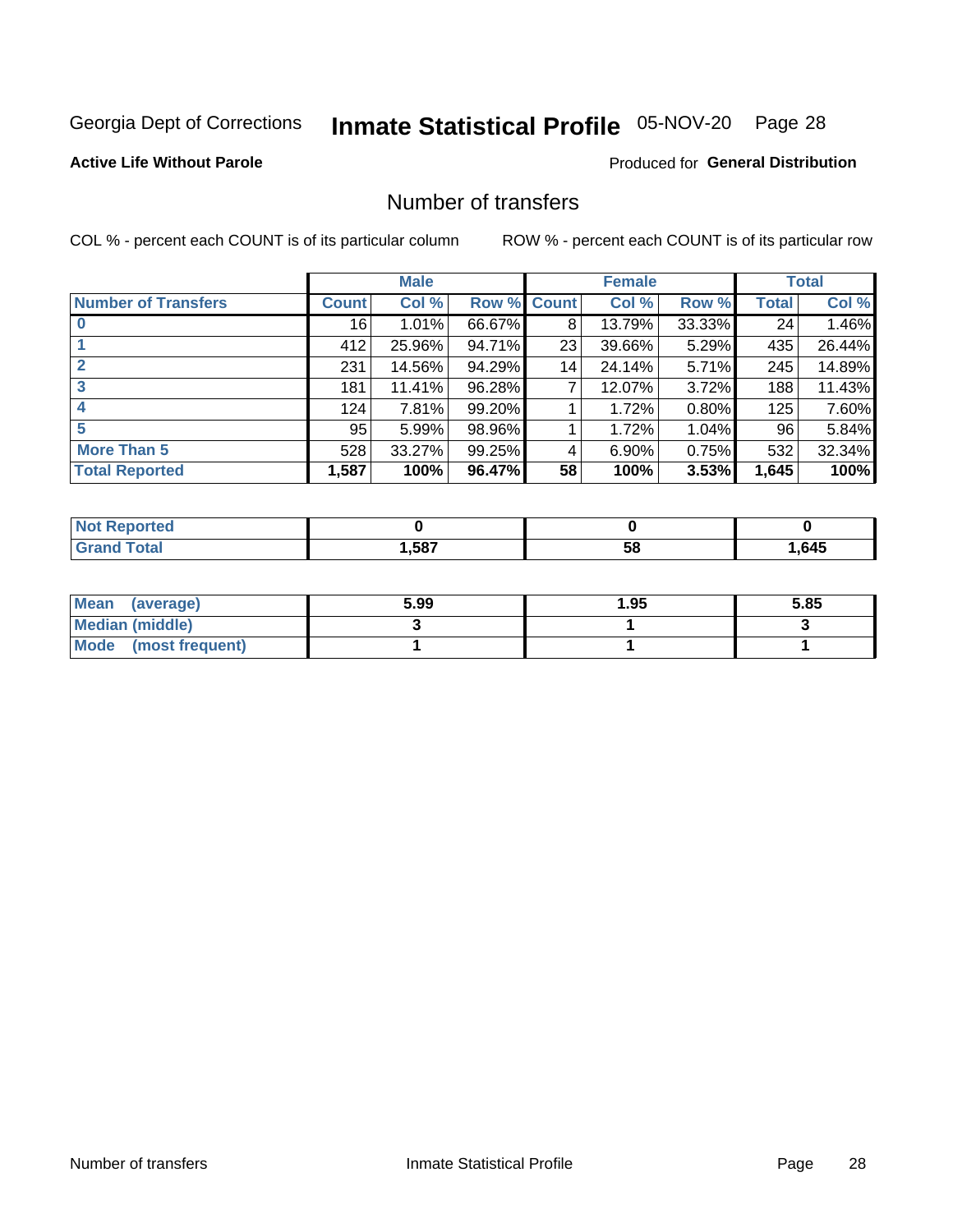Georgia Dept of Corrections **Inmate Statistical Profile** 05-NOV-20

**Active Life Without Parole**

Produced for **General Distribution**

## Number of transfers

COL % - percent each COUNT is of its particular column

ROW % - percent each COUNT is of its particular row

| | Male | | | Female | | | Total | |
|---|---|---|---|---|---|---|---|---|
| **Number of Transfers** | **Count** | **Col %** | **Row %** | **Count** | **Col %** | **Row %** | **Total** | **Col %** |
| **0** | 16 | 1.01% | 66.67% | 8 | 13.79% | 33.33% | 24 | 1.46% |
| **1** | 412 | 25.96% | 94.71% | 23 | 39.66% | 5.29% | 435 | 26.44% |
| **2** | 231 | 14.56% | 94.29% | 14 | 24.14% | 5.71% | 245 | 14.89% |
| **3** | 181 | 11.41% | 96.28% | 7 | 12.07% | 3.72% | 188 | 11.43% |
| **4** | 124 | 7.81% | 99.20% | 1 | 1.72% | 0.80% | 125 | 7.60% |
| **5** | 95 | 5.99% | 98.96% | 1 | 1.72% | 1.04% | 96 | 5.84% |
| **More Than 5** | 528 | 33.27% | 99.25% | 4 | 6.90% | 0.75% | 532 | 32.34% |
| **Total Reported** | **1,587** | **100%** | **96.47%** | **58** | **100%** | **3.53%** | **1,645** | **100%** |

| | Male | Female | Total |
|---|---|---|---|
| **Not Reported** | **0** | **0** | **0** |
| **Grand Total** | **1,587** | **58** | **1,645** |

| | Male | Female | Total |
|---|---|---|---|
| **Mean (average)** | **5.99** | **1.95** | **5.85** |
| **Median (middle)** | **3** | **1** | **3** |
| **Mode (most frequent)** | **1** | **1** | **1** |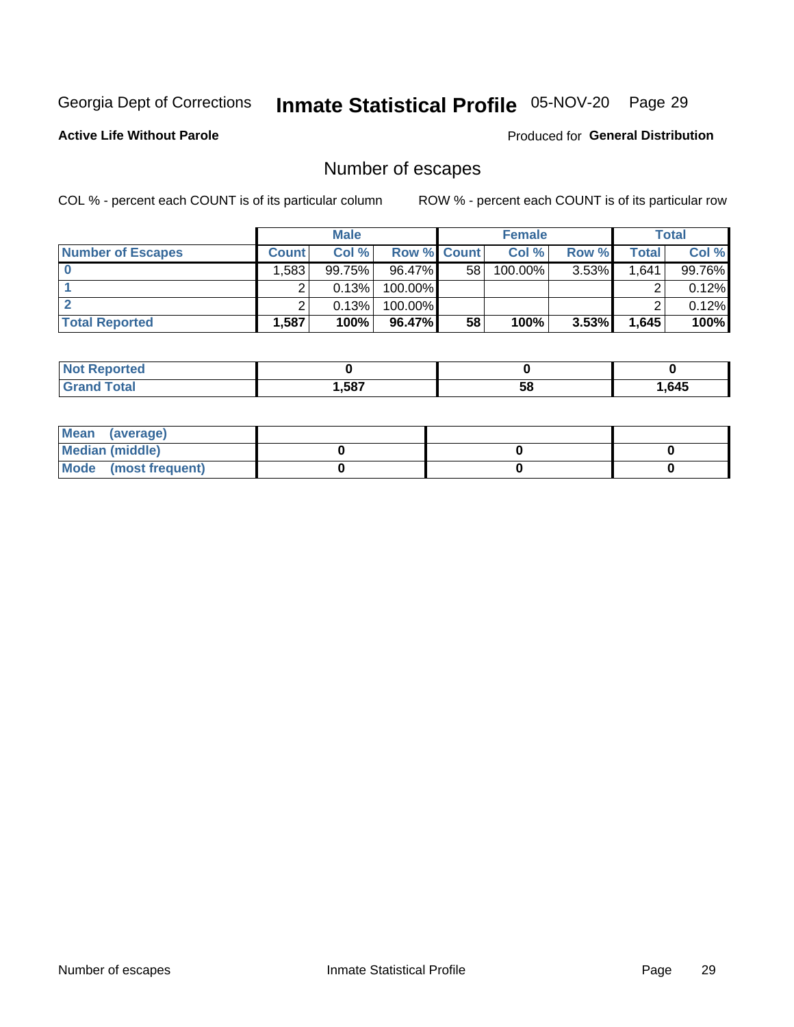Georgia Dept of Corrections **Inmate Statistical Profile** 05-NOV-20

**Active Life Without Parole** Produced for **General Distribution**

## Number of escapes

COL % - percent each COUNT is of its particular column ROW % - percent each COUNT is of its particular row

| | Male | | | Female | | | Total | |
|---|---|---|---|---|---|---|---|---|
| **Number of Escapes** | **Count** | **Col %** | **Row %** | **Count** | **Col %** | **Row %** | **Total** | **Col %** |
| **0** | 1,583 | 99.75% | 96.47% | 58 | 100.00% | 3.53% | 1,641 | 99.76% |
| **1** | 2 | 0.13% | 100.00% | | | | 2 | 0.12% |
| **2** | 2 | 0.13% | 100.00% | | | | 2 | 0.12% |
| **Total Reported** | **1,587** | **100%** | **96.47%** | **58** | **100%** | **3.53%** | **1,645** | **100%** |

| | Male | Female | Total |
|---|---|---|---|
| **Not Reported** | **0** | **0** | **0** |
| **Grand Total** | **1,587** | **58** | **1,645** |

| | Male | Female | Total |
|---|---|---|---|
| **Mean (average)** | | | |
| **Median (middle)** | **0** | **0** | **0** |
| **Mode (most frequent)** | **0** | **0** | **0** |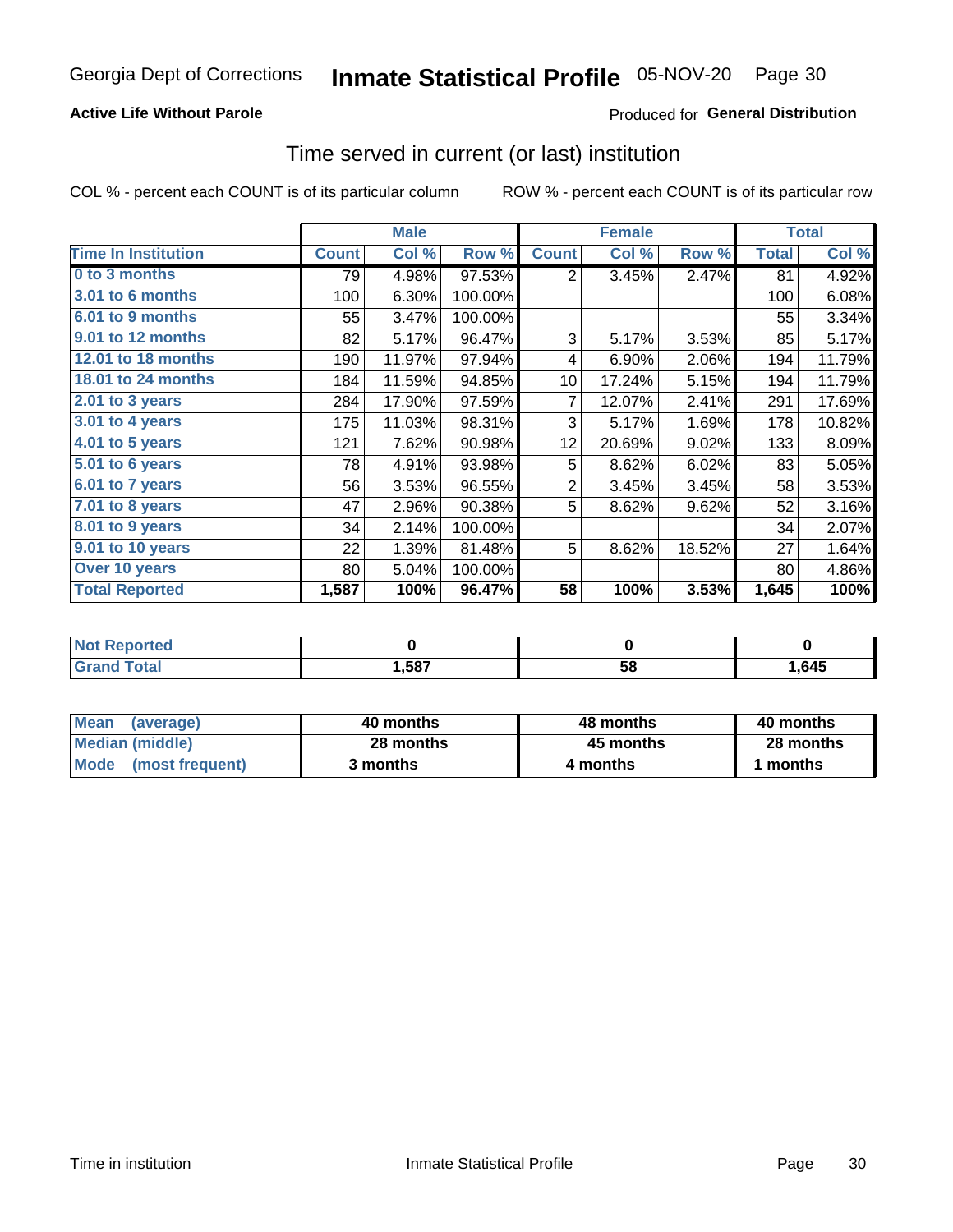Georgia Dept of Corrections **Inmate Statistical Profile** 05-NOV-20 Page 30

**Active Life Without Parole**

Produced for **General Distribution**

## Time served in current (or last) institution

COL % - percent each COUNT is of its particular column ROW % - percent each COUNT is of its particular row

| | Male | | | Female | | | Total | |
|---|---|---|---|---|---|---|---|---|
| **Time In Institution** | **Count** | **Col %** | **Row %** | **Count** | **Col %** | **Row %** | **Total** | **Col %** |
| **0 to 3 months** | 79 | 4.98% | 97.53% | 2 | 3.45% | 2.47% | 81 | 4.92% |
| **3.01 to 6 months** | 100 | 6.30% | 100.00% | | | | 100 | 6.08% |
| **6.01 to 9 months** | 55 | 3.47% | 100.00% | | | | 55 | 3.34% |
| **9.01 to 12 months** | 82 | 5.17% | 96.47% | 3 | 5.17% | 3.53% | 85 | 5.17% |
| **12.01 to 18 months** | 190 | 11.97% | 97.94% | 4 | 6.90% | 2.06% | 194 | 11.79% |
| **18.01 to 24 months** | 184 | 11.59% | 94.85% | 10 | 17.24% | 5.15% | 194 | 11.79% |
| **2.01 to 3 years** | 284 | 17.90% | 97.59% | 7 | 12.07% | 2.41% | 291 | 17.69% |
| **3.01 to 4 years** | 175 | 11.03% | 98.31% | 3 | 5.17% | 1.69% | 178 | 10.82% |
| **4.01 to 5 years** | 121 | 7.62% | 90.98% | 12 | 20.69% | 9.02% | 133 | 8.09% |
| **5.01 to 6 years** | 78 | 4.91% | 93.98% | 5 | 8.62% | 6.02% | 83 | 5.05% |
| **6.01 to 7 years** | 56 | 3.53% | 96.55% | 2 | 3.45% | 3.45% | 58 | 3.53% |
| **7.01 to 8 years** | 47 | 2.96% | 90.38% | 5 | 8.62% | 9.62% | 52 | 3.16% |
| **8.01 to 9 years** | 34 | 2.14% | 100.00% | | | | 34 | 2.07% |
| **9.01 to 10 years** | 22 | 1.39% | 81.48% | 5 | 8.62% | 18.52% | 27 | 1.64% |
| **Over 10 years** | 80 | 5.04% | 100.00% | | | | 80 | 4.86% |
| **Total Reported** | **1,587** | **100%** | **96.47%** | **58** | **100%** | **3.53%** | **1,645** | **100%** |

| | Male | Female | Total |
|---|---|---|---|
| **Not Reported** | **0** | **0** | **0** |
| **Grand Total** | **1,587** | **58** | **1,645** |

| | Male | Female | Total |
|---|---|---|---|
| **Mean (average)** | **40 months** | **48 months** | **40 months** |
| **Median (middle)** | **28 months** | **45 months** | **28 months** |
| **Mode (most frequent)** | **3 months** | **4 months** | **1 months** |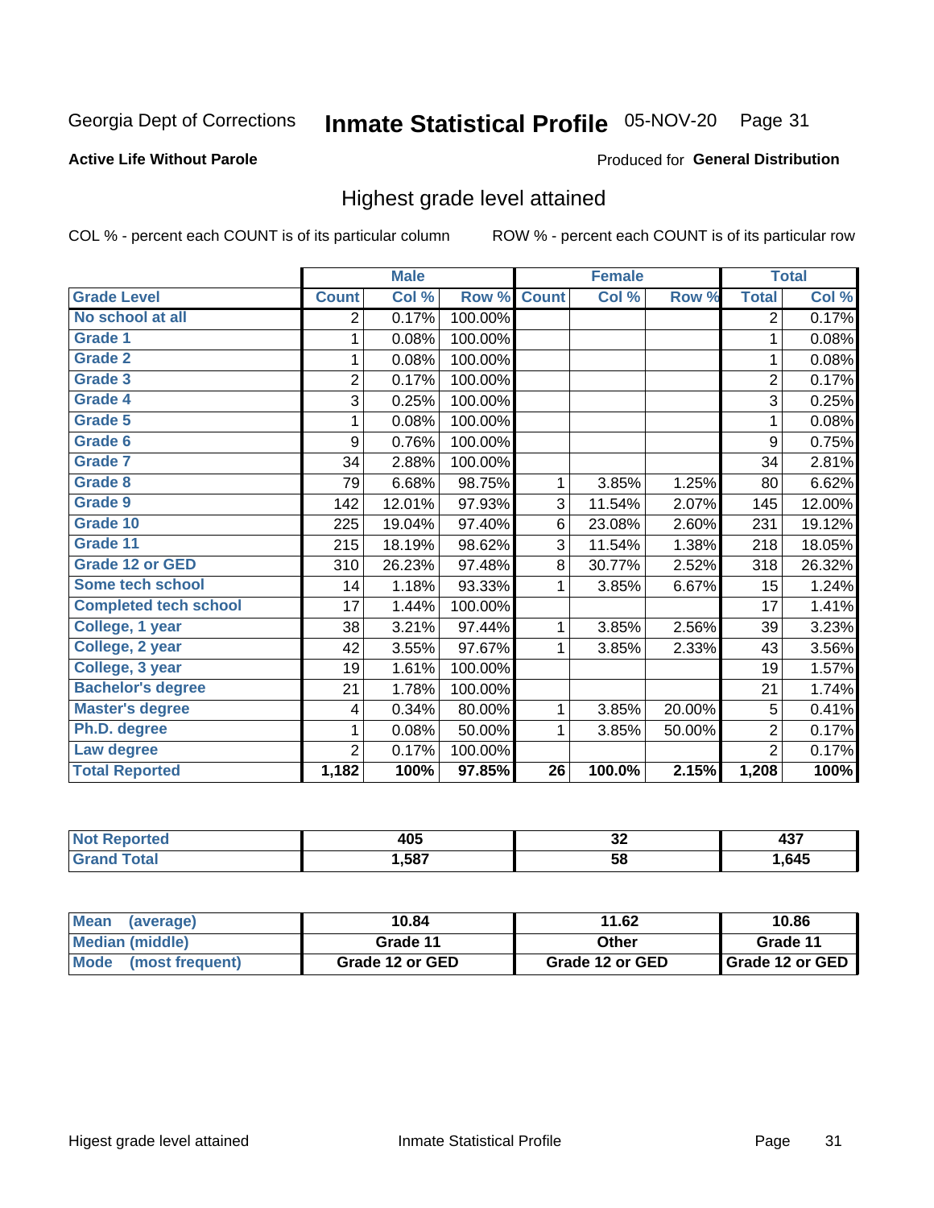Georgia Dept of Corrections **Inmate Statistical Profile** 05-NOV-20 Page 31

**Active Life Without Parole**

Produced for **General Distribution**

## Highest grade level attained

COL % - percent each COUNT is of its particular column

ROW % - percent each COUNT is of its particular row

| | Male | | | Female | | | Total | |
|---|---|---|---|---|---|---|---|---|
| **Grade Level** | **Count** | **Col %** | **Row %** | **Count** | **Col %** | **Row %** | **Total** | **Col %** |
| No school at all | 2 | 0.17% | 100.00% | | | | 2 | 0.17% |
| Grade 1 | 1 | 0.08% | 100.00% | | | | 1 | 0.08% |
| Grade 2 | 1 | 0.08% | 100.00% | | | | 1 | 0.08% |
| Grade 3 | 2 | 0.17% | 100.00% | | | | 2 | 0.17% |
| Grade 4 | 3 | 0.25% | 100.00% | | | | 3 | 0.25% |
| Grade 5 | 1 | 0.08% | 100.00% | | | | 1 | 0.08% |
| Grade 6 | 9 | 0.76% | 100.00% | | | | 9 | 0.75% |
| Grade 7 | 34 | 2.88% | 100.00% | | | | 34 | 2.81% |
| Grade 8 | 79 | 6.68% | 98.75% | 1 | 3.85% | 1.25% | 80 | 6.62% |
| Grade 9 | 142 | 12.01% | 97.93% | 3 | 11.54% | 2.07% | 145 | 12.00% |
| Grade 10 | 225 | 19.04% | 97.40% | 6 | 23.08% | 2.60% | 231 | 19.12% |
| Grade 11 | 215 | 18.19% | 98.62% | 3 | 11.54% | 1.38% | 218 | 18.05% |
| Grade 12 or GED | 310 | 26.23% | 97.48% | 8 | 30.77% | 2.52% | 318 | 26.32% |
| Some tech school | 14 | 1.18% | 93.33% | 1 | 3.85% | 6.67% | 15 | 1.24% |
| Completed tech school | 17 | 1.44% | 100.00% | | | | 17 | 1.41% |
| College, 1 year | 38 | 3.21% | 97.44% | 1 | 3.85% | 2.56% | 39 | 3.23% |
| College, 2 year | 42 | 3.55% | 97.67% | 1 | 3.85% | 2.33% | 43 | 3.56% |
| College, 3 year | 19 | 1.61% | 100.00% | | | | 19 | 1.57% |
| Bachelor's degree | 21 | 1.78% | 100.00% | | | | 21 | 1.74% |
| Master's degree | 4 | 0.34% | 80.00% | 1 | 3.85% | 20.00% | 5 | 0.41% |
| Ph.D. degree | 1 | 0.08% | 50.00% | 1 | 3.85% | 50.00% | 2 | 0.17% |
| Law degree | 2 | 0.17% | 100.00% | | | | 2 | 0.17% |
| **Total Reported** | **1,182** | **100%** | **97.85%** | **26** | **100.0%** | **2.15%** | **1,208** | **100%** |

| | Male | Female | Total |
|---|---|---|---|
| Not Reported | 405 | 32 | 437 |
| Grand Total | 1,587 | 58 | 1,645 |

| | Male | Female | Total |
|---|---|---|---|
| Mean (average) | 10.84 | 11.62 | 10.86 |
| Median (middle) | Grade 11 | Other | Grade 11 |
| Mode (most frequent) | Grade 12 or GED | Grade 12 or GED | Grade 12 or GED |

Higest grade level attained Inmate Statistical Profile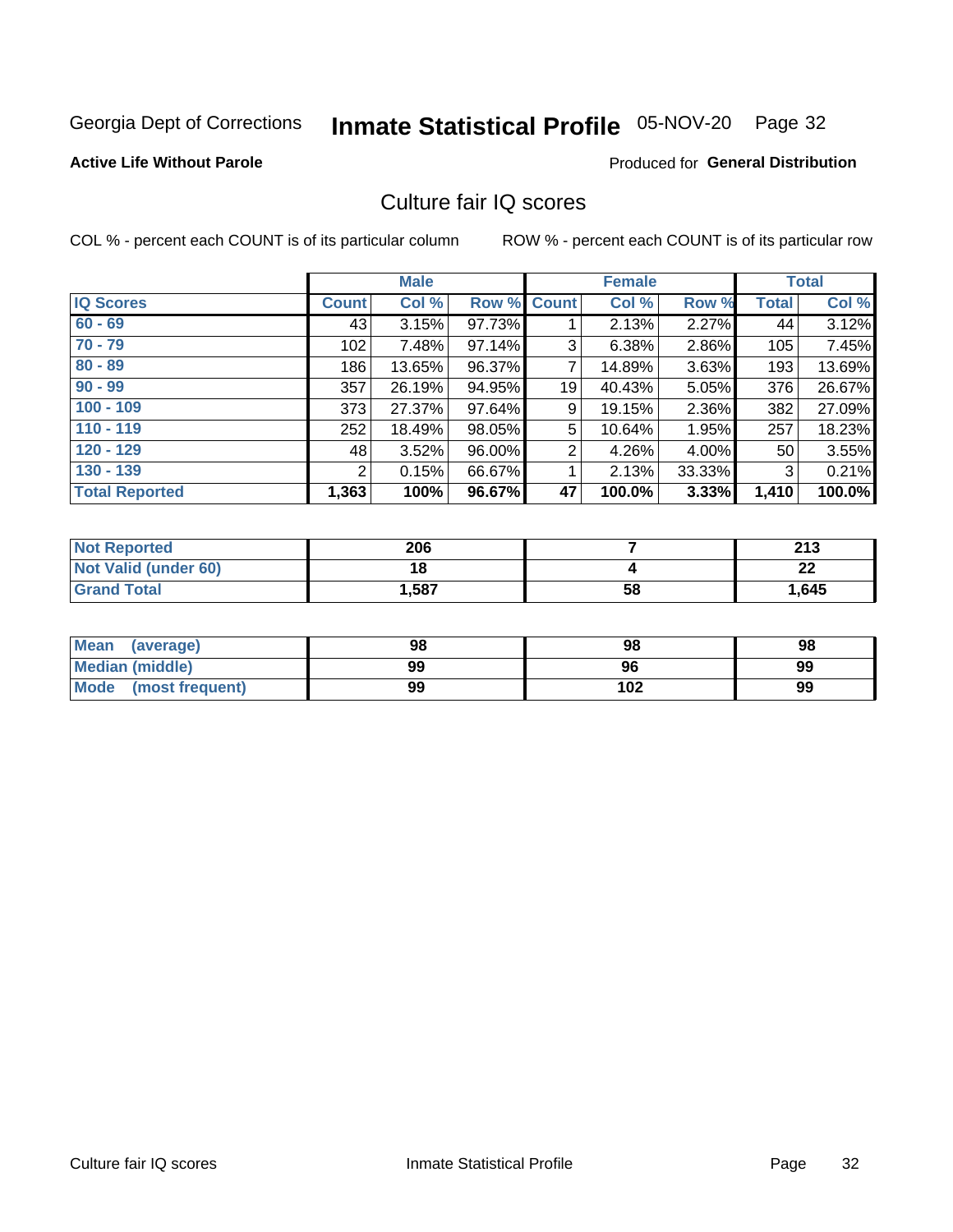Georgia Dept of Corrections **Inmate Statistical Profile** 05-NOV-20

**Active Life Without Parole** Produced for **General Distribution**

## Culture fair IQ scores

COL % - percent each COUNT is of its particular column ROW % - percent each COUNT is of its particular row

| | Male | | | Female | | | Total | |
|---|---|---|---|---|---|---|---|---|
| **IQ Scores** | **Count** | **Col %** | **Row %** | **Count** | **Col %** | **Row %** | **Total** | **Col %** |
| **60 - 69** | 43 | 3.15% | 97.73% | 1 | 2.13% | 2.27% | 44 | 3.12% |
| **70 - 79** | 102 | 7.48% | 97.14% | 3 | 6.38% | 2.86% | 105 | 7.45% |
| **80 - 89** | 186 | 13.65% | 96.37% | 7 | 14.89% | 3.63% | 193 | 13.69% |
| **90 - 99** | 357 | 26.19% | 94.95% | 19 | 40.43% | 5.05% | 376 | 26.67% |
| **100 - 109** | 373 | 27.37% | 97.64% | 9 | 19.15% | 2.36% | 382 | 27.09% |
| **110 - 119** | 252 | 18.49% | 98.05% | 5 | 10.64% | 1.95% | 257 | 18.23% |
| **120 - 129** | 48 | 3.52% | 96.00% | 2 | 4.26% | 4.00% | 50 | 3.55% |
| **130 - 139** | 2 | 0.15% | 66.67% | 1 | 2.13% | 33.33% | 3 | 0.21% |
| **Total Reported** | **1,363** | **100%** | **96.67%** | **47** | **100.0%** | **3.33%** | **1,410** | **100.0%** |

| | Male | Female | Total |
|---|---|---|---|
| **Not Reported** | **206** | **7** | **213** |
| **Not Valid (under 60)** | **18** | **4** | **22** |
| **Grand Total** | **1,587** | **58** | **1,645** |

| | Male | Female | Total |
|---|---|---|---|
| **Mean (average)** | **98** | **98** | **98** |
| **Median (middle)** | **99** | **96** | **99** |
| **Mode (most frequent)** | **99** | **102** | **99** |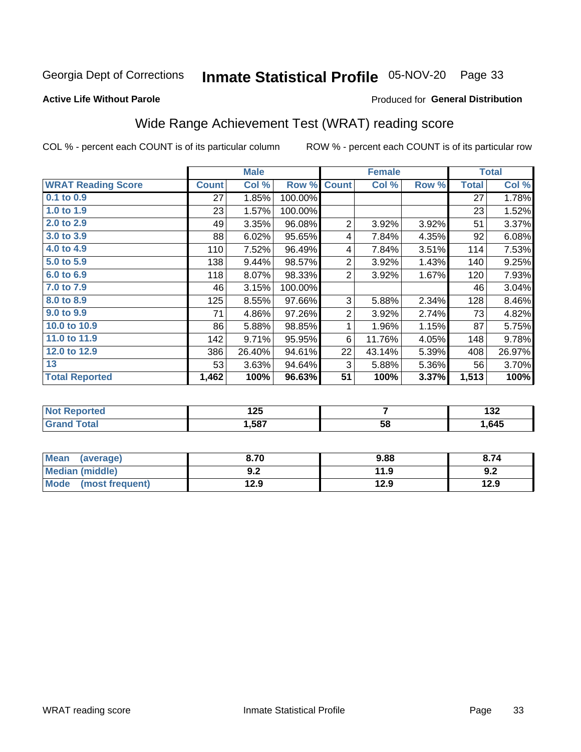Georgia Dept of Corrections **Inmate Statistical Profile** 05-NOV-20 Page 33

**Active Life Without Parole**

Produced for **General Distribution**

## Wide Range Achievement Test (WRAT) reading score

COL % - percent each COUNT is of its particular column ROW % - percent each COUNT is of its particular row

| | Male | | | Female | | | Total | |
|---|---|---|---|---|---|---|---|---|
| **WRAT Reading Score** | **Count** | **Col %** | **Row %** | **Count** | **Col %** | **Row %** | **Total** | **Col %** |
| 0.1 to 0.9 | 27 | 1.85% | 100.00% | | | | 27 | 1.78% |
| 1.0 to 1.9 | 23 | 1.57% | 100.00% | | | | 23 | 1.52% |
| 2.0 to 2.9 | 49 | 3.35% | 96.08% | 2 | 3.92% | 3.92% | 51 | 3.37% |
| 3.0 to 3.9 | 88 | 6.02% | 95.65% | 4 | 7.84% | 4.35% | 92 | 6.08% |
| 4.0 to 4.9 | 110 | 7.52% | 96.49% | 4 | 7.84% | 3.51% | 114 | 7.53% |
| 5.0 to 5.9 | 138 | 9.44% | 98.57% | 2 | 3.92% | 1.43% | 140 | 9.25% |
| 6.0 to 6.9 | 118 | 8.07% | 98.33% | 2 | 3.92% | 1.67% | 120 | 7.93% |
| 7.0 to 7.9 | 46 | 3.15% | 100.00% | | | | 46 | 3.04% |
| 8.0 to 8.9 | 125 | 8.55% | 97.66% | 3 | 5.88% | 2.34% | 128 | 8.46% |
| 9.0 to 9.9 | 71 | 4.86% | 97.26% | 2 | 3.92% | 2.74% | 73 | 4.82% |
| 10.0 to 10.9 | 86 | 5.88% | 98.85% | 1 | 1.96% | 1.15% | 87 | 5.75% |
| 11.0 to 11.9 | 142 | 9.71% | 95.95% | 6 | 11.76% | 4.05% | 148 | 9.78% |
| 12.0 to 12.9 | 386 | 26.40% | 94.61% | 22 | 43.14% | 5.39% | 408 | 26.97% |
| 13 | 53 | 3.63% | 94.64% | 3 | 5.88% | 5.36% | 56 | 3.70% |
| **Total Reported** | **1,462** | **100%** | **96.63%** | **51** | **100%** | **3.37%** | **1,513** | **100%** |

| | Male | Female | Total |
|---|---|---|---|
| Not Reported | 125 | 7 | 132 |
| Grand Total | 1,587 | 58 | 1,645 |

| | Male | Female | Total |
|---|---|---|---|
| Mean (average) | 8.70 | 9.88 | 8.74 |
| Median (middle) | 9.2 | 11.9 | 9.2 |
| Mode (most frequent) | 12.9 | 12.9 | 12.9 |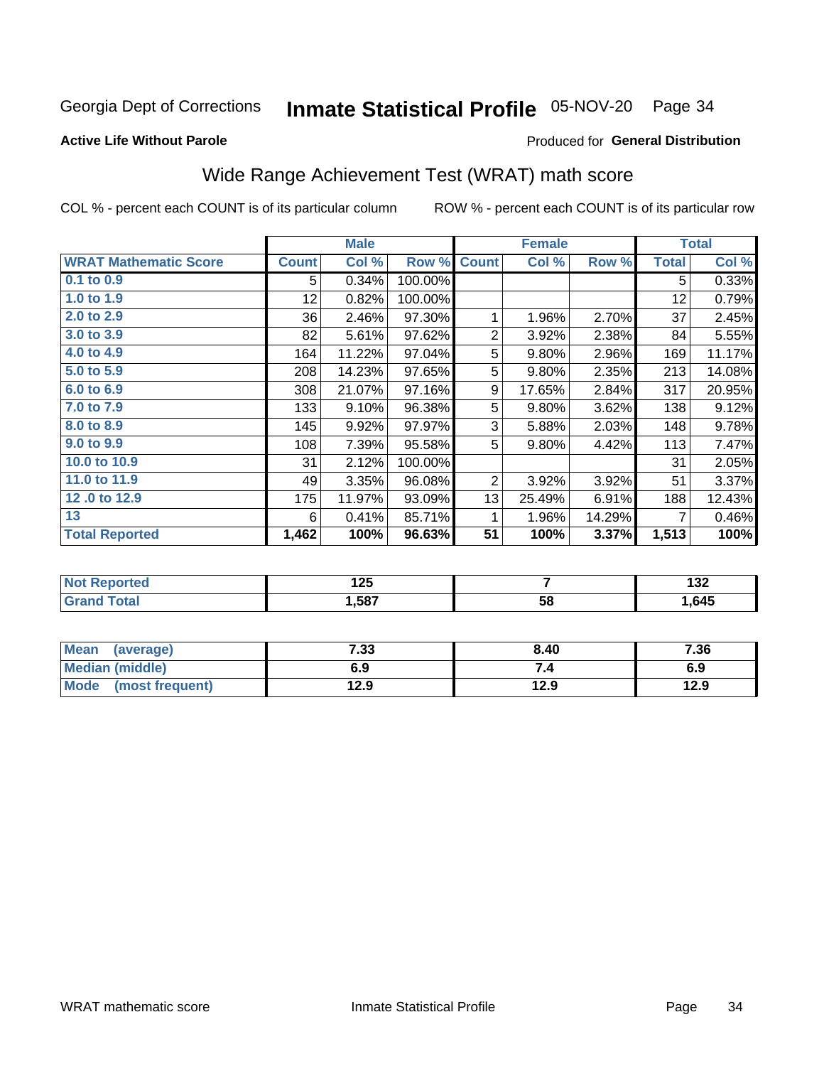Georgia Dept of Corrections **Inmate Statistical Profile** 05-NOV-20

**Active Life Without Parole**

Produced for **General Distribution**

## Wide Range Achievement Test (WRAT) math score

COL % - percent each COUNT is of its particular column ROW % - percent each COUNT is of its particular row

| | Male | | | Female | | | Total | |
|---|---|---|---|---|---|---|---|---|
| **WRAT Mathematic Score** | **Count** | **Col %** | **Row %** | **Count** | **Col %** | **Row %** | **Total** | **Col %** |
| 0.1 to 0.9 | 5 | 0.34% | 100.00% | | | | 5 | 0.33% |
| 1.0 to 1.9 | 12 | 0.82% | 100.00% | | | | 12 | 0.79% |
| 2.0 to 2.9 | 36 | 2.46% | 97.30% | 1 | 1.96% | 2.70% | 37 | 2.45% |
| 3.0 to 3.9 | 82 | 5.61% | 97.62% | 2 | 3.92% | 2.38% | 84 | 5.55% |
| 4.0 to 4.9 | 164 | 11.22% | 97.04% | 5 | 9.80% | 2.96% | 169 | 11.17% |
| 5.0 to 5.9 | 208 | 14.23% | 97.65% | 5 | 9.80% | 2.35% | 213 | 14.08% |
| 6.0 to 6.9 | 308 | 21.07% | 97.16% | 9 | 17.65% | 2.84% | 317 | 20.95% |
| 7.0 to 7.9 | 133 | 9.10% | 96.38% | 5 | 9.80% | 3.62% | 138 | 9.12% |
| 8.0 to 8.9 | 145 | 9.92% | 97.97% | 3 | 5.88% | 2.03% | 148 | 9.78% |
| 9.0 to 9.9 | 108 | 7.39% | 95.58% | 5 | 9.80% | 4.42% | 113 | 7.47% |
| 10.0 to 10.9 | 31 | 2.12% | 100.00% | | | | 31 | 2.05% |
| 11.0 to 11.9 | 49 | 3.35% | 96.08% | 2 | 3.92% | 3.92% | 51 | 3.37% |
| 12 .0 to 12.9 | 175 | 11.97% | 93.09% | 13 | 25.49% | 6.91% | 188 | 12.43% |
| 13 | 6 | 0.41% | 85.71% | 1 | 1.96% | 14.29% | 7 | 0.46% |
| **Total Reported** | **1,462** | **100%** | **96.63%** | **51** | **100%** | **3.37%** | **1,513** | **100%** |

| | Male | Female | Total |
|---|---|---|---|
| Not Reported | **125** | **7** | **132** |
| Grand Total | **1,587** | **58** | **1,645** |

| | Male | Female | Total |
|---|---|---|---|
| Mean (average) | **7.33** | **8.40** | **7.36** |
| Median (middle) | **6.9** | **7.4** | **6.9** |
| Mode (most frequent) | **12.9** | **12.9** | **12.9** |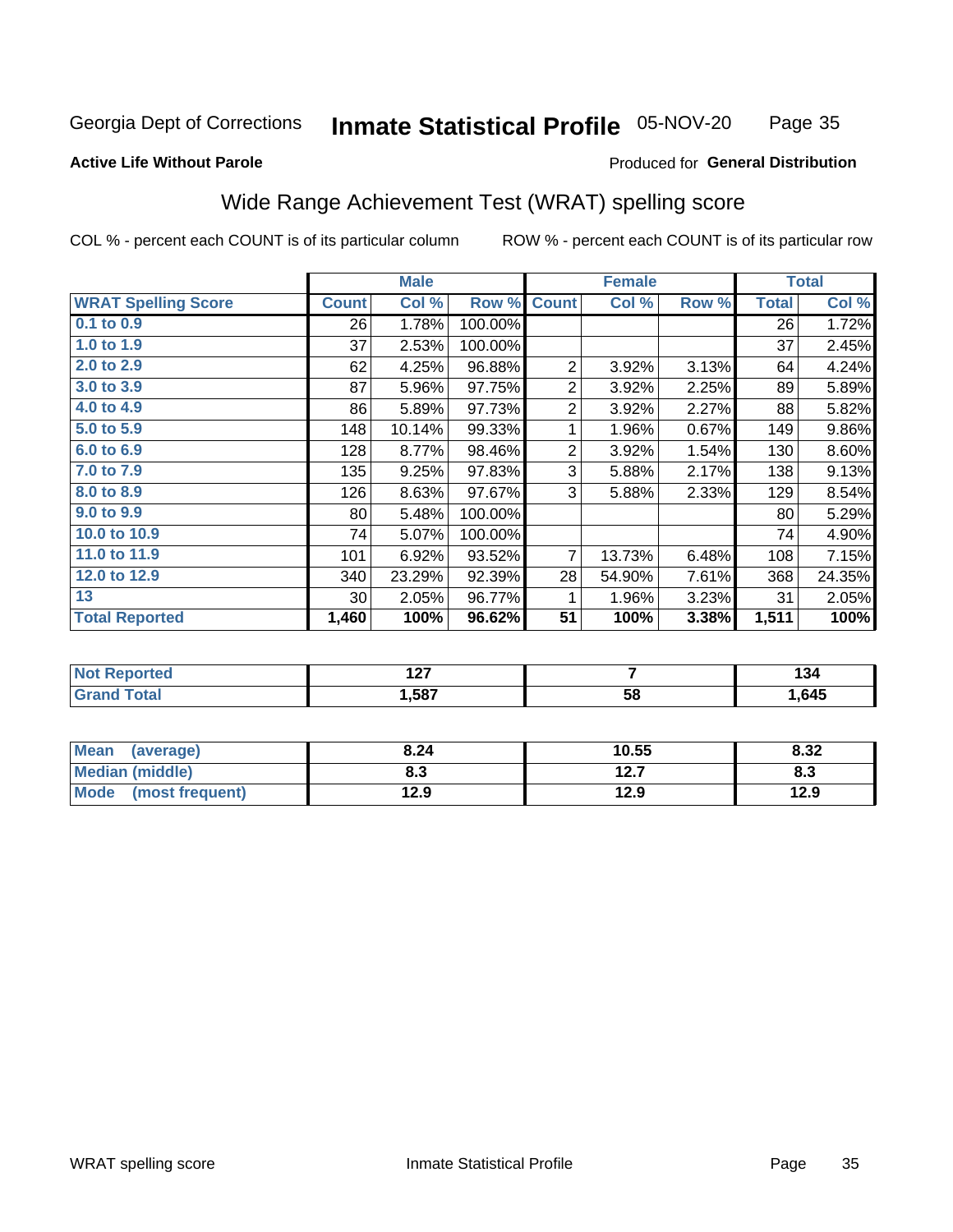Georgia Dept of Corrections **Inmate Statistical Profile** 05-NOV-20

**Active Life Without Parole**

Produced for **General Distribution**

## Wide Range Achievement Test (WRAT) spelling score

COL % - percent each COUNT is of its particular column ROW % - percent each COUNT is of its particular row

| | Male | | | Female | | | Total | |
|---|---|---|---|---|---|---|---|---|
| **WRAT Spelling Score** | **Count** | **Col %** | **Row %** | **Count** | **Col %** | **Row %** | **Total** | **Col %** |
| 0.1 to 0.9 | 26 | 1.78% | 100.00% | | | | 26 | 1.72% |
| 1.0 to 1.9 | 37 | 2.53% | 100.00% | | | | 37 | 2.45% |
| 2.0 to 2.9 | 62 | 4.25% | 96.88% | 2 | 3.92% | 3.13% | 64 | 4.24% |
| 3.0 to 3.9 | 87 | 5.96% | 97.75% | 2 | 3.92% | 2.25% | 89 | 5.89% |
| 4.0 to 4.9 | 86 | 5.89% | 97.73% | 2 | 3.92% | 2.27% | 88 | 5.82% |
| 5.0 to 5.9 | 148 | 10.14% | 99.33% | 1 | 1.96% | 0.67% | 149 | 9.86% |
| 6.0 to 6.9 | 128 | 8.77% | 98.46% | 2 | 3.92% | 1.54% | 130 | 8.60% |
| 7.0 to 7.9 | 135 | 9.25% | 97.83% | 3 | 5.88% | 2.17% | 138 | 9.13% |
| 8.0 to 8.9 | 126 | 8.63% | 97.67% | 3 | 5.88% | 2.33% | 129 | 8.54% |
| 9.0 to 9.9 | 80 | 5.48% | 100.00% | | | | 80 | 5.29% |
| 10.0 to 10.9 | 74 | 5.07% | 100.00% | | | | 74 | 4.90% |
| 11.0 to 11.9 | 101 | 6.92% | 93.52% | 7 | 13.73% | 6.48% | 108 | 7.15% |
| 12.0 to 12.9 | 340 | 23.29% | 92.39% | 28 | 54.90% | 7.61% | 368 | 24.35% |
| 13 | 30 | 2.05% | 96.77% | 1 | 1.96% | 3.23% | 31 | 2.05% |
| **Total Reported** | **1,460** | **100%** | **96.62%** | **51** | **100%** | **3.38%** | **1,511** | **100%** |

| | Male | Female | Total |
|---|---|---|---|
| Not Reported | 127 | 7 | 134 |
| Grand Total | 1,587 | 58 | 1,645 |

| | Male | Female | Total |
|---|---|---|---|
| Mean (average) | 8.24 | 10.55 | 8.32 |
| Median (middle) | 8.3 | 12.7 | 8.3 |
| Mode (most frequent) | 12.9 | 12.9 | 12.9 |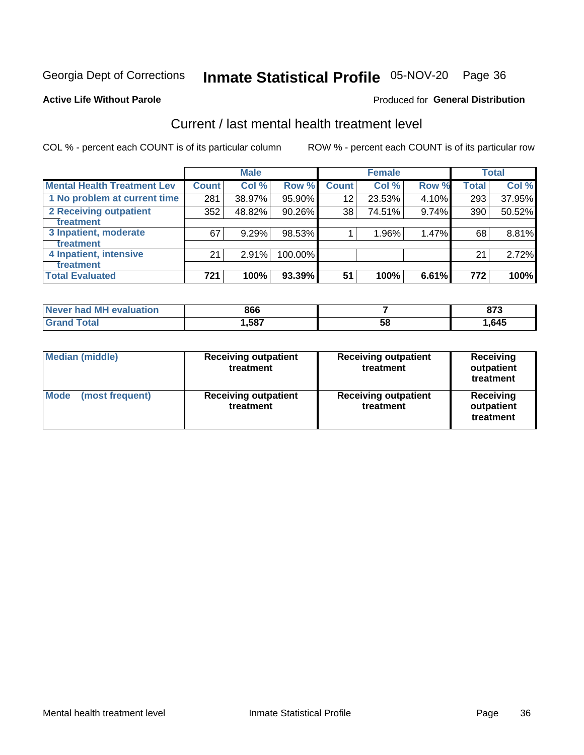Georgia Dept of Corrections **Inmate Statistical Profile** 05-NOV-20

**Active Life Without Parole**

Produced for **General Distribution**

## Current / last mental health treatment level

COL % - percent each COUNT is of its particular column

ROW % - percent each COUNT is of its particular row

| | Male | | | Female | | | Total | |
|---|---|---|---|---|---|---|---|---|
| **Mental Health Treatment Lev** | **Count** | **Col %** | **Row %** | **Count** | **Col %** | **Row %** | **Total** | **Col %** |
| 1 No problem at current time | 281 | 38.97% | 95.90% | 12 | 23.53% | 4.10% | 293 | 37.95% |
| 2 Receiving outpatient treatment | 352 | 48.82% | 90.26% | 38 | 74.51% | 9.74% | 390 | 50.52% |
| 3 Inpatient, moderate treatment | 67 | 9.29% | 98.53% | 1 | 1.96% | 1.47% | 68 | 8.81% |
| 4 Inpatient, intensive treatment | 21 | 2.91% | 100.00% | | | | 21 | 2.72% |
| **Total Evaluated** | **721** | **100%** | **93.39%** | **51** | **100%** | **6.61%** | **772** | **100%** |

| | Male | Female | Total |
|---|---|---|---|
| Never had MH evaluation | 866 | 7 | 873 |
| Grand Total | 1,587 | 58 | 1,645 |

| | Male | Female | Total |
|---|---|---|---|
| Median (middle) | Receiving outpatient treatment | Receiving outpatient treatment | Receiving outpatient treatment |
| Mode (most frequent) | Receiving outpatient treatment | Receiving outpatient treatment | Receiving outpatient treatment |

Mental health treatment level Inmate Statistical Profile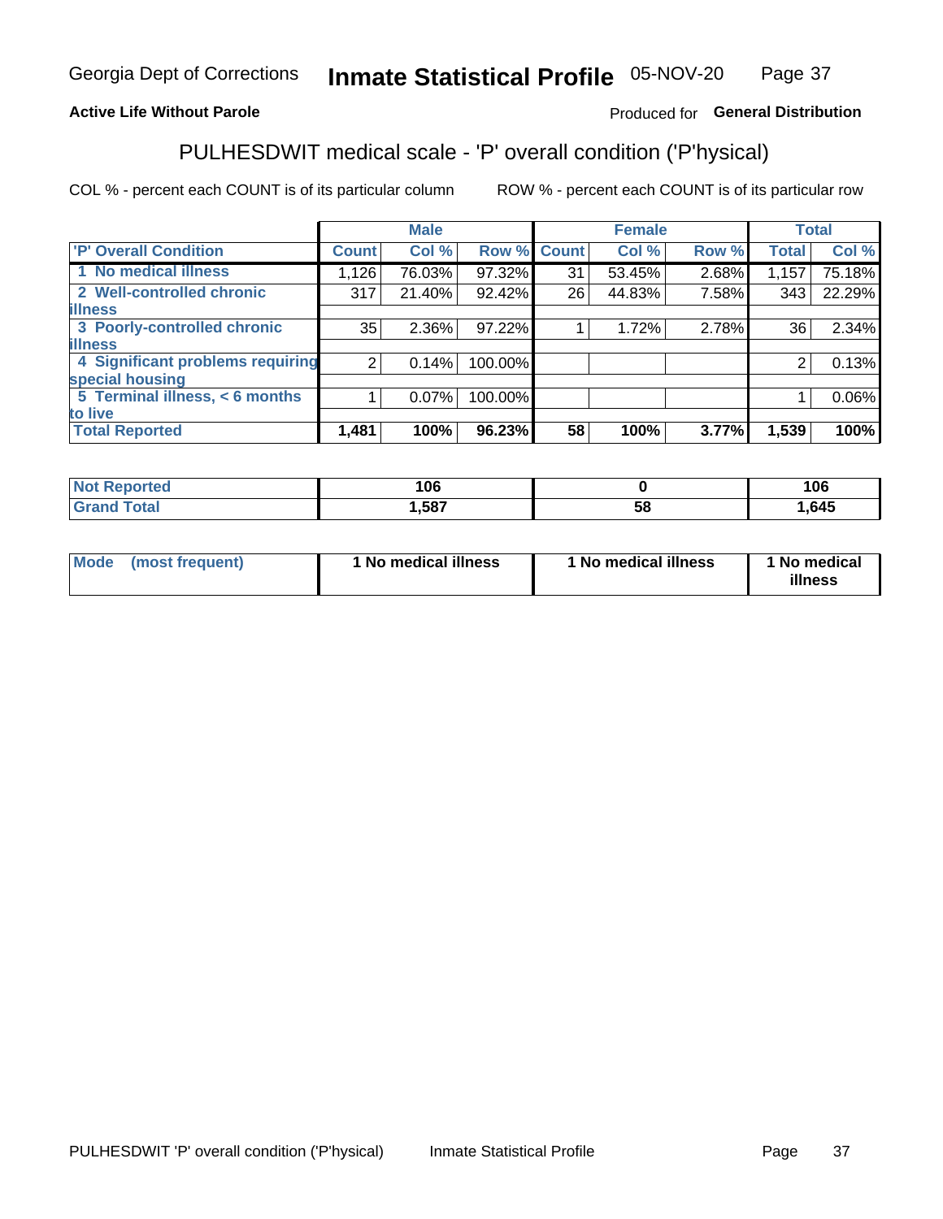Georgia Dept of Corrections **Inmate Statistical Profile** 05-NOV-20

**Active Life Without Parole**

Produced for **General Distribution**

## PULHESDWIT medical scale - 'P' overall condition ('P'hysical)

COL % - percent each COUNT is of its particular column

ROW % - percent each COUNT is of its particular row

| | Male | | | Female | | | Total | |
|---|---|---|---|---|---|---|---|---|
| 'P' Overall Condition | Count | Col % | Row % | Count | Col % | Row % | Total | Col % |
| 1 No medical illness | 1,126 | 76.03% | 97.32% | 31 | 53.45% | 2.68% | 1,157 | 75.18% |
| 2 Well-controlled chronic illness | 317 | 21.40% | 92.42% | 26 | 44.83% | 7.58% | 343 | 22.29% |
| 3 Poorly-controlled chronic illness | 35 | 2.36% | 97.22% | 1 | 1.72% | 2.78% | 36 | 2.34% |
| 4 Significant problems requiring special housing | 2 | 0.14% | 100.00% | | | | 2 | 0.13% |
| 5 Terminal illness, < 6 months to live | 1 | 0.07% | 100.00% | | | | 1 | 0.06% |
| **Total Reported** | **1,481** | **100%** | **96.23%** | **58** | **100%** | **3.77%** | **1,539** | **100%** |

| | Male | Female | Total |
|---|---|---|---|
| Not Reported | 106 | 0 | 106 |
| Grand Total | 1,587 | 58 | 1,645 |

| | Male | Female | Total |
|---|---|---|---|
| Mode (most frequent) | 1 No medical illness | 1 No medical illness | 1 No medical illness |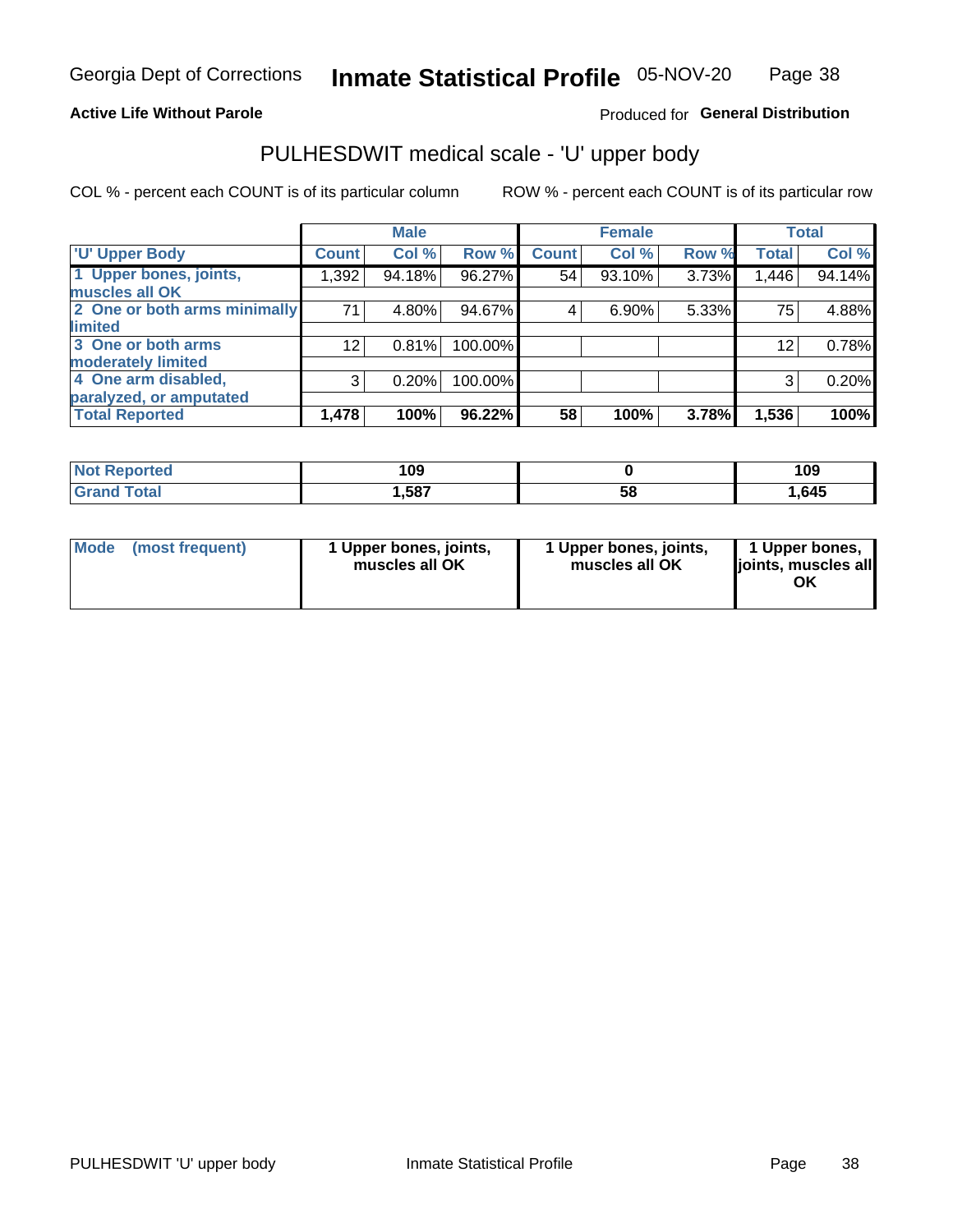Georgia Dept of Corrections **Inmate Statistical Profile** 05-NOV-20

**Active Life Without Parole**

Produced for **General Distribution**

## PULHESDWIT medical scale - 'U' upper body

COL % - percent each COUNT is of its particular column ROW % - percent each COUNT is of its particular row

| | Male | | | Female | | | Total | |
|---|---|---|---|---|---|---|---|---|
| 'U' Upper Body | Count | Col % | Row % | Count | Col % | Row % | Total | Col % |
| 1 Upper bones, joints, muscles all OK | 1,392 | 94.18% | 96.27% | 54 | 93.10% | 3.73% | 1,446 | 94.14% |
| 2 One or both arms minimally limited | 71 | 4.80% | 94.67% | 4 | 6.90% | 5.33% | 75 | 4.88% |
| 3 One or both arms moderately limited | 12 | 0.81% | 100.00% | | | | 12 | 0.78% |
| 4 One arm disabled, paralyzed, or amputated | 3 | 0.20% | 100.00% | | | | 3 | 0.20% |
| **Total Reported** | **1,478** | **100%** | **96.22%** | **58** | **100%** | **3.78%** | **1,536** | **100%** |

| | Male | Female | Total |
|---|---|---|---|
| Not Reported | 109 | 0 | 109 |
| Grand Total | 1,587 | 58 | 1,645 |

| | Male | Female | Total |
|---|---|---|---|
| Mode (most frequent) | 1 Upper bones, joints, muscles all OK | 1 Upper bones, joints, muscles all OK | 1 Upper bones, joints, muscles all OK |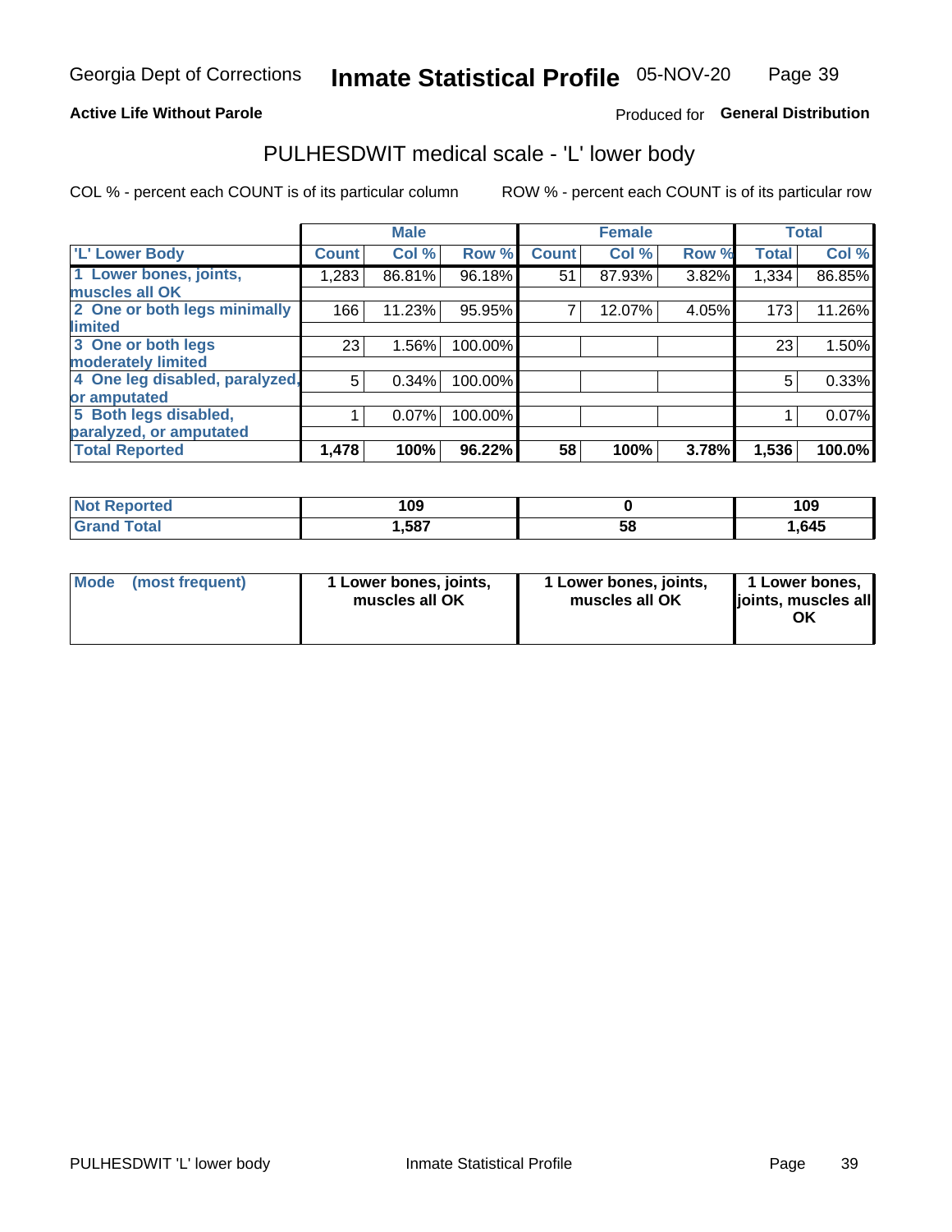**Active Life Without Parole**

Produced for **General Distribution**

## PULHESDWIT medical scale - 'L' lower body

COL % - percent each COUNT is of its particular column

ROW % - percent each COUNT is of its particular row

| | Male | | | Female | | | Total | |
|---|---|---|---|---|---|---|---|---|
| 'L' Lower Body | Count | Col % | Row % | Count | Col % | Row % | Total | Col % |
| 1 Lower bones, joints, muscles all OK | 1,283 | 86.81% | 96.18% | 51 | 87.93% | 3.82% | 1,334 | 86.85% |
| 2 One or both legs minimally limited | 166 | 11.23% | 95.95% | 7 | 12.07% | 4.05% | 173 | 11.26% |
| 3 One or both legs moderately limited | 23 | 1.56% | 100.00% | | | | 23 | 1.50% |
| 4 One leg disabled, paralyzed, or amputated | 5 | 0.34% | 100.00% | | | | 5 | 0.33% |
| 5 Both legs disabled, paralyzed, or amputated | 1 | 0.07% | 100.00% | | | | 1 | 0.07% |
| **Total Reported** | **1,478** | **100%** | **96.22%** | **58** | **100%** | **3.78%** | **1,536** | **100.0%** |

| | Male | Female | Total |
|---|---|---|---|
| Not Reported | 109 | 0 | 109 |
| Grand Total | 1,587 | 58 | 1,645 |

| | Male | Female | Total |
|---|---|---|---|
| Mode (most frequent) | 1 Lower bones, joints, muscles all OK | 1 Lower bones, joints, muscles all OK | 1 Lower bones, joints, muscles all OK |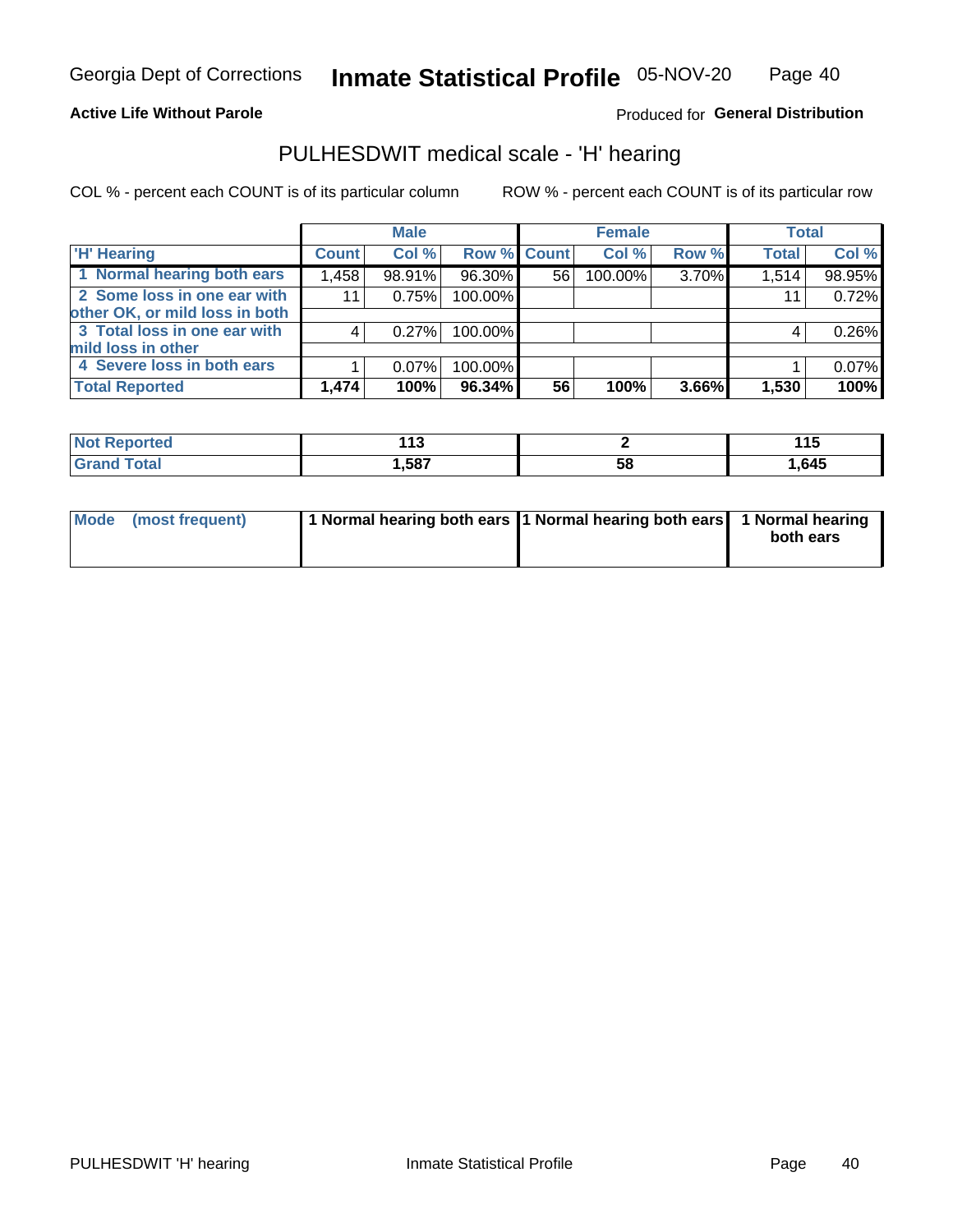Georgia Dept of Corrections **Inmate Statistical Profile** 05-NOV-20

**Active Life Without Parole**

Produced for **General Distribution**

## PULHESDWIT medical scale - 'H' hearing

COL % - percent each COUNT is of its particular column    ROW % - percent each COUNT is of its particular row

| | Male | | | Female | | | Total | |
|---|---|---|---|---|---|---|---|---|
| 'H' Hearing | Count | Col % | Row % | Count | Col % | Row % | Total | Col % |
| 1 Normal hearing both ears | 1,458 | 98.91% | 96.30% | 56 | 100.00% | 3.70% | 1,514 | 98.95% |
| 2 Some loss in one ear with other OK, or mild loss in both | 11 | 0.75% | 100.00% | | | | 11 | 0.72% |
| 3 Total loss in one ear with mild loss in other | 4 | 0.27% | 100.00% | | | | 4 | 0.26% |
| 4 Severe loss in both ears | 1 | 0.07% | 100.00% | | | | 1 | 0.07% |
| **Total Reported** | **1,474** | **100%** | **96.34%** | **56** | **100%** | **3.66%** | **1,530** | **100%** |

| | Male | Female | Total |
|---|---|---|---|
| Not Reported | 113 | 2 | 115 |
| Grand Total | 1,587 | 58 | 1,645 |

| | Male | Female | Total |
|---|---|---|---|
| Mode (most frequent) | 1 Normal hearing both ears | 1 Normal hearing both ears | 1 Normal hearing both ears |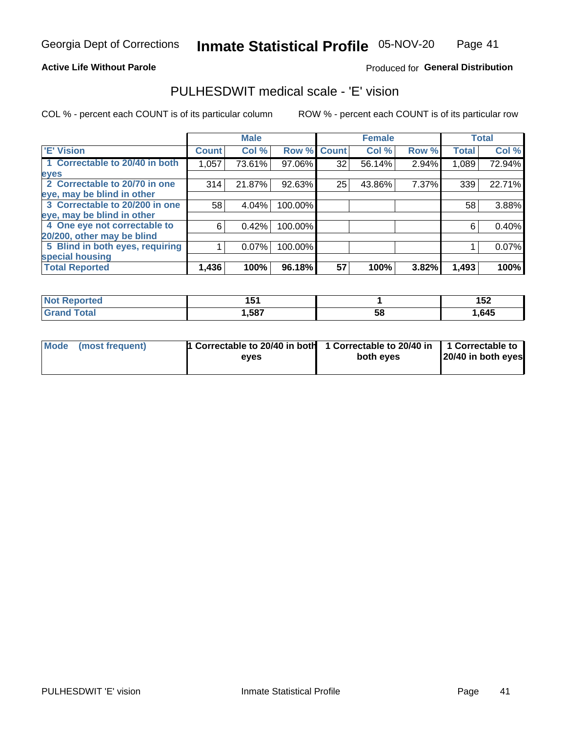Georgia Dept of Corrections **Inmate Statistical Profile** 05-NOV-20

**Active Life Without Parole**

Produced for **General Distribution**

## PULHESDWIT medical scale - 'E' vision

COL % - percent each COUNT is of its particular column     ROW % - percent each COUNT is of its particular row

| 'E' Vision | Male | | | Female | | | Total | |
|---|---|---|---|---|---|---|---|---|
| | Count | Col % | Row % | Count | Col % | Row % | Total | Col % |
| 1 Correctable to 20/40 in both eyes | 1,057 | 73.61% | 97.06% | 32 | 56.14% | 2.94% | 1,089 | 72.94% |
| 2 Correctable to 20/70 in one eye, may be blind in other | 314 | 21.87% | 92.63% | 25 | 43.86% | 7.37% | 339 | 22.71% |
| 3 Correctable to 20/200 in one eye, may be blind in other | 58 | 4.04% | 100.00% | | | | 58 | 3.88% |
| 4 One eye not correctable to 20/200, other may be blind | 6 | 0.42% | 100.00% | | | | 6 | 0.40% |
| 5 Blind in both eyes, requiring special housing | 1 | 0.07% | 100.00% | | | | 1 | 0.07% |
| **Total Reported** | **1,436** | **100%** | **96.18%** | **57** | **100%** | **3.82%** | **1,493** | **100%** |

| | Male | Female | Total |
|---|---|---|---|
| **Not Reported** | **151** | **1** | **152** |
| **Grand Total** | **1,587** | **58** | **1,645** |

| | Male | Female | Total |
|---|---|---|---|
| **Mode (most frequent)** | **1 Correctable to 20/40 in both eyes** | **1 Correctable to 20/40 in both eyes** | **1 Correctable to 20/40 in both eyes** |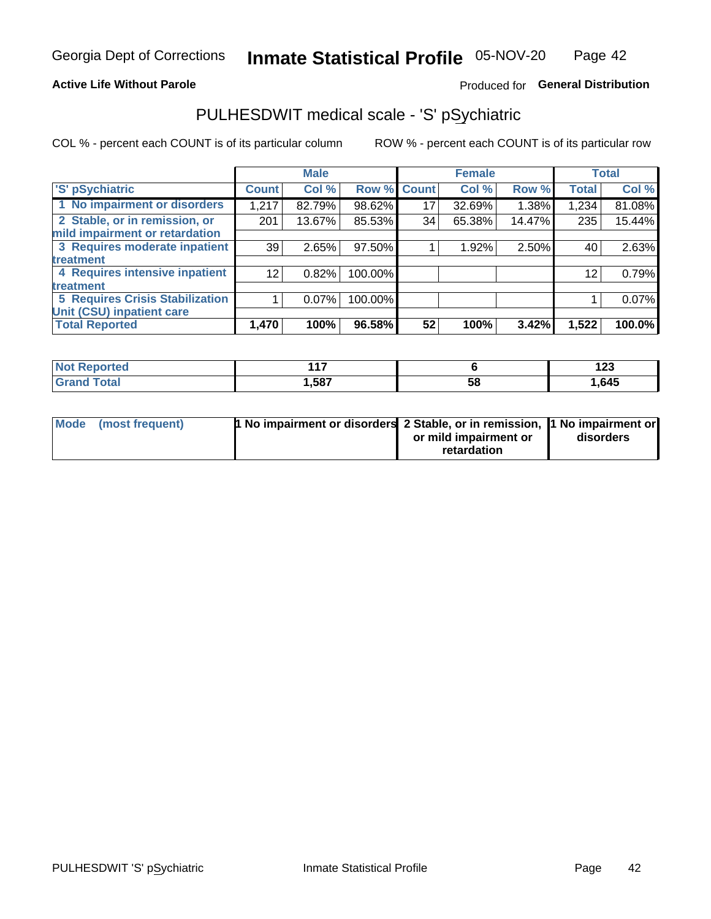Georgia Dept of Corrections **Inmate Statistical Profile** 05-NOV-20

**Active Life Without Parole**

Produced for **General Distribution**

## PULHESDWIT medical scale - 'S' pSychiatric

COL % - percent each COUNT is of its particular column

ROW % - percent each COUNT is of its particular row

| 'S' pSychiatric | Male | | | Female | | | Total | |
|---|---|---|---|---|---|---|---|---|
| | Count | Col % | Row % | Count | Col % | Row % | Total | Col % |
| 1 No impairment or disorders | 1,217 | 82.79% | 98.62% | 17 | 32.69% | 1.38% | 1,234 | 81.08% |
| 2 Stable, or in remission, or mild impairment or retardation | 201 | 13.67% | 85.53% | 34 | 65.38% | 14.47% | 235 | 15.44% |
| 3 Requires moderate inpatient treatment | 39 | 2.65% | 97.50% | 1 | 1.92% | 2.50% | 40 | 2.63% |
| 4 Requires intensive inpatient treatment | 12 | 0.82% | 100.00% | | | | 12 | 0.79% |
| 5 Requires Crisis Stabilization Unit (CSU) inpatient care | 1 | 0.07% | 100.00% | | | | 1 | 0.07% |
| **Total Reported** | **1,470** | **100%** | **96.58%** | **52** | **100%** | **3.42%** | **1,522** | **100.0%** |

| | Male | Female | Total |
|---|---|---|---|
| Not Reported | 117 | 6 | 123 |
| Grand Total | 1,587 | 58 | 1,645 |

| | Male | Female | Total |
|---|---|---|---|
| Mode (most frequent) | 1 No impairment or disorders | 2 Stable, or in remission, or mild impairment or retardation | 1 No impairment or disorders |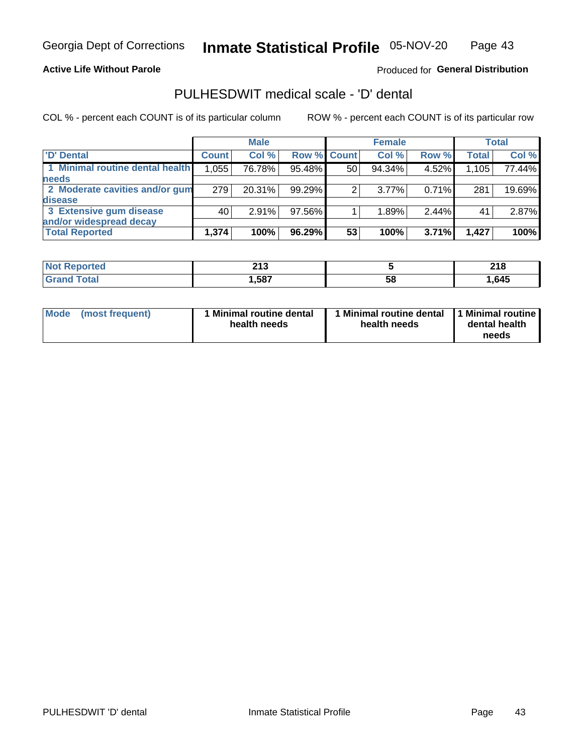Georgia Dept of Corrections **Inmate Statistical Profile** 05-NOV-20

**Active Life Without Parole**

Produced for **General Distribution**

## PULHESDWIT medical scale - 'D' dental

COL % - percent each COUNT is of its particular column ROW % - percent each COUNT is of its particular row

| | Male | | | Female | | | Total | |
|---|---|---|---|---|---|---|---|---|
| 'D' Dental | Count | Col % | Row % | Count | Col % | Row % | Total | Col % |
| 1 Minimal routine dental health needs | 1,055 | 76.78% | 95.48% | 50 | 94.34% | 4.52% | 1,105 | 77.44% |
| 2 Moderate cavities and/or gum disease | 279 | 20.31% | 99.29% | 2 | 3.77% | 0.71% | 281 | 19.69% |
| 3 Extensive gum disease and/or widespread decay | 40 | 2.91% | 97.56% | 1 | 1.89% | 2.44% | 41 | 2.87% |
| **Total Reported** | **1,374** | **100%** | **96.29%** | **53** | **100%** | **3.71%** | **1,427** | **100%** |

| | Male | Female | Total |
|---|---|---|---|
| Not Reported | 213 | 5 | 218 |
| Grand Total | 1,587 | 58 | 1,645 |

| | Male | Female | Total |
|---|---|---|---|
| Mode (most frequent) | 1 Minimal routine dental health needs | 1 Minimal routine dental health needs | 1 Minimal routine dental health needs |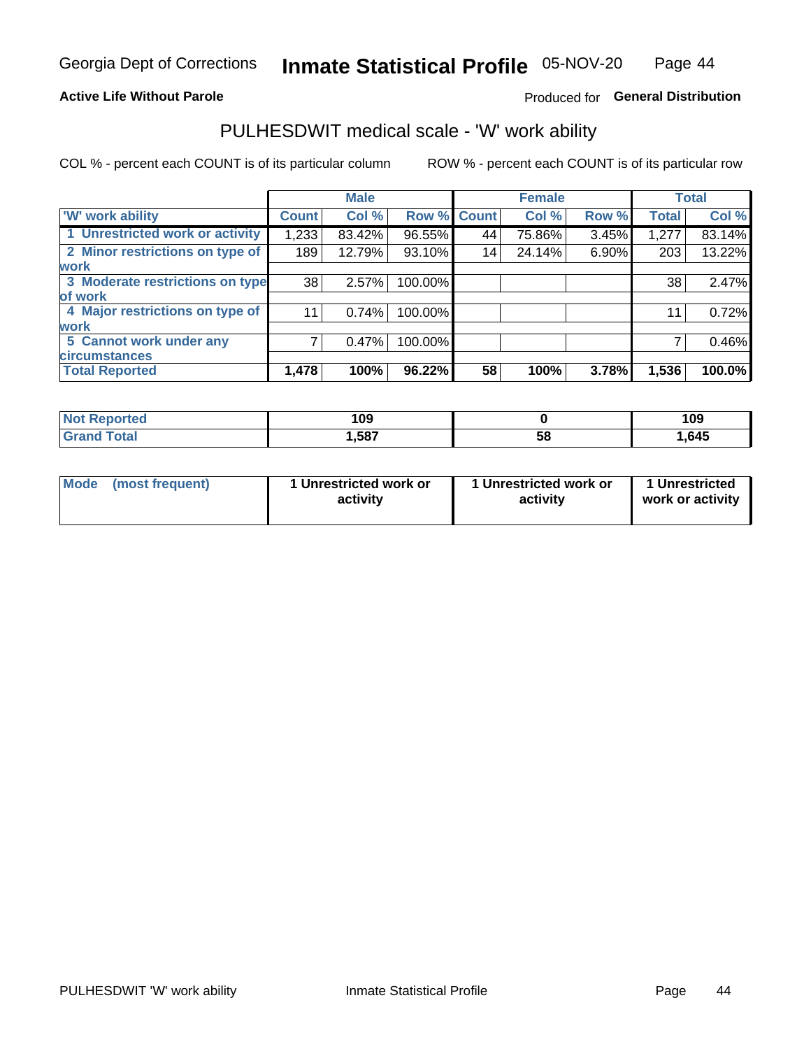Georgia Dept of Corrections **Inmate Statistical Profile** 05-NOV-20

**Active Life Without Parole**

Produced for **General Distribution**

## PULHESDWIT medical scale - 'W' work ability

COL % - percent each COUNT is of its particular column ROW % - percent each COUNT is of its particular row

| | Male | | | Female | | | Total | |
|---|---|---|---|---|---|---|---|---|
| 'W' work ability | Count | Col % | Row % | Count | Col % | Row % | Total | Col % |
| 1 Unrestricted work or activity | 1,233 | 83.42% | 96.55% | 44 | 75.86% | 3.45% | 1,277 | 83.14% |
| 2 Minor restrictions on type of work | 189 | 12.79% | 93.10% | 14 | 24.14% | 6.90% | 203 | 13.22% |
| 3 Moderate restrictions on type of work | 38 | 2.57% | 100.00% | | | | 38 | 2.47% |
| 4 Major restrictions on type of work | 11 | 0.74% | 100.00% | | | | 11 | 0.72% |
| 5 Cannot work under any circumstances | 7 | 0.47% | 100.00% | | | | 7 | 0.46% |
| **Total Reported** | **1,478** | **100%** | **96.22%** | **58** | **100%** | **3.78%** | **1,536** | **100.0%** |

| | Male | Female | Total |
|---|---|---|---|
| Not Reported | 109 | 0 | 109 |
| Grand Total | 1,587 | 58 | 1,645 |

| | Male | Female | Total |
|---|---|---|---|
| Mode (most frequent) | 1 Unrestricted work or activity | 1 Unrestricted work or activity | 1 Unrestricted work or activity |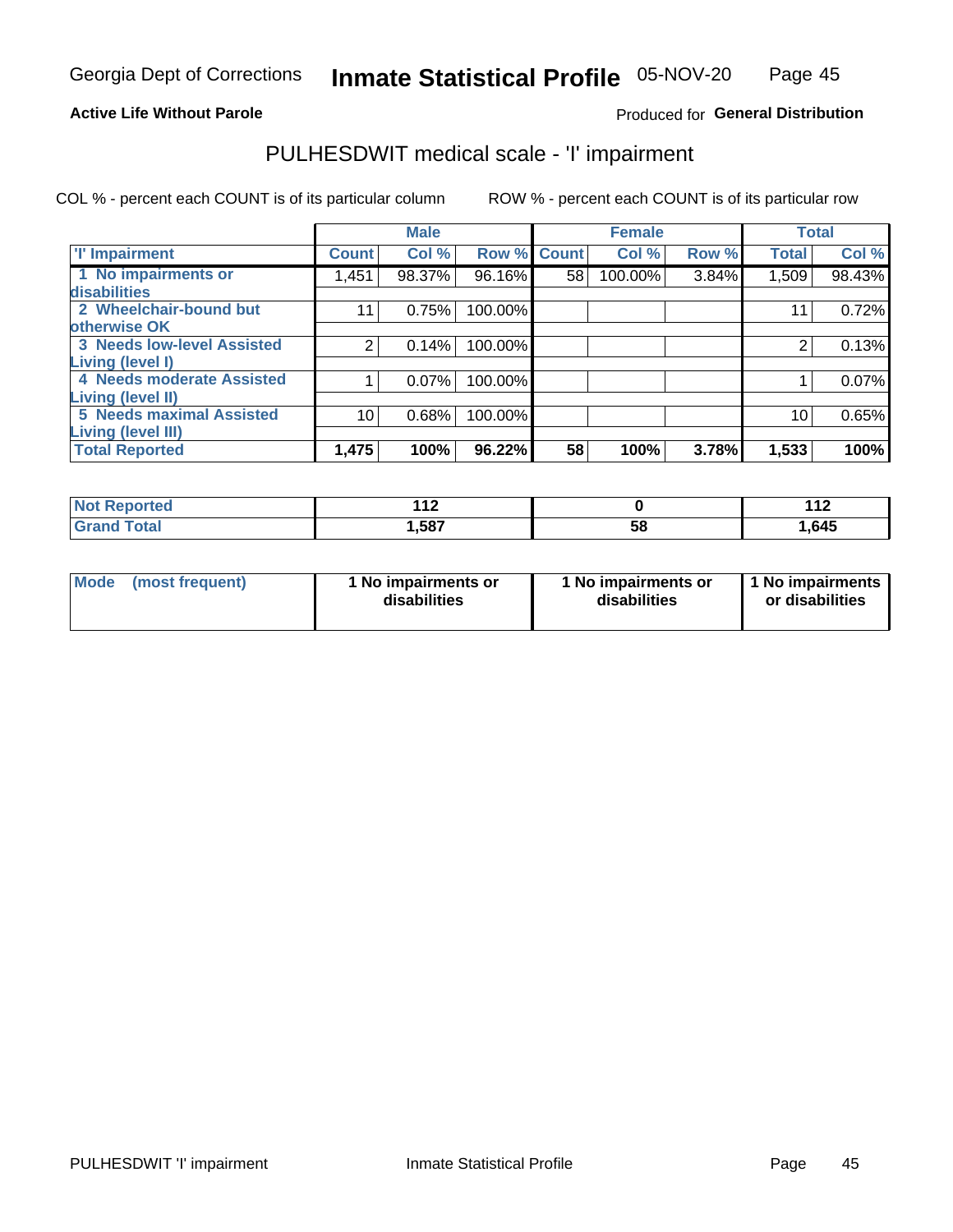Georgia Dept of Corrections **Inmate Statistical Profile** 05-NOV-20

**Active Life Without Parole**

Produced for **General Distribution**

## PULHESDWIT medical scale - 'I' impairment

COL % - percent each COUNT is of its particular column ROW % - percent each COUNT is of its particular row

| | Male | | | Female | | | Total | |
|---|---|---|---|---|---|---|---|---|
| 'I' Impairment | Count | Col % | Row % | Count | Col % | Row % | Total | Col % |
| 1 No impairments or disabilities | 1,451 | 98.37% | 96.16% | 58 | 100.00% | 3.84% | 1,509 | 98.43% |
| 2 Wheelchair-bound but otherwise OK | 11 | 0.75% | 100.00% | | | | 11 | 0.72% |
| 3 Needs low-level Assisted Living (level I) | 2 | 0.14% | 100.00% | | | | 2 | 0.13% |
| 4 Needs moderate Assisted Living (level II) | 1 | 0.07% | 100.00% | | | | 1 | 0.07% |
| 5 Needs maximal Assisted Living (level III) | 10 | 0.68% | 100.00% | | | | 10 | 0.65% |
| **Total Reported** | **1,475** | **100%** | **96.22%** | **58** | **100%** | **3.78%** | **1,533** | **100%** |

| | Male | Female | Total |
|---|---|---|---|
| Not Reported | 112 | 0 | 112 |
| Grand Total | 1,587 | 58 | 1,645 |

| | Male | Female | Total |
|---|---|---|---|
| Mode (most frequent) | 1 No impairments or disabilities | 1 No impairments or disabilities | 1 No impairments or disabilities |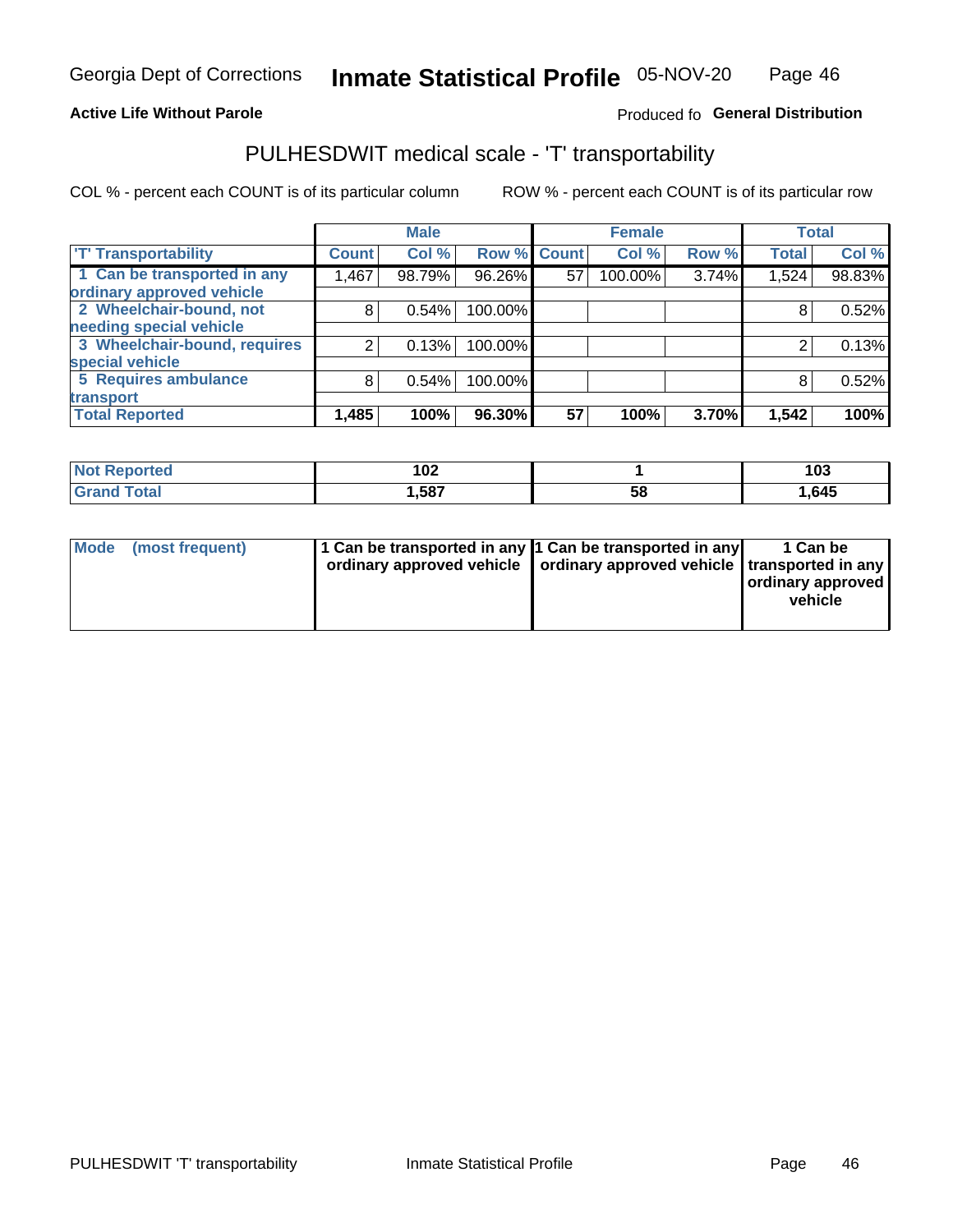Georgia Dept of Corrections **Inmate Statistical Profile** 05-NOV-20

**Active Life Without Parole**

Produced fo **General Distribution**

## PULHESDWIT medical scale - 'T' transportability

COL % - percent each COUNT is of its particular column ROW % - percent each COUNT is of its particular row

| | Male | | | Female | | | Total | |
|---|---|---|---|---|---|---|---|---|
| 'T' Transportability | Count | Col % | Row % | Count | Col % | Row % | Total | Col % |
| 1 Can be transported in any ordinary approved vehicle | 1,467 | 98.79% | 96.26% | 57 | 100.00% | 3.74% | 1,524 | 98.83% |
| 2 Wheelchair-bound, not needing special vehicle | 8 | 0.54% | 100.00% | | | | 8 | 0.52% |
| 3 Wheelchair-bound, requires special vehicle | 2 | 0.13% | 100.00% | | | | 2 | 0.13% |
| 5 Requires ambulance transport | 8 | 0.54% | 100.00% | | | | 8 | 0.52% |
| **Total Reported** | **1,485** | **100%** | **96.30%** | **57** | **100%** | **3.70%** | **1,542** | **100%** |

| | Male | Female | Total |
|---|---|---|---|
| Not Reported | 102 | 1 | 103 |
| Grand Total | 1,587 | 58 | 1,645 |

| | Male | Female | Total |
|---|---|---|---|
| Mode (most frequent) | 1 Can be transported in any ordinary approved vehicle | 1 Can be transported in any ordinary approved vehicle | 1 Can be transported in any ordinary approved vehicle |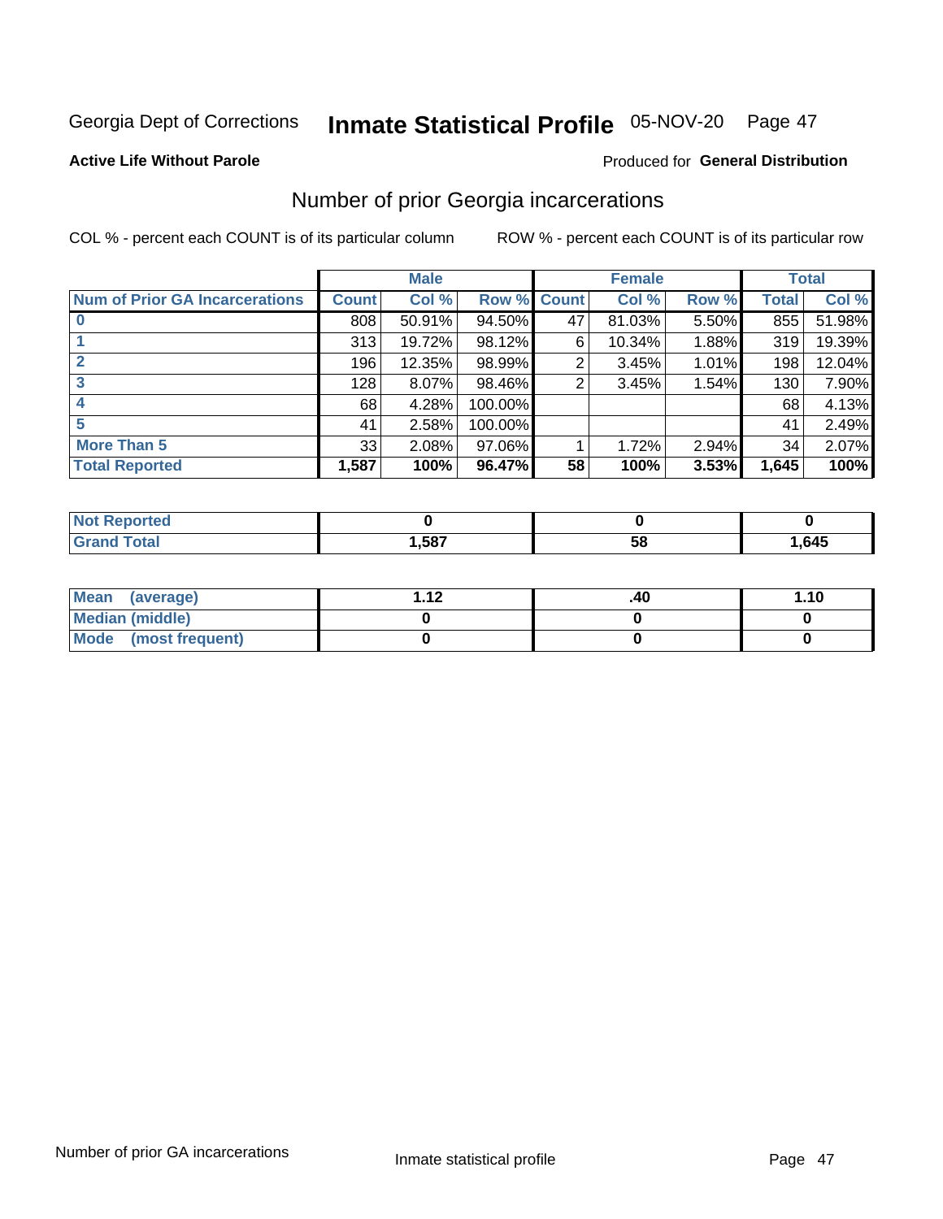Georgia Dept of Corrections **Inmate Statistical Profile** 05-NOV-20 Page 47

**Active Life Without Parole**

Produced for **General Distribution**

## Number of prior Georgia incarcerations

COL % - percent each COUNT is of its particular column ROW % - percent each COUNT is of its particular row

| | Male | | | Female | | | Total | |
|---|---|---|---|---|---|---|---|---|
| **Num of Prior GA Incarcerations** | **Count** | **Col %** | **Row %** | **Count** | **Col %** | **Row %** | **Total** | **Col %** |
| **0** | 808 | 50.91% | 94.50% | 47 | 81.03% | 5.50% | 855 | 51.98% |
| **1** | 313 | 19.72% | 98.12% | 6 | 10.34% | 1.88% | 319 | 19.39% |
| **2** | 196 | 12.35% | 98.99% | 2 | 3.45% | 1.01% | 198 | 12.04% |
| **3** | 128 | 8.07% | 98.46% | 2 | 3.45% | 1.54% | 130 | 7.90% |
| **4** | 68 | 4.28% | 100.00% | | | | 68 | 4.13% |
| **5** | 41 | 2.58% | 100.00% | | | | 41 | 2.49% |
| **More Than 5** | 33 | 2.08% | 97.06% | 1 | 1.72% | 2.94% | 34 | 2.07% |
| **Total Reported** | **1,587** | **100%** | **96.47%** | **58** | **100%** | **3.53%** | **1,645** | **100%** |

| | Male | Female | Total |
|---|---|---|---|
| **Not Reported** | **0** | **0** | **0** |
| **Grand Total** | **1,587** | **58** | **1,645** |

| | Male | Female | Total |
|---|---|---|---|
| **Mean (average)** | **1.12** | **.40** | **1.10** |
| **Median (middle)** | **0** | **0** | **0** |
| **Mode (most frequent)** | **0** | **0** | **0** |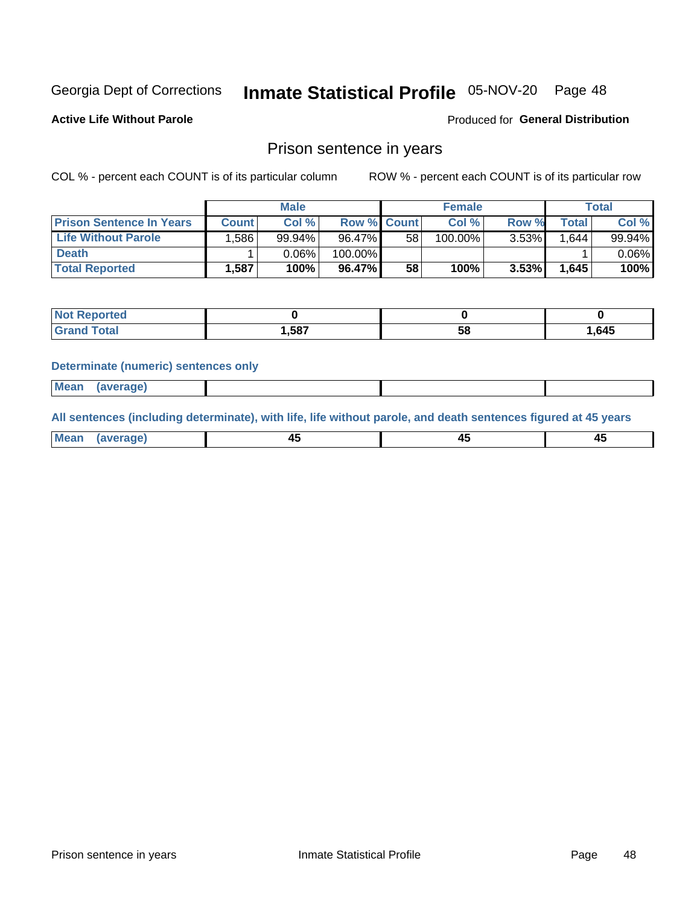Georgia Dept of Corrections **Inmate Statistical Profile** 05-NOV-20 Page 48

**Active Life Without Parole**

Produced for **General Distribution**

## Prison sentence in years

COL % - percent each COUNT is of its particular column

ROW % - percent each COUNT is of its particular row

| | Male | | | Female | | | Total | |
|---|---|---|---|---|---|---|---|---|
| **Prison Sentence In Years** | **Count** | **Col %** | **Row %** | **Count** | **Col %** | **Row %** | **Total** | **Col %** |
| **Life Without Parole** | 1,586 | 99.94% | 96.47% | 58 | 100.00% | 3.53% | 1,644 | 99.94% |
| **Death** | 1 | 0.06% | 100.00% | | | | 1 | 0.06% |
| **Total Reported** | **1,587** | **100%** | **96.47%** | **58** | **100%** | **3.53%** | **1,645** | **100%** |

| | Male | Female | Total |
|---|---|---|---|
| **Not Reported** | **0** | **0** | **0** |
| **Grand Total** | **1,587** | **58** | **1,645** |

**Determinate (numeric) sentences only**

| | Male | Female | Total |
|---|---|---|---|
| **Mean (average)** | | | |

**All sentences (including determinate), with life, life without parole, and death sentences figured at 45 years**

| | Male | Female | Total |
|---|---|---|---|
| **Mean (average)** | **45** | **45** | **45** |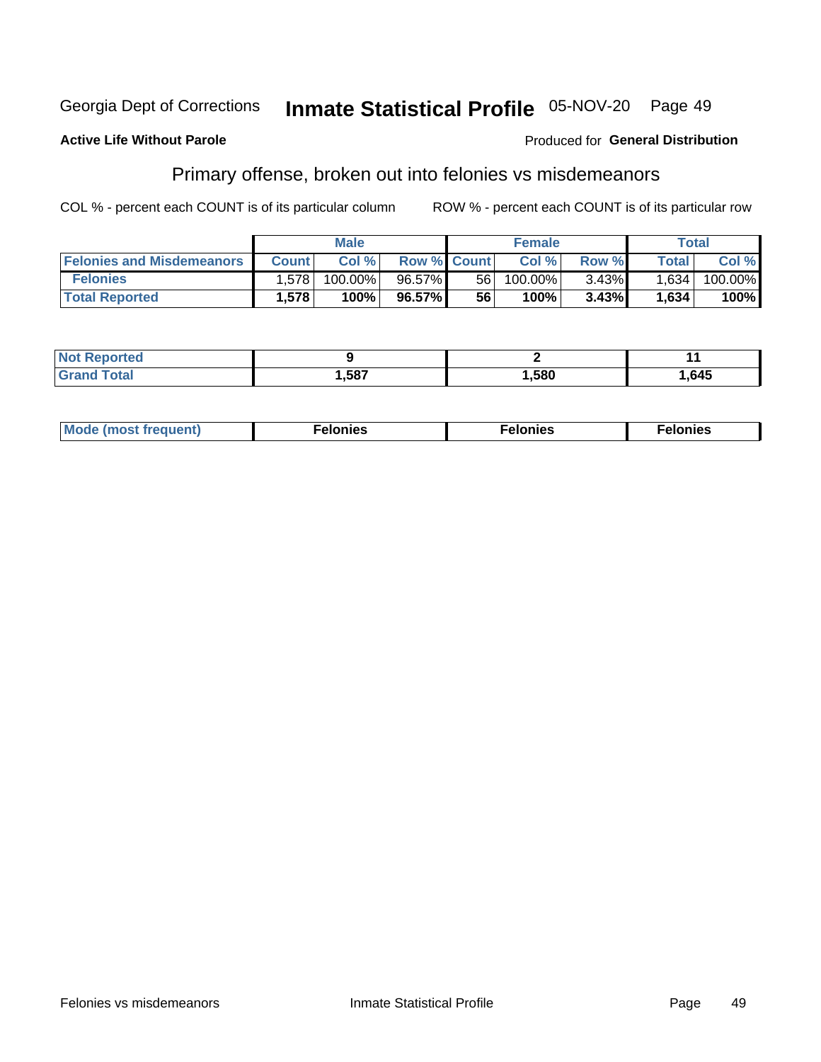Georgia Dept of Corrections **Inmate Statistical Profile** 05-NOV-20

**Active Life Without Parole**

Produced for **General Distribution**

## Primary offense, broken out into felonies vs misdemeanors

COL % - percent each COUNT is of its particular column ROW % - percent each COUNT is of its particular row

| | Male | | | Female | | | Total | |
|---|---|---|---|---|---|---|---|---|
| Felonies and Misdemeanors | Count | Col % | Row % | Count | Col % | Row % | Total | Col % |
| Felonies | 1,578 | 100.00% | 96.57% | 56 | 100.00% | 3.43% | 1,634 | 100.00% |
| **Total Reported** | **1,578** | **100%** | **96.57%** | **56** | **100%** | **3.43%** | **1,634** | **100%** |

| | Male | Female | Total |
|---|---|---|---|
| Not Reported | 9 | 2 | 11 |
| Grand Total | 1,587 | 1,580 | 1,645 |

| | Male | Female | Total |
|---|---|---|---|
| Mode (most frequent) | Felonies | Felonies | Felonies |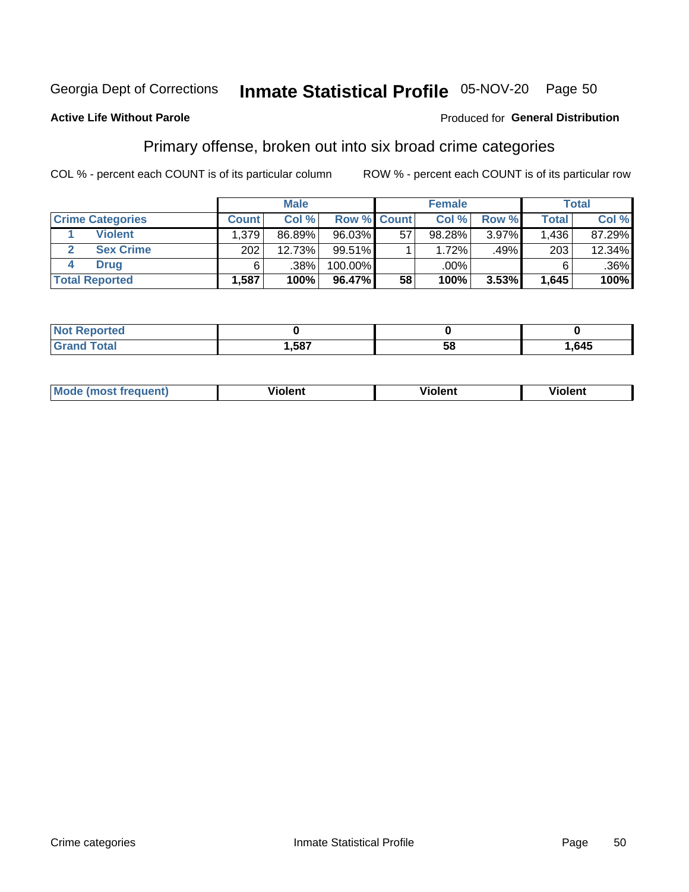Georgia Dept of Corrections **Inmate Statistical Profile** 05-NOV-20 Page 50

**Active Life Without Parole**

Produced for **General Distribution**

## Primary offense, broken out into six broad crime categories

COL % - percent each COUNT is of its particular column

ROW % - percent each COUNT is of its particular row

| | | Male | | | Female | | | Total | |
|---|---|---|---|---|---|---|---|---|---|
| **Crime Categories** | | **Count** | **Col %** | **Row %** | **Count** | **Col %** | **Row %** | **Total** | **Col %** |
| 1 | **Violent** | 1,379 | 86.89% | 96.03% | 57 | 98.28% | 3.97% | 1,436 | 87.29% |
| 2 | **Sex Crime** | 202 | 12.73% | 99.51% | 1 | 1.72% | .49% | 203 | 12.34% |
| 4 | **Drug** | 6 | .38% | 100.00% | | .00% | | 6 | .36% |
| **Total Reported** | | **1,587** | **100%** | **96.47%** | **58** | **100%** | **3.53%** | **1,645** | **100%** |

| | Male | Female | Total |
|---|---|---|---|
| **Not Reported** | **0** | **0** | **0** |
| **Grand Total** | **1,587** | **58** | **1,645** |

| | Male | Female | Total |
|---|---|---|---|
| **Mode (most frequent)** | **Violent** | **Violent** | **Violent** |

Crime categories Inmate Statistical Profile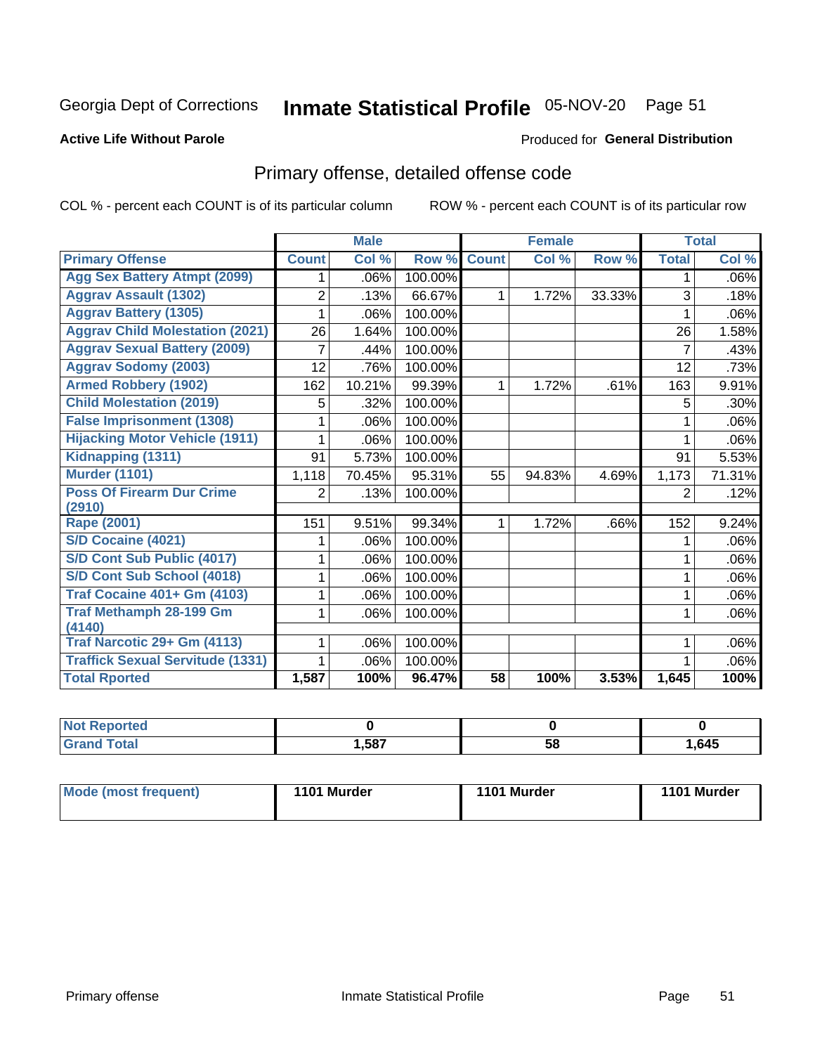Georgia Dept of Corrections **Inmate Statistical Profile** 05-NOV-20

**Active Life Without Parole**

Produced for **General Distribution**

## Primary offense, detailed offense code

COL % - percent each COUNT is of its particular column

ROW % - percent each COUNT is of its particular row

| | Male | | | Female | | | Total | |
|---|---|---|---|---|---|---|---|---|
| **Primary Offense** | **Count** | **Col %** | **Row %** | **Count** | **Col %** | **Row %** | **Total** | **Col %** |
| Agg Sex Battery Atmpt (2099) | 1 | .06% | 100.00% | | | | 1 | .06% |
| Aggrav Assault (1302) | 2 | .13% | 66.67% | 1 | 1.72% | 33.33% | 3 | .18% |
| Aggrav Battery (1305) | 1 | .06% | 100.00% | | | | 1 | .06% |
| Aggrav Child Molestation (2021) | 26 | 1.64% | 100.00% | | | | 26 | 1.58% |
| Aggrav Sexual Battery (2009) | 7 | .44% | 100.00% | | | | 7 | .43% |
| Aggrav Sodomy (2003) | 12 | .76% | 100.00% | | | | 12 | .73% |
| Armed Robbery (1902) | 162 | 10.21% | 99.39% | 1 | 1.72% | .61% | 163 | 9.91% |
| Child Molestation (2019) | 5 | .32% | 100.00% | | | | 5 | .30% |
| False Imprisonment (1308) | 1 | .06% | 100.00% | | | | 1 | .06% |
| Hijacking Motor Vehicle (1911) | 1 | .06% | 100.00% | | | | 1 | .06% |
| Kidnapping (1311) | 91 | 5.73% | 100.00% | | | | 91 | 5.53% |
| Murder (1101) | 1,118 | 70.45% | 95.31% | 55 | 94.83% | 4.69% | 1,173 | 71.31% |
| Poss Of Firearm Dur Crime (2910) | 2 | .13% | 100.00% | | | | 2 | .12% |
| Rape (2001) | 151 | 9.51% | 99.34% | 1 | 1.72% | .66% | 152 | 9.24% |
| S/D Cocaine (4021) | 1 | .06% | 100.00% | | | | 1 | .06% |
| S/D Cont Sub Public (4017) | 1 | .06% | 100.00% | | | | 1 | .06% |
| S/D Cont Sub School (4018) | 1 | .06% | 100.00% | | | | 1 | .06% |
| Traf Cocaine 401+ Gm (4103) | 1 | .06% | 100.00% | | | | 1 | .06% |
| Traf Methamph 28-199 Gm (4140) | 1 | .06% | 100.00% | | | | 1 | .06% |
| Traf Narcotic 29+ Gm (4113) | 1 | .06% | 100.00% | | | | 1 | .06% |
| Traffick Sexual Servitude (1331) | 1 | .06% | 100.00% | | | | 1 | .06% |
| **Total Rported** | **1,587** | **100%** | **96.47%** | **58** | **100%** | **3.53%** | **1,645** | **100%** |

| | Male | Female | Total |
|---|---|---|---|
| Not Reported | **0** | **0** | **0** |
| Grand Total | **1,587** | **58** | **1,645** |

| | Male | Female | Total |
|---|---|---|---|
| Mode (most frequent) | **1101 Murder** | **1101 Murder** | **1101 Murder** |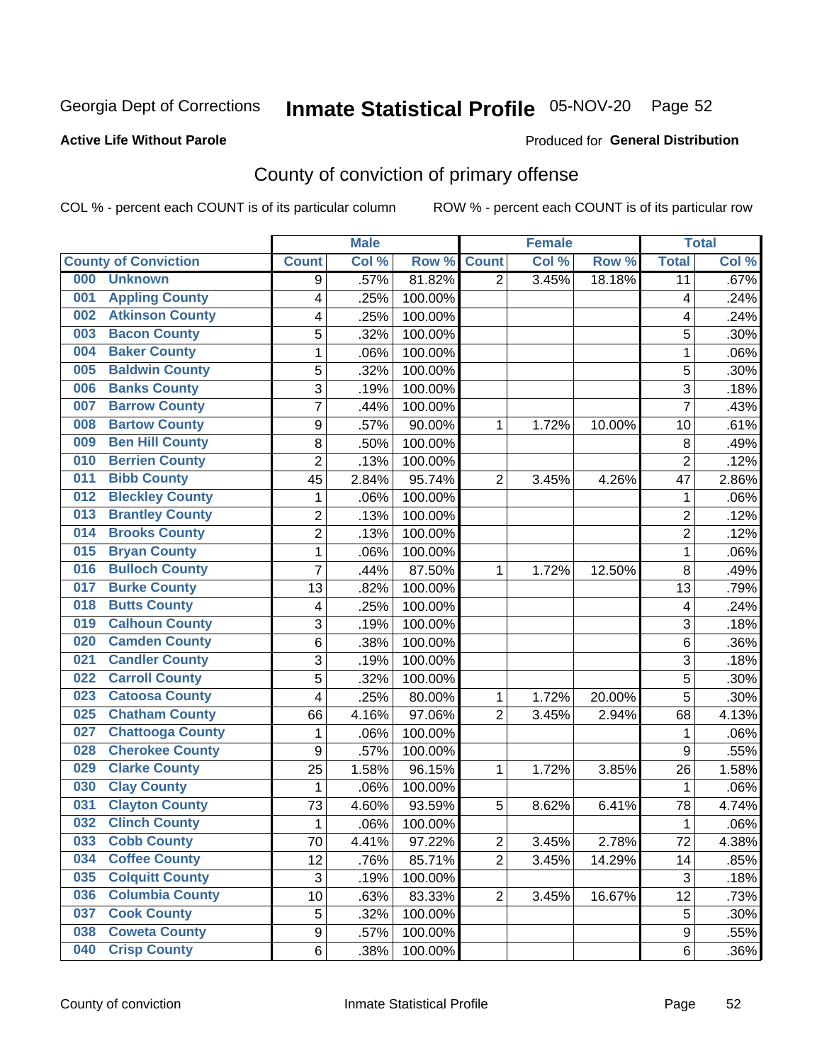Georgia Dept of Corrections **Inmate Statistical Profile** 05-NOV-20 Page 52

**Active Life Without Parole** Produced for **General Distribution**

## County of conviction of primary offense

COL % - percent each COUNT is of its particular column ROW % - percent each COUNT is of its particular row

| County of Conviction | Male | | | Female | | | Total | |
|---|---|---|---|---|---|---|---|---|
| | Count | Col % | Row % | Count | Col % | Row % | Total | Col % |
| 000 Unknown | 9 | .57% | 81.82% | 2 | 3.45% | 18.18% | 11 | .67% |
| 001 Appling County | 4 | .25% | 100.00% | | | | 4 | .24% |
| 002 Atkinson County | 4 | .25% | 100.00% | | | | 4 | .24% |
| 003 Bacon County | 5 | .32% | 100.00% | | | | 5 | .30% |
| 004 Baker County | 1 | .06% | 100.00% | | | | 1 | .06% |
| 005 Baldwin County | 5 | .32% | 100.00% | | | | 5 | .30% |
| 006 Banks County | 3 | .19% | 100.00% | | | | 3 | .18% |
| 007 Barrow County | 7 | .44% | 100.00% | | | | 7 | .43% |
| 008 Bartow County | 9 | .57% | 90.00% | 1 | 1.72% | 10.00% | 10 | .61% |
| 009 Ben Hill County | 8 | .50% | 100.00% | | | | 8 | .49% |
| 010 Berrien County | 2 | .13% | 100.00% | | | | 2 | .12% |
| 011 Bibb County | 45 | 2.84% | 95.74% | 2 | 3.45% | 4.26% | 47 | 2.86% |
| 012 Bleckley County | 1 | .06% | 100.00% | | | | 1 | .06% |
| 013 Brantley County | 2 | .13% | 100.00% | | | | 2 | .12% |
| 014 Brooks County | 2 | .13% | 100.00% | | | | 2 | .12% |
| 015 Bryan County | 1 | .06% | 100.00% | | | | 1 | .06% |
| 016 Bulloch County | 7 | .44% | 87.50% | 1 | 1.72% | 12.50% | 8 | .49% |
| 017 Burke County | 13 | .82% | 100.00% | | | | 13 | .79% |
| 018 Butts County | 4 | .25% | 100.00% | | | | 4 | .24% |
| 019 Calhoun County | 3 | .19% | 100.00% | | | | 3 | .18% |
| 020 Camden County | 6 | .38% | 100.00% | | | | 6 | .36% |
| 021 Candler County | 3 | .19% | 100.00% | | | | 3 | .18% |
| 022 Carroll County | 5 | .32% | 100.00% | | | | 5 | .30% |
| 023 Catoosa County | 4 | .25% | 80.00% | 1 | 1.72% | 20.00% | 5 | .30% |
| 025 Chatham County | 66 | 4.16% | 97.06% | 2 | 3.45% | 2.94% | 68 | 4.13% |
| 027 Chattooga County | 1 | .06% | 100.00% | | | | 1 | .06% |
| 028 Cherokee County | 9 | .57% | 100.00% | | | | 9 | .55% |
| 029 Clarke County | 25 | 1.58% | 96.15% | 1 | 1.72% | 3.85% | 26 | 1.58% |
| 030 Clay County | 1 | .06% | 100.00% | | | | 1 | .06% |
| 031 Clayton County | 73 | 4.60% | 93.59% | 5 | 8.62% | 6.41% | 78 | 4.74% |
| 032 Clinch County | 1 | .06% | 100.00% | | | | 1 | .06% |
| 033 Cobb County | 70 | 4.41% | 97.22% | 2 | 3.45% | 2.78% | 72 | 4.38% |
| 034 Coffee County | 12 | .76% | 85.71% | 2 | 3.45% | 14.29% | 14 | .85% |
| 035 Colquitt County | 3 | .19% | 100.00% | | | | 3 | .18% |
| 036 Columbia County | 10 | .63% | 83.33% | 2 | 3.45% | 16.67% | 12 | .73% |
| 037 Cook County | 5 | .32% | 100.00% | | | | 5 | .30% |
| 038 Coweta County | 9 | .57% | 100.00% | | | | 9 | .55% |
| 040 Crisp County | 6 | .38% | 100.00% | | | | 6 | .36% |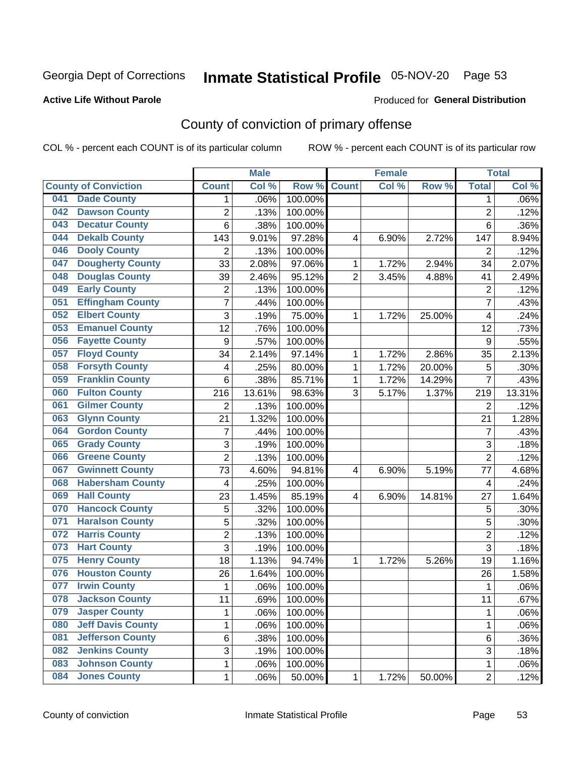Georgia Dept of Corrections **Inmate Statistical Profile** 05-NOV-20 Page 53

**Active Life Without Parole**

Produced for **General Distribution**

## County of conviction of primary offense

COL % - percent each COUNT is of its particular column ROW % - percent each COUNT is of its particular row

| County of Conviction | Male | | | Female | | | Total | |
|---|---|---|---|---|---|---|---|---|
| | Count | Col % | Row % | Count | Col % | Row % | Total | Col % |
| 041 Dade County | 1 | .06% | 100.00% | | | | 1 | .06% |
| 042 Dawson County | 2 | .13% | 100.00% | | | | 2 | .12% |
| 043 Decatur County | 6 | .38% | 100.00% | | | | 6 | .36% |
| 044 Dekalb County | 143 | 9.01% | 97.28% | 4 | 6.90% | 2.72% | 147 | 8.94% |
| 046 Dooly County | 2 | .13% | 100.00% | | | | 2 | .12% |
| 047 Dougherty County | 33 | 2.08% | 97.06% | 1 | 1.72% | 2.94% | 34 | 2.07% |
| 048 Douglas County | 39 | 2.46% | 95.12% | 2 | 3.45% | 4.88% | 41 | 2.49% |
| 049 Early County | 2 | .13% | 100.00% | | | | 2 | .12% |
| 051 Effingham County | 7 | .44% | 100.00% | | | | 7 | .43% |
| 052 Elbert County | 3 | .19% | 75.00% | 1 | 1.72% | 25.00% | 4 | .24% |
| 053 Emanuel County | 12 | .76% | 100.00% | | | | 12 | .73% |
| 056 Fayette County | 9 | .57% | 100.00% | | | | 9 | .55% |
| 057 Floyd County | 34 | 2.14% | 97.14% | 1 | 1.72% | 2.86% | 35 | 2.13% |
| 058 Forsyth County | 4 | .25% | 80.00% | 1 | 1.72% | 20.00% | 5 | .30% |
| 059 Franklin County | 6 | .38% | 85.71% | 1 | 1.72% | 14.29% | 7 | .43% |
| 060 Fulton County | 216 | 13.61% | 98.63% | 3 | 5.17% | 1.37% | 219 | 13.31% |
| 061 Gilmer County | 2 | .13% | 100.00% | | | | 2 | .12% |
| 063 Glynn County | 21 | 1.32% | 100.00% | | | | 21 | 1.28% |
| 064 Gordon County | 7 | .44% | 100.00% | | | | 7 | .43% |
| 065 Grady County | 3 | .19% | 100.00% | | | | 3 | .18% |
| 066 Greene County | 2 | .13% | 100.00% | | | | 2 | .12% |
| 067 Gwinnett County | 73 | 4.60% | 94.81% | 4 | 6.90% | 5.19% | 77 | 4.68% |
| 068 Habersham County | 4 | .25% | 100.00% | | | | 4 | .24% |
| 069 Hall County | 23 | 1.45% | 85.19% | 4 | 6.90% | 14.81% | 27 | 1.64% |
| 070 Hancock County | 5 | .32% | 100.00% | | | | 5 | .30% |
| 071 Haralson County | 5 | .32% | 100.00% | | | | 5 | .30% |
| 072 Harris County | 2 | .13% | 100.00% | | | | 2 | .12% |
| 073 Hart County | 3 | .19% | 100.00% | | | | 3 | .18% |
| 075 Henry County | 18 | 1.13% | 94.74% | 1 | 1.72% | 5.26% | 19 | 1.16% |
| 076 Houston County | 26 | 1.64% | 100.00% | | | | 26 | 1.58% |
| 077 Irwin County | 1 | .06% | 100.00% | | | | 1 | .06% |
| 078 Jackson County | 11 | .69% | 100.00% | | | | 11 | .67% |
| 079 Jasper County | 1 | .06% | 100.00% | | | | 1 | .06% |
| 080 Jeff Davis County | 1 | .06% | 100.00% | | | | 1 | .06% |
| 081 Jefferson County | 6 | .38% | 100.00% | | | | 6 | .36% |
| 082 Jenkins County | 3 | .19% | 100.00% | | | | 3 | .18% |
| 083 Johnson County | 1 | .06% | 100.00% | | | | 1 | .06% |
| 084 Jones County | 1 | .06% | 50.00% | 1 | 1.72% | 50.00% | 2 | .12% |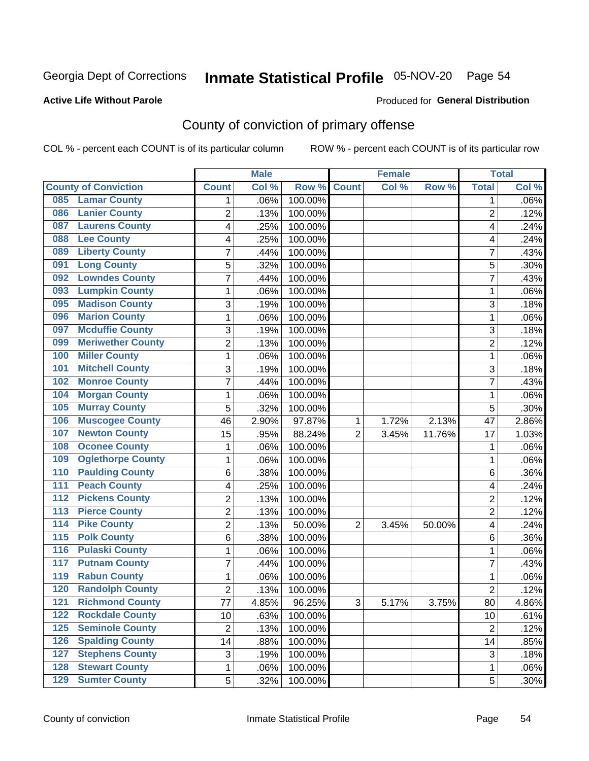Georgia Dept of Corrections **Inmate Statistical Profile** 05-NOV-20

**Active Life Without Parole**

Produced for **General Distribution**

## County of conviction of primary offense

COL % - percent each COUNT is of its particular column ROW % - percent each COUNT is of its particular row

| County of Conviction | Male | | | Female | | | Total | |
|---|---|---|---|---|---|---|---|---|
| | Count | Col % | Row % | Count | Col % | Row % | Total | Col % |
| 085 Lamar County | 1 | .06% | 100.00% | | | | 1 | .06% |
| 086 Lanier County | 2 | .13% | 100.00% | | | | 2 | .12% |
| 087 Laurens County | 4 | .25% | 100.00% | | | | 4 | .24% |
| 088 Lee County | 4 | .25% | 100.00% | | | | 4 | .24% |
| 089 Liberty County | 7 | .44% | 100.00% | | | | 7 | .43% |
| 091 Long County | 5 | .32% | 100.00% | | | | 5 | .30% |
| 092 Lowndes County | 7 | .44% | 100.00% | | | | 7 | .43% |
| 093 Lumpkin County | 1 | .06% | 100.00% | | | | 1 | .06% |
| 095 Madison County | 3 | .19% | 100.00% | | | | 3 | .18% |
| 096 Marion County | 1 | .06% | 100.00% | | | | 1 | .06% |
| 097 Mcduffie County | 3 | .19% | 100.00% | | | | 3 | .18% |
| 099 Meriwether County | 2 | .13% | 100.00% | | | | 2 | .12% |
| 100 Miller County | 1 | .06% | 100.00% | | | | 1 | .06% |
| 101 Mitchell County | 3 | .19% | 100.00% | | | | 3 | .18% |
| 102 Monroe County | 7 | .44% | 100.00% | | | | 7 | .43% |
| 104 Morgan County | 1 | .06% | 100.00% | | | | 1 | .06% |
| 105 Murray County | 5 | .32% | 100.00% | | | | 5 | .30% |
| 106 Muscogee County | 46 | 2.90% | 97.87% | 1 | 1.72% | 2.13% | 47 | 2.86% |
| 107 Newton County | 15 | .95% | 88.24% | 2 | 3.45% | 11.76% | 17 | 1.03% |
| 108 Oconee County | 1 | .06% | 100.00% | | | | 1 | .06% |
| 109 Oglethorpe County | 1 | .06% | 100.00% | | | | 1 | .06% |
| 110 Paulding County | 6 | .38% | 100.00% | | | | 6 | .36% |
| 111 Peach County | 4 | .25% | 100.00% | | | | 4 | .24% |
| 112 Pickens County | 2 | .13% | 100.00% | | | | 2 | .12% |
| 113 Pierce County | 2 | .13% | 100.00% | | | | 2 | .12% |
| 114 Pike County | 2 | .13% | 50.00% | 2 | 3.45% | 50.00% | 4 | .24% |
| 115 Polk County | 6 | .38% | 100.00% | | | | 6 | .36% |
| 116 Pulaski County | 1 | .06% | 100.00% | | | | 1 | .06% |
| 117 Putnam County | 7 | .44% | 100.00% | | | | 7 | .43% |
| 119 Rabun County | 1 | .06% | 100.00% | | | | 1 | .06% |
| 120 Randolph County | 2 | .13% | 100.00% | | | | 2 | .12% |
| 121 Richmond County | 77 | 4.85% | 96.25% | 3 | 5.17% | 3.75% | 80 | 4.86% |
| 122 Rockdale County | 10 | .63% | 100.00% | | | | 10 | .61% |
| 125 Seminole County | 2 | .13% | 100.00% | | | | 2 | .12% |
| 126 Spalding County | 14 | .88% | 100.00% | | | | 14 | .85% |
| 127 Stephens County | 3 | .19% | 100.00% | | | | 3 | .18% |
| 128 Stewart County | 1 | .06% | 100.00% | | | | 1 | .06% |
| 129 Sumter County | 5 | .32% | 100.00% | | | | 5 | .30% |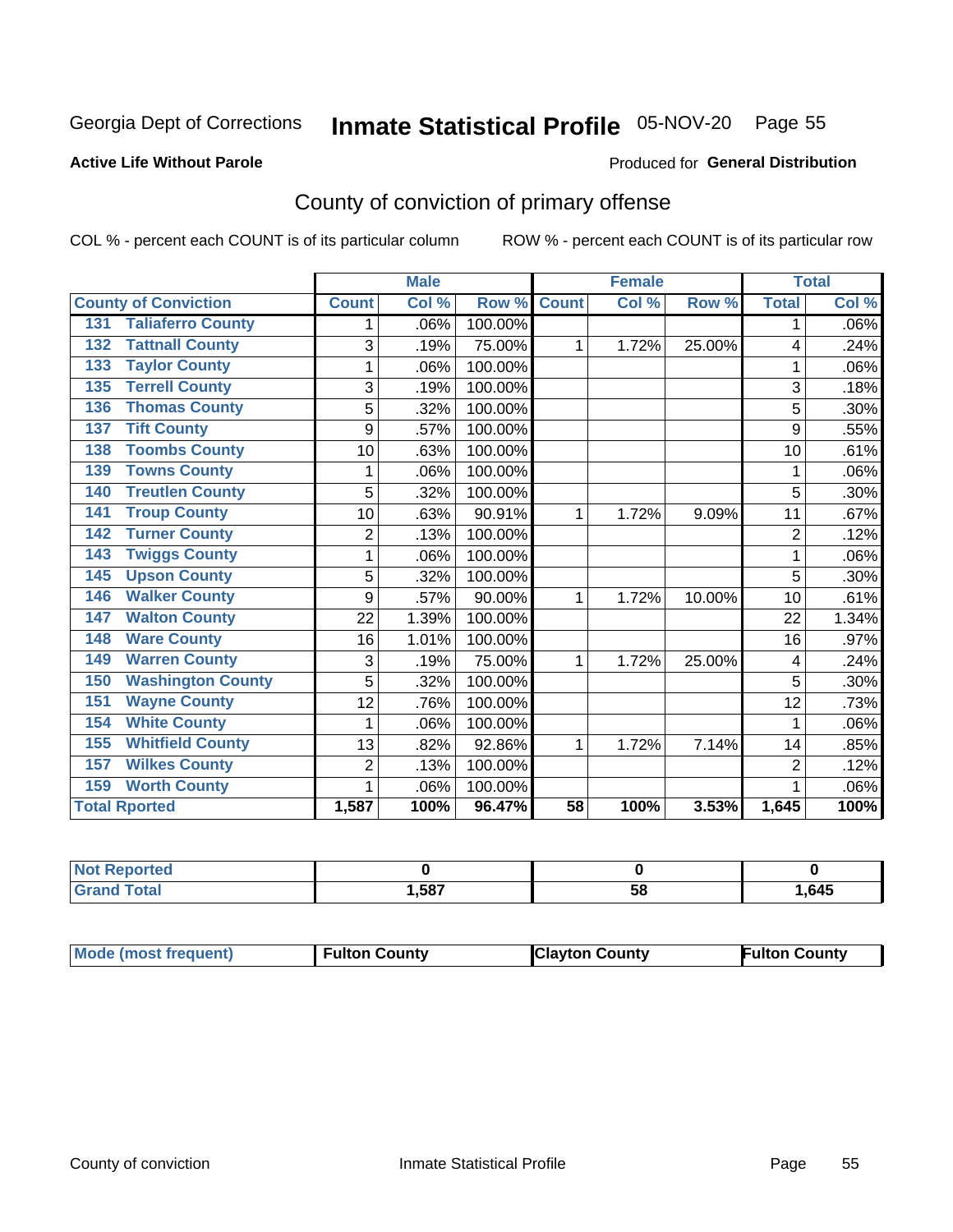Georgia Dept of Corrections **Inmate Statistical Profile** 05-NOV-20 Page 55

**Active Life Without Parole**

Produced for **General Distribution**

## County of conviction of primary offense

COL % - percent each COUNT is of its particular column ROW % - percent each COUNT is of its particular row

| County of Conviction | Male | | | Female | | | Total | |
|---|---|---|---|---|---|---|---|---|
| | Count | Col % | Row % | Count | Col % | Row % | Total | Col % |
| 131 Taliaferro County | 1 | .06% | 100.00% | | | | 1 | .06% |
| 132 Tattnall County | 3 | .19% | 75.00% | 1 | 1.72% | 25.00% | 4 | .24% |
| 133 Taylor County | 1 | .06% | 100.00% | | | | 1 | .06% |
| 135 Terrell County | 3 | .19% | 100.00% | | | | 3 | .18% |
| 136 Thomas County | 5 | .32% | 100.00% | | | | 5 | .30% |
| 137 Tift County | 9 | .57% | 100.00% | | | | 9 | .55% |
| 138 Toombs County | 10 | .63% | 100.00% | | | | 10 | .61% |
| 139 Towns County | 1 | .06% | 100.00% | | | | 1 | .06% |
| 140 Treutlen County | 5 | .32% | 100.00% | | | | 5 | .30% |
| 141 Troup County | 10 | .63% | 90.91% | 1 | 1.72% | 9.09% | 11 | .67% |
| 142 Turner County | 2 | .13% | 100.00% | | | | 2 | .12% |
| 143 Twiggs County | 1 | .06% | 100.00% | | | | 1 | .06% |
| 145 Upson County | 5 | .32% | 100.00% | | | | 5 | .30% |
| 146 Walker County | 9 | .57% | 90.00% | 1 | 1.72% | 10.00% | 10 | .61% |
| 147 Walton County | 22 | 1.39% | 100.00% | | | | 22 | 1.34% |
| 148 Ware County | 16 | 1.01% | 100.00% | | | | 16 | .97% |
| 149 Warren County | 3 | .19% | 75.00% | 1 | 1.72% | 25.00% | 4 | .24% |
| 150 Washington County | 5 | .32% | 100.00% | | | | 5 | .30% |
| 151 Wayne County | 12 | .76% | 100.00% | | | | 12 | .73% |
| 154 White County | 1 | .06% | 100.00% | | | | 1 | .06% |
| 155 Whitfield County | 13 | .82% | 92.86% | 1 | 1.72% | 7.14% | 14 | .85% |
| 157 Wilkes County | 2 | .13% | 100.00% | | | | 2 | .12% |
| 159 Worth County | 1 | .06% | 100.00% | | | | 1 | .06% |
| **Total Rported** | **1,587** | **100%** | **96.47%** | **58** | **100%** | **3.53%** | **1,645** | **100%** |

| | Male | Female | Total |
|---|---|---|---|
| Not Reported | **0** | **0** | **0** |
| Grand Total | **1,587** | **58** | **1,645** |

| | Male | Female | Total |
|---|---|---|---|
| Mode (most frequent) | **Fulton County** | **Clayton County** | **Fulton County** |

County of conviction Inmate Statistical Profile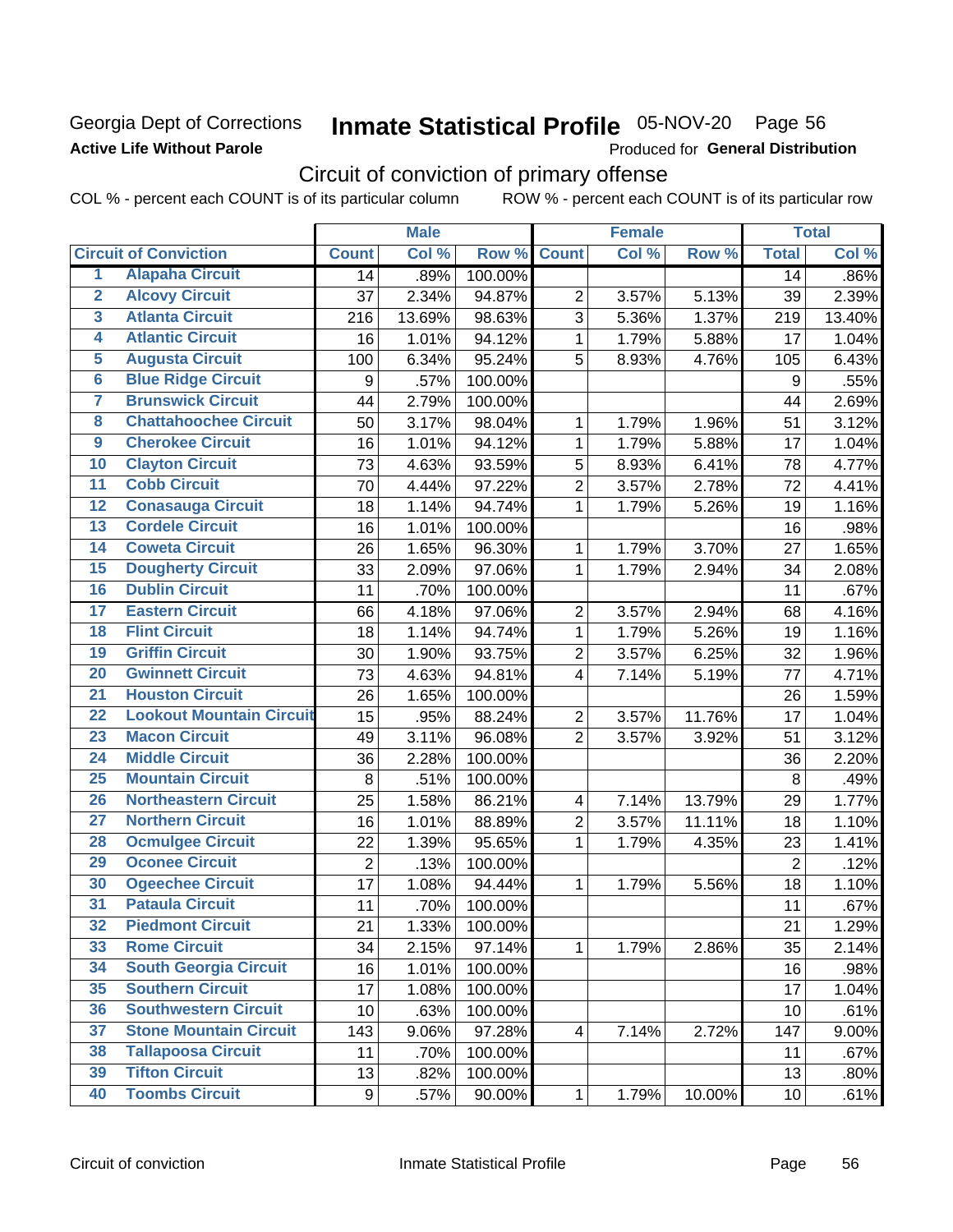Georgia Dept of Corrections **Inmate Statistical Profile** 05-NOV-20 Page 56

**Active Life Without Parole**

Produced for **General Distribution**

## Circuit of conviction of primary offense

COL % - percent each COUNT is of its particular column ROW % - percent each COUNT is of its particular row

| | | Male | | | Female | | | Total | |
|---|---|---|---|---|---|---|---|---|---|
| **Circuit of Conviction** | | **Count** | **Col %** | **Row %** | **Count** | **Col %** | **Row %** | **Total** | **Col %** |
| 1 | Alapaha Circuit | 14 | .89% | 100.00% | | | | 14 | .86% |
| 2 | Alcovy Circuit | 37 | 2.34% | 94.87% | 2 | 3.57% | 5.13% | 39 | 2.39% |
| 3 | Atlanta Circuit | 216 | 13.69% | 98.63% | 3 | 5.36% | 1.37% | 219 | 13.40% |
| 4 | Atlantic Circuit | 16 | 1.01% | 94.12% | 1 | 1.79% | 5.88% | 17 | 1.04% |
| 5 | Augusta Circuit | 100 | 6.34% | 95.24% | 5 | 8.93% | 4.76% | 105 | 6.43% |
| 6 | Blue Ridge Circuit | 9 | .57% | 100.00% | | | | 9 | .55% |
| 7 | Brunswick Circuit | 44 | 2.79% | 100.00% | | | | 44 | 2.69% |
| 8 | Chattahoochee Circuit | 50 | 3.17% | 98.04% | 1 | 1.79% | 1.96% | 51 | 3.12% |
| 9 | Cherokee Circuit | 16 | 1.01% | 94.12% | 1 | 1.79% | 5.88% | 17 | 1.04% |
| 10 | Clayton Circuit | 73 | 4.63% | 93.59% | 5 | 8.93% | 6.41% | 78 | 4.77% |
| 11 | Cobb Circuit | 70 | 4.44% | 97.22% | 2 | 3.57% | 2.78% | 72 | 4.41% |
| 12 | Conasauga Circuit | 18 | 1.14% | 94.74% | 1 | 1.79% | 5.26% | 19 | 1.16% |
| 13 | Cordele Circuit | 16 | 1.01% | 100.00% | | | | 16 | .98% |
| 14 | Coweta Circuit | 26 | 1.65% | 96.30% | 1 | 1.79% | 3.70% | 27 | 1.65% |
| 15 | Dougherty Circuit | 33 | 2.09% | 97.06% | 1 | 1.79% | 2.94% | 34 | 2.08% |
| 16 | Dublin Circuit | 11 | .70% | 100.00% | | | | 11 | .67% |
| 17 | Eastern Circuit | 66 | 4.18% | 97.06% | 2 | 3.57% | 2.94% | 68 | 4.16% |
| 18 | Flint Circuit | 18 | 1.14% | 94.74% | 1 | 1.79% | 5.26% | 19 | 1.16% |
| 19 | Griffin Circuit | 30 | 1.90% | 93.75% | 2 | 3.57% | 6.25% | 32 | 1.96% |
| 20 | Gwinnett Circuit | 73 | 4.63% | 94.81% | 4 | 7.14% | 5.19% | 77 | 4.71% |
| 21 | Houston Circuit | 26 | 1.65% | 100.00% | | | | 26 | 1.59% |
| 22 | Lookout Mountain Circuit | 15 | .95% | 88.24% | 2 | 3.57% | 11.76% | 17 | 1.04% |
| 23 | Macon Circuit | 49 | 3.11% | 96.08% | 2 | 3.57% | 3.92% | 51 | 3.12% |
| 24 | Middle Circuit | 36 | 2.28% | 100.00% | | | | 36 | 2.20% |
| 25 | Mountain Circuit | 8 | .51% | 100.00% | | | | 8 | .49% |
| 26 | Northeastern Circuit | 25 | 1.58% | 86.21% | 4 | 7.14% | 13.79% | 29 | 1.77% |
| 27 | Northern Circuit | 16 | 1.01% | 88.89% | 2 | 3.57% | 11.11% | 18 | 1.10% |
| 28 | Ocmulgee Circuit | 22 | 1.39% | 95.65% | 1 | 1.79% | 4.35% | 23 | 1.41% |
| 29 | Oconee Circuit | 2 | .13% | 100.00% | | | | 2 | .12% |
| 30 | Ogeechee Circuit | 17 | 1.08% | 94.44% | 1 | 1.79% | 5.56% | 18 | 1.10% |
| 31 | Pataula Circuit | 11 | .70% | 100.00% | | | | 11 | .67% |
| 32 | Piedmont Circuit | 21 | 1.33% | 100.00% | | | | 21 | 1.29% |
| 33 | Rome Circuit | 34 | 2.15% | 97.14% | 1 | 1.79% | 2.86% | 35 | 2.14% |
| 34 | South Georgia Circuit | 16 | 1.01% | 100.00% | | | | 16 | .98% |
| 35 | Southern Circuit | 17 | 1.08% | 100.00% | | | | 17 | 1.04% |
| 36 | Southwestern Circuit | 10 | .63% | 100.00% | | | | 10 | .61% |
| 37 | Stone Mountain Circuit | 143 | 9.06% | 97.28% | 4 | 7.14% | 2.72% | 147 | 9.00% |
| 38 | Tallapoosa Circuit | 11 | .70% | 100.00% | | | | 11 | .67% |
| 39 | Tifton Circuit | 13 | .82% | 100.00% | | | | 13 | .80% |
| 40 | Toombs Circuit | 9 | .57% | 90.00% | 1 | 1.79% | 10.00% | 10 | .61% |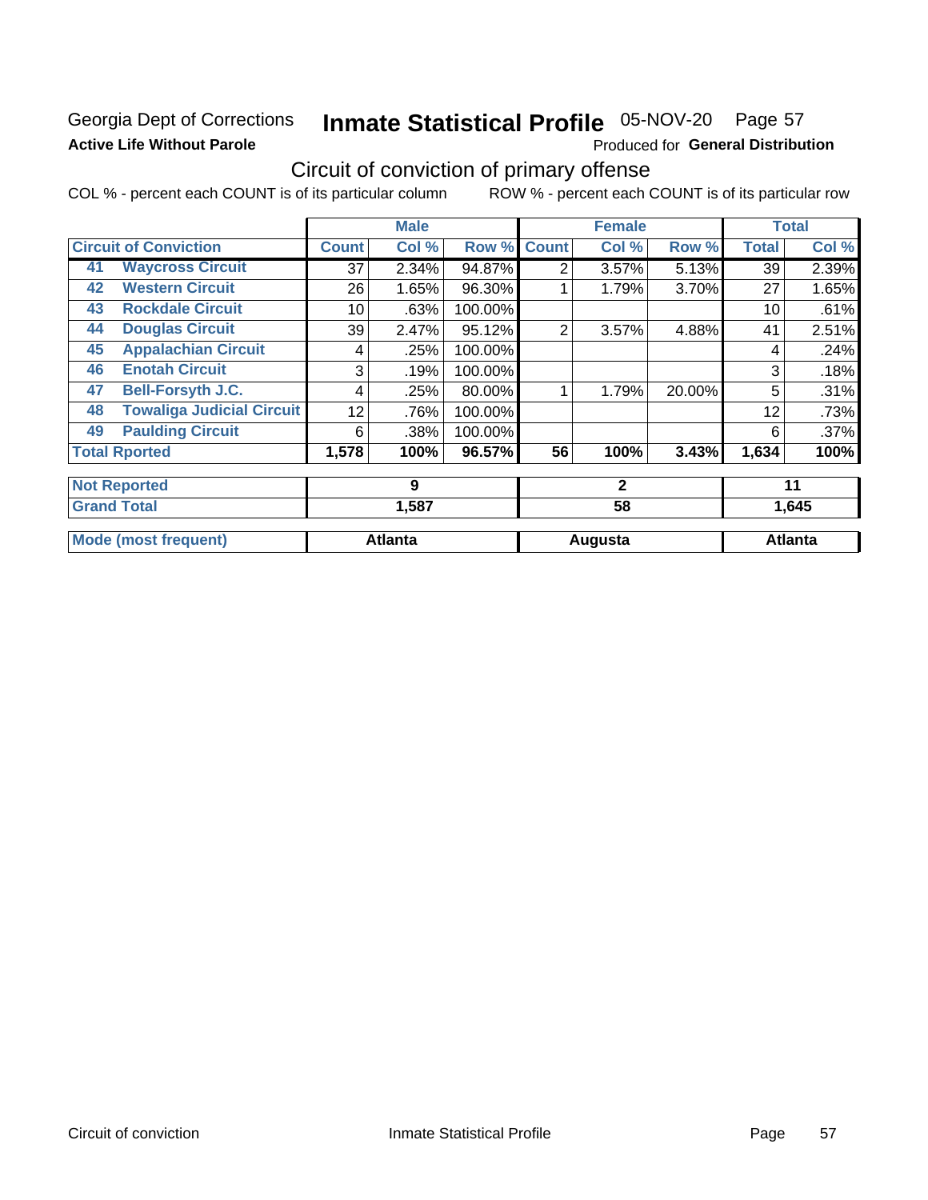Georgia Dept of Corrections

**Active Life Without Parole**

# Inmate Statistical Profile 05-NOV-20 Page 57

Produced for **General Distribution**

## Circuit of conviction of primary offense

COL % - percent each COUNT is of its particular column ROW % - percent each COUNT is of its particular row

| Circuit of Conviction | | Male | | | Female | | | Total | |
|---|---|---|---|---|---|---|---|---|---|
| | | Count | Col % | Row % | Count | Col % | Row % | Total | Col % |
| 41 | Waycross Circuit | 37 | 2.34% | 94.87% | 2 | 3.57% | 5.13% | 39 | 2.39% |
| 42 | Western Circuit | 26 | 1.65% | 96.30% | 1 | 1.79% | 3.70% | 27 | 1.65% |
| 43 | Rockdale Circuit | 10 | .63% | 100.00% | | | | 10 | .61% |
| 44 | Douglas Circuit | 39 | 2.47% | 95.12% | 2 | 3.57% | 4.88% | 41 | 2.51% |
| 45 | Appalachian Circuit | 4 | .25% | 100.00% | | | | 4 | .24% |
| 46 | Enotah Circuit | 3 | .19% | 100.00% | | | | 3 | .18% |
| 47 | Bell-Forsyth J.C. | 4 | .25% | 80.00% | 1 | 1.79% | 20.00% | 5 | .31% |
| 48 | Towaliga Judicial Circuit | 12 | .76% | 100.00% | | | | 12 | .73% |
| 49 | Paulding Circuit | 6 | .38% | 100.00% | | | | 6 | .37% |
| **Total Rported** | | **1,578** | **100%** | **96.57%** | **56** | **100%** | **3.43%** | **1,634** | **100%** |
| **Not Reported** | | **9** | | | **2** | | | **11** | |
| **Grand Total** | | **1,587** | | | **58** | | | **1,645** | |
| **Mode (most frequent)** | | **Atlanta** | | | **Augusta** | | | **Atlanta** | |

Circuit of conviction

Inmate Statistical Profile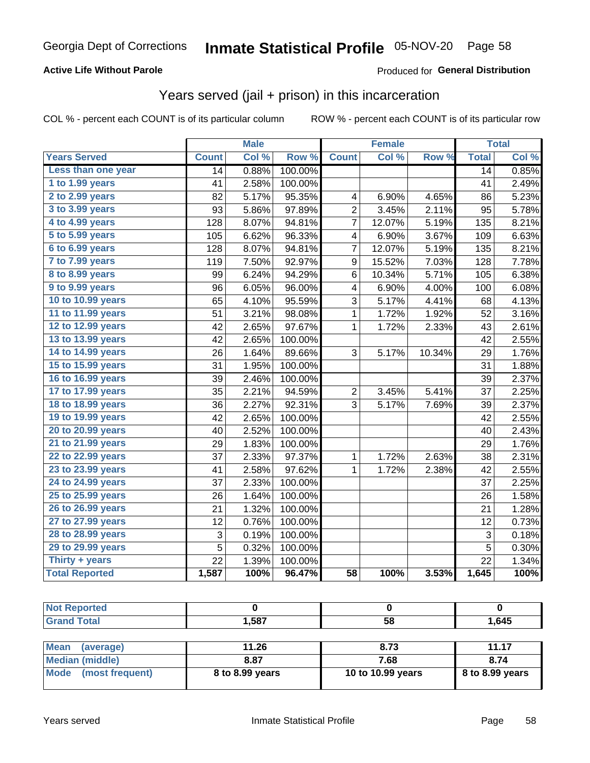Georgia Dept of Corrections **Inmate Statistical Profile** 05-NOV-20

**Active Life Without Parole**

Produced for **General Distribution**

## Years served (jail + prison) in this incarceration

COL % - percent each COUNT is of its particular column ROW % - percent each COUNT is of its particular row

| | Male | | | Female | | | Total | |
|---|---|---|---|---|---|---|---|---|
| **Years Served** | **Count** | **Col %** | **Row %** | **Count** | **Col %** | **Row %** | **Total** | **Col %** |
| Less than one year | 14 | 0.88% | 100.00% | | | | 14 | 0.85% |
| 1 to 1.99 years | 41 | 2.58% | 100.00% | | | | 41 | 2.49% |
| 2 to 2.99 years | 82 | 5.17% | 95.35% | 4 | 6.90% | 4.65% | 86 | 5.23% |
| 3 to 3.99 years | 93 | 5.86% | 97.89% | 2 | 3.45% | 2.11% | 95 | 5.78% |
| 4 to 4.99 years | 128 | 8.07% | 94.81% | 7 | 12.07% | 5.19% | 135 | 8.21% |
| 5 to 5.99 years | 105 | 6.62% | 96.33% | 4 | 6.90% | 3.67% | 109 | 6.63% |
| 6 to 6.99 years | 128 | 8.07% | 94.81% | 7 | 12.07% | 5.19% | 135 | 8.21% |
| 7 to 7.99 years | 119 | 7.50% | 92.97% | 9 | 15.52% | 7.03% | 128 | 7.78% |
| 8 to 8.99 years | 99 | 6.24% | 94.29% | 6 | 10.34% | 5.71% | 105 | 6.38% |
| 9 to 9.99 years | 96 | 6.05% | 96.00% | 4 | 6.90% | 4.00% | 100 | 6.08% |
| 10 to 10.99 years | 65 | 4.10% | 95.59% | 3 | 5.17% | 4.41% | 68 | 4.13% |
| 11 to 11.99 years | 51 | 3.21% | 98.08% | 1 | 1.72% | 1.92% | 52 | 3.16% |
| 12 to 12.99 years | 42 | 2.65% | 97.67% | 1 | 1.72% | 2.33% | 43 | 2.61% |
| 13 to 13.99 years | 42 | 2.65% | 100.00% | | | | 42 | 2.55% |
| 14 to 14.99 years | 26 | 1.64% | 89.66% | 3 | 5.17% | 10.34% | 29 | 1.76% |
| 15 to 15.99 years | 31 | 1.95% | 100.00% | | | | 31 | 1.88% |
| 16 to 16.99 years | 39 | 2.46% | 100.00% | | | | 39 | 2.37% |
| 17 to 17.99 years | 35 | 2.21% | 94.59% | 2 | 3.45% | 5.41% | 37 | 2.25% |
| 18 to 18.99 years | 36 | 2.27% | 92.31% | 3 | 5.17% | 7.69% | 39 | 2.37% |
| 19 to 19.99 years | 42 | 2.65% | 100.00% | | | | 42 | 2.55% |
| 20 to 20.99 years | 40 | 2.52% | 100.00% | | | | 40 | 2.43% |
| 21 to 21.99 years | 29 | 1.83% | 100.00% | | | | 29 | 1.76% |
| 22 to 22.99 years | 37 | 2.33% | 97.37% | 1 | 1.72% | 2.63% | 38 | 2.31% |
| 23 to 23.99 years | 41 | 2.58% | 97.62% | 1 | 1.72% | 2.38% | 42 | 2.55% |
| 24 to 24.99 years | 37 | 2.33% | 100.00% | | | | 37 | 2.25% |
| 25 to 25.99 years | 26 | 1.64% | 100.00% | | | | 26 | 1.58% |
| 26 to 26.99 years | 21 | 1.32% | 100.00% | | | | 21 | 1.28% |
| 27 to 27.99 years | 12 | 0.76% | 100.00% | | | | 12 | 0.73% |
| 28 to 28.99 years | 3 | 0.19% | 100.00% | | | | 3 | 0.18% |
| 29 to 29.99 years | 5 | 0.32% | 100.00% | | | | 5 | 0.30% |
| Thirty + years | 22 | 1.39% | 100.00% | | | | 22 | 1.34% |
| **Total Reported** | **1,587** | **100%** | **96.47%** | **58** | **100%** | **3.53%** | **1,645** | **100%** |

| | Male | Female | Total |
|---|---|---|---|
| Not Reported | 0 | 0 | 0 |
| Grand Total | 1,587 | 58 | 1,645 |

| | Male | Female | Total |
|---|---|---|---|
| Mean (average) | 11.26 | 8.73 | 11.17 |
| Median (middle) | 8.87 | 7.68 | 8.74 |
| Mode (most frequent) | 8 to 8.99 years | 10 to 10.99 years | 8 to 8.99 years |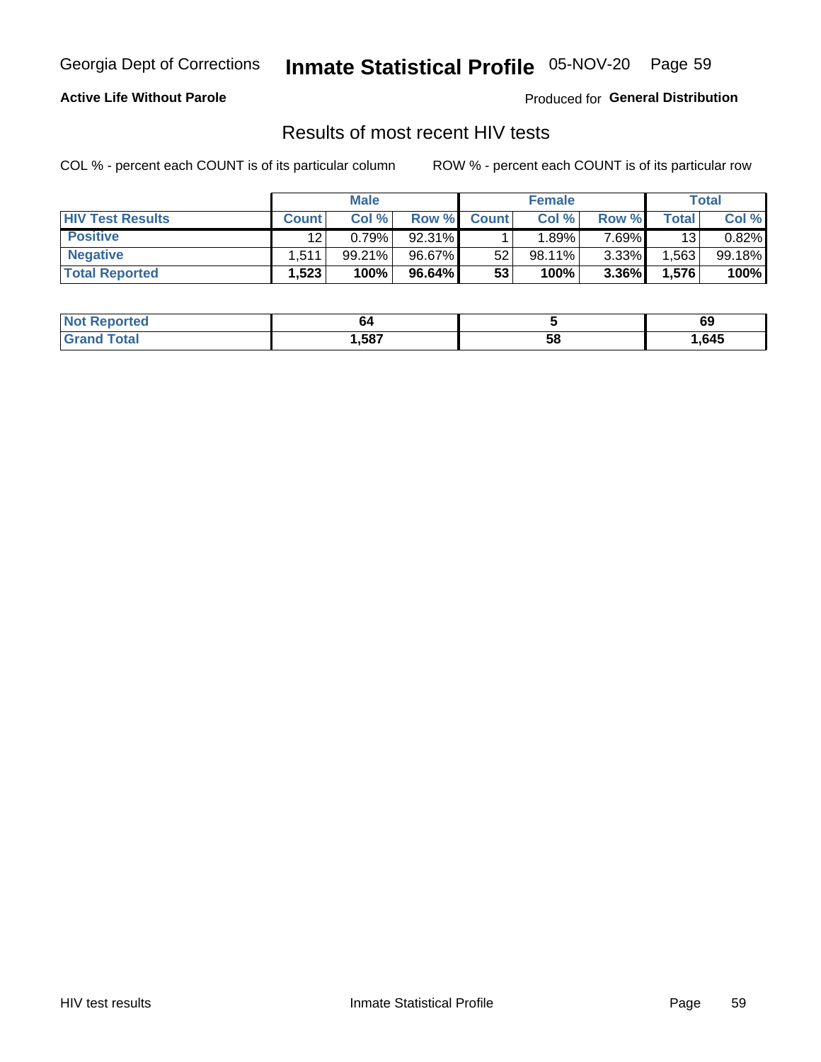Georgia Dept of Corrections **Inmate Statistical Profile** 05-NOV-20

**Active Life Without Parole**

Produced for **General Distribution**

## Results of most recent HIV tests

COL % - percent each COUNT is of its particular column        ROW % - percent each COUNT is of its particular row

| | Male | | | Female | | | Total | |
|---|---|---|---|---|---|---|---|---|
| **HIV Test Results** | **Count** | **Col %** | **Row %** | **Count** | **Col %** | **Row %** | **Total** | **Col %** |
| **Positive** | 12 | 0.79% | 92.31% | 1 | 1.89% | 7.69% | 13 | 0.82% |
| **Negative** | 1,511 | 99.21% | 96.67% | 52 | 98.11% | 3.33% | 1,563 | 99.18% |
| **Total Reported** | **1,523** | **100%** | **96.64%** | **53** | **100%** | **3.36%** | **1,576** | **100%** |

| | Male | Female | Total |
|---|---|---|---|
| **Not Reported** | **64** | **5** | **69** |
| **Grand Total** | **1,587** | **58** | **1,645** |

HIV test results        Inmate Statistical Profile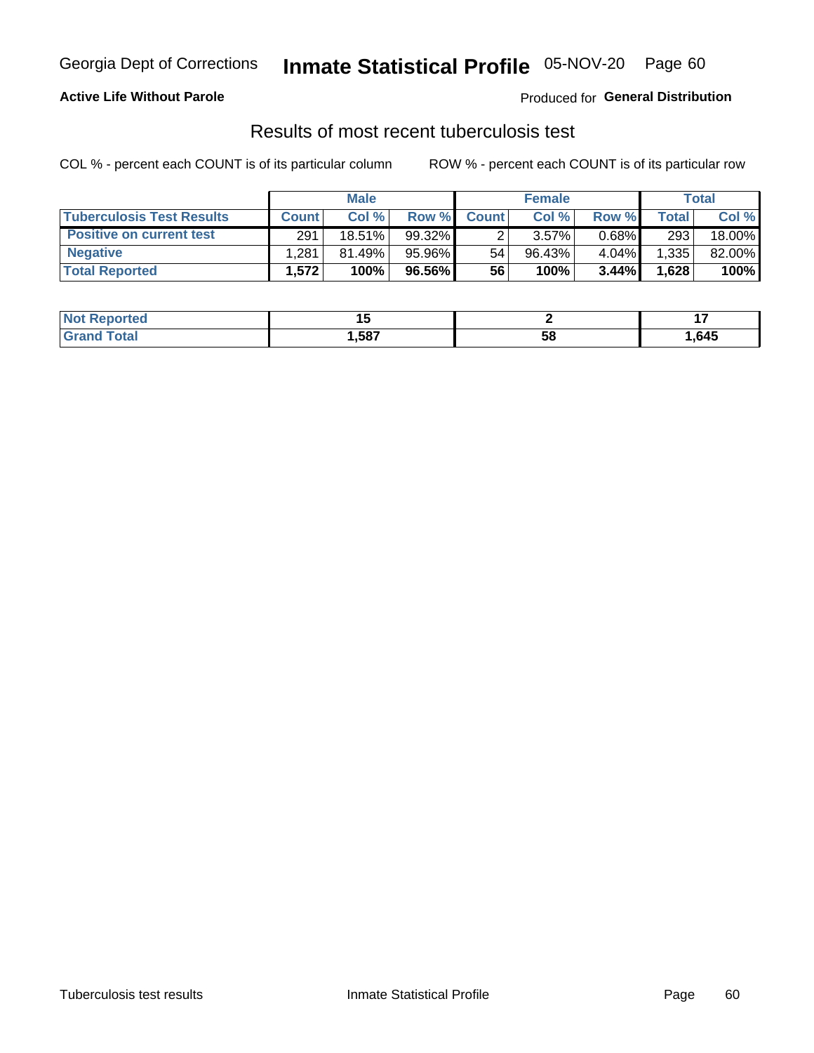Georgia Dept of Corrections **Inmate Statistical Profile** 05-NOV-20 Page 60

**Active Life Without Parole**

Produced for **General Distribution**

## Results of most recent tuberculosis test

COL % - percent each COUNT is of its particular column

ROW % - percent each COUNT is of its particular row

| | Male | | | Female | | | Total | |
|---|---|---|---|---|---|---|---|---|
| **Tuberculosis Test Results** | **Count** | **Col %** | **Row %** | **Count** | **Col %** | **Row %** | **Total** | **Col %** |
| **Positive on current test** | 291 | 18.51% | 99.32% | 2 | 3.57% | 0.68% | 293 | 18.00% |
| **Negative** | 1,281 | 81.49% | 95.96% | 54 | 96.43% | 4.04% | 1,335 | 82.00% |
| **Total Reported** | **1,572** | **100%** | **96.56%** | **56** | **100%** | **3.44%** | **1,628** | **100%** |

| | Male | Female | Total |
|---|---|---|---|
| **Not Reported** | **15** | **2** | **17** |
| **Grand Total** | **1,587** | **58** | **1,645** |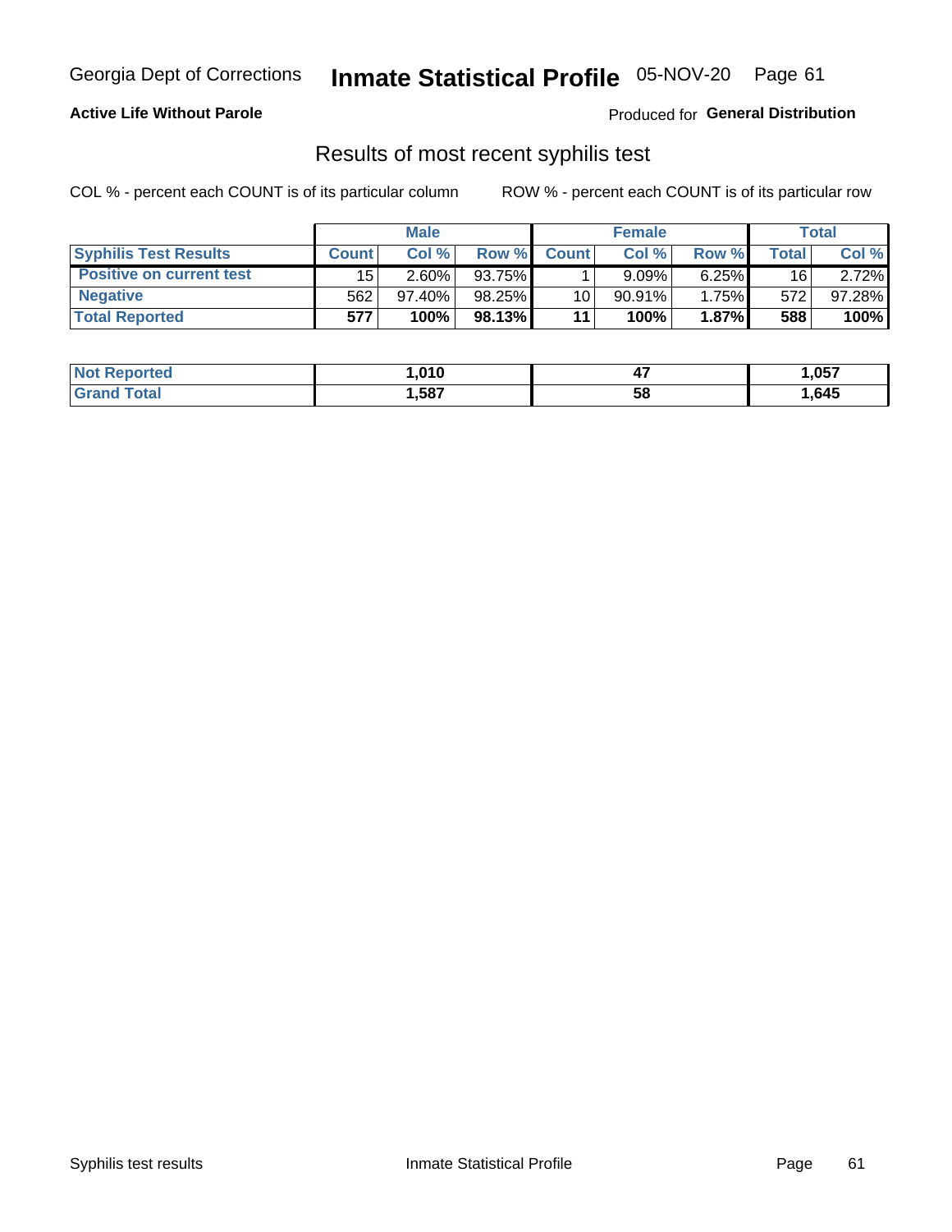Georgia Dept of Corrections **Inmate Statistical Profile** 05-NOV-20

**Active Life Without Parole**

Produced for **General Distribution**

## Results of most recent syphilis test

COL % - percent each COUNT is of its particular column ROW % - percent each COUNT is of its particular row

| | Male | | | Female | | | Total | |
|---|---|---|---|---|---|---|---|---|
| **Syphilis Test Results** | **Count** | **Col %** | **Row %** | **Count** | **Col %** | **Row %** | **Total** | **Col %** |
| **Positive on current test** | 15 | 2.60% | 93.75% | 1 | 9.09% | 6.25% | 16 | 2.72% |
| **Negative** | 562 | 97.40% | 98.25% | 10 | 90.91% | 1.75% | 572 | 97.28% |
| **Total Reported** | **577** | **100%** | **98.13%** | **11** | **100%** | **1.87%** | **588** | **100%** |

| | Male | Female | Total |
|---|---|---|---|
| **Not Reported** | **1,010** | **47** | **1,057** |
| **Grand Total** | **1,587** | **58** | **1,645** |

Syphilis test results Inmate Statistical Profile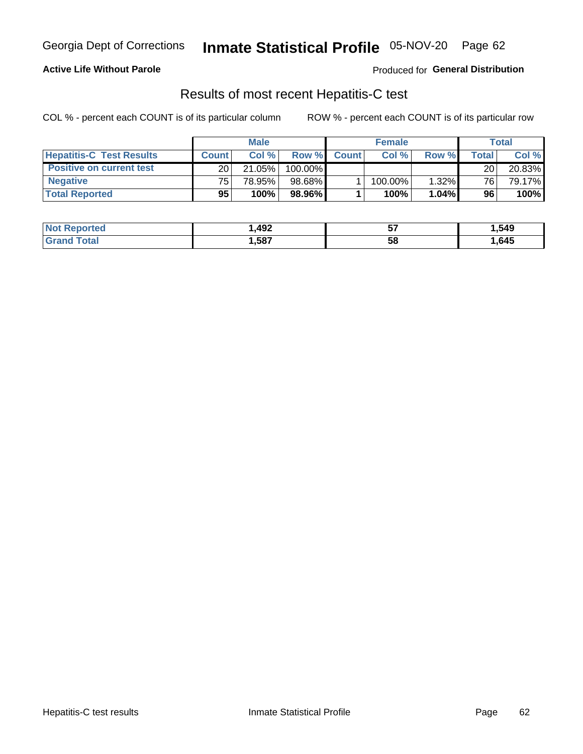Georgia Dept of Corrections **Inmate Statistical Profile** 05-NOV-20 Page 62

**Active Life Without Parole**

Produced for **General Distribution**

## Results of most recent Hepatitis-C test

COL % - percent each COUNT is of its particular column    ROW % - percent each COUNT is of its particular row

| | Male | | | Female | | | Total | |
|---|---|---|---|---|---|---|---|---|
| **Hepatitis-C Test Results** | **Count** | **Col %** | **Row %** | **Count** | **Col %** | **Row %** | **Total** | **Col %** |
| **Positive on current test** | 20 | 21.05% | 100.00% | | | | 20 | 20.83% |
| **Negative** | 75 | 78.95% | 98.68% | 1 | 100.00% | 1.32% | 76 | 79.17% |
| **Total Reported** | **95** | **100%** | **98.96%** | **1** | **100%** | **1.04%** | **96** | **100%** |

| | Male | Female | Total |
|---|---|---|---|
| **Not Reported** | **1,492** | **57** | **1,549** |
| **Grand Total** | **1,587** | **58** | **1,645** |